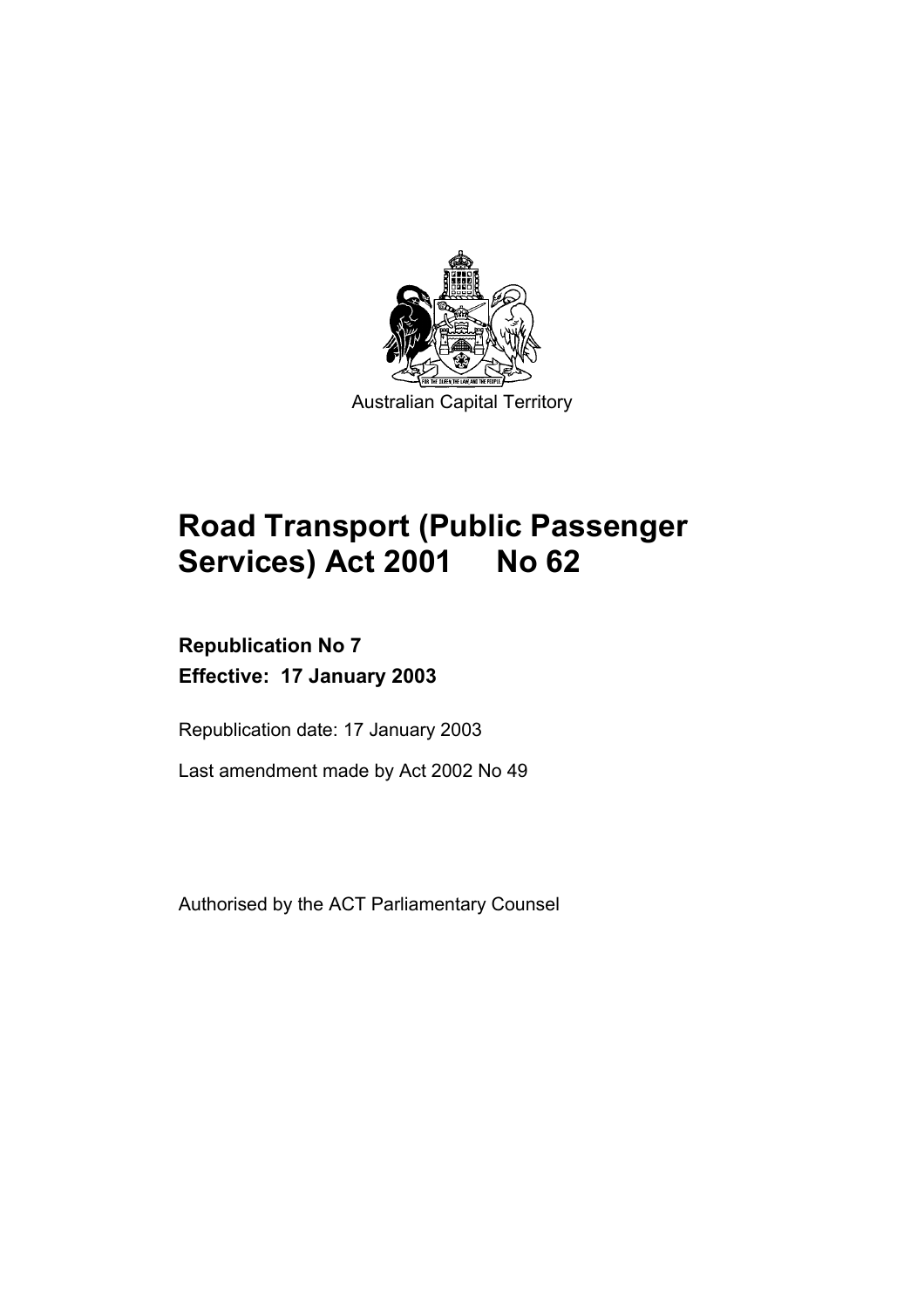Australian Capital Territory

# Road Transport (Public Passenger Services) Act 2001 No 62

**Republication No 7**
**Effective: 17 January 2003**

Republication date: 17 January 2003

Last amendment made by Act 2002 No 49

Authorised by the ACT Parliamentary Counsel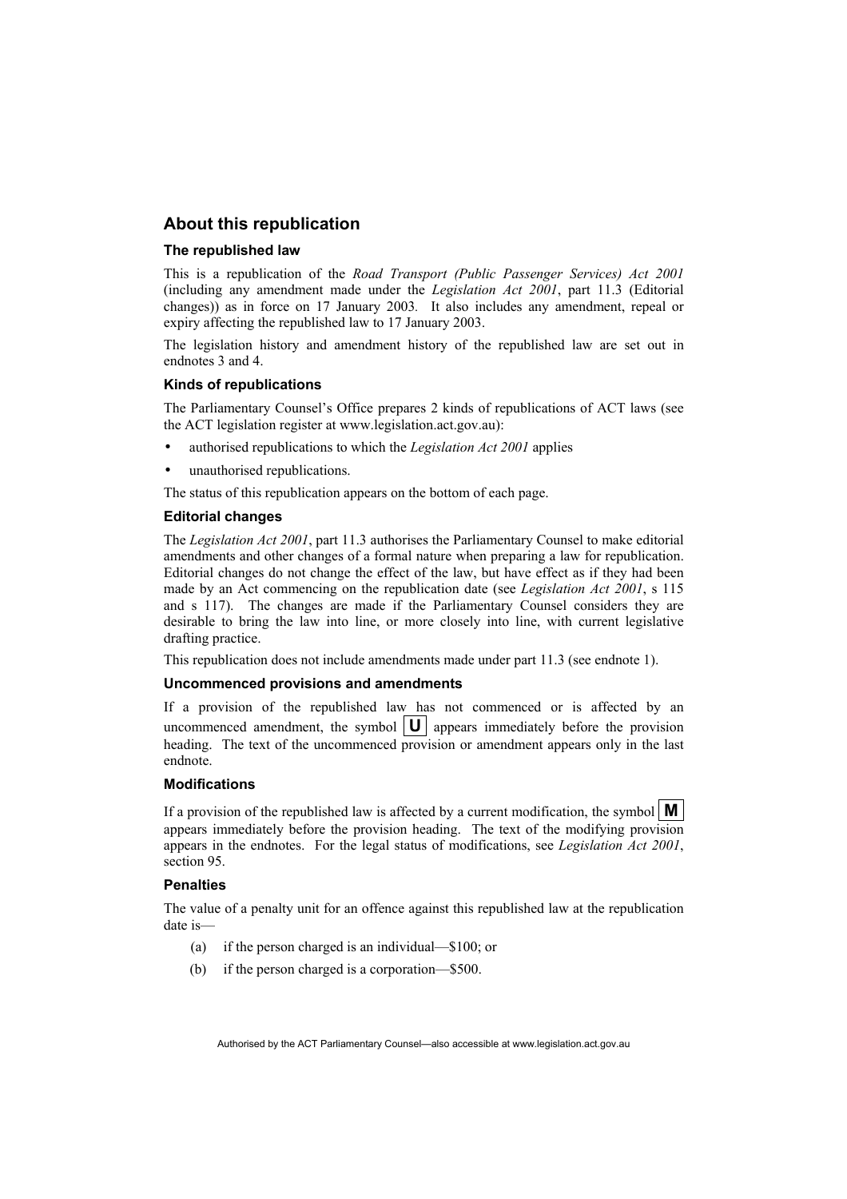## About this republication

### The republished law

This is a republication of the *Road Transport (Public Passenger Services) Act 2001* (including any amendment made under the *Legislation Act 2001*, part 11.3 (Editorial changes)) as in force on 17 January 2003. It also includes any amendment, repeal or expiry affecting the republished law to 17 January 2003.

The legislation history and amendment history of the republished law are set out in endnotes 3 and 4.

### Kinds of republications

The Parliamentary Counsel's Office prepares 2 kinds of republications of ACT laws (see the ACT legislation register at www.legislation.act.gov.au):

- authorised republications to which the *Legislation Act 2001* applies
- unauthorised republications.

The status of this republication appears on the bottom of each page.

### Editorial changes

The *Legislation Act 2001*, part 11.3 authorises the Parliamentary Counsel to make editorial amendments and other changes of a formal nature when preparing a law for republication. Editorial changes do not change the effect of the law, but have effect as if they had been made by an Act commencing on the republication date (see *Legislation Act 2001*, s 115 and s 117). The changes are made if the Parliamentary Counsel considers they are desirable to bring the law into line, or more closely into line, with current legislative drafting practice.

This republication does not include amendments made under part 11.3 (see endnote 1).

### Uncommenced provisions and amendments

If a provision of the republished law has not commenced or is affected by an uncommenced amendment, the symbol **U** appears immediately before the provision heading. The text of the uncommenced provision or amendment appears only in the last endnote.

### Modifications

If a provision of the republished law is affected by a current modification, the symbol **M** appears immediately before the provision heading. The text of the modifying provision appears in the endnotes. For the legal status of modifications, see *Legislation Act 2001*, section 95.

### Penalties

The value of a penalty unit for an offence against this republished law at the republication date is—

(a) if the person charged is an individual—$100; or

(b) if the person charged is a corporation—$500.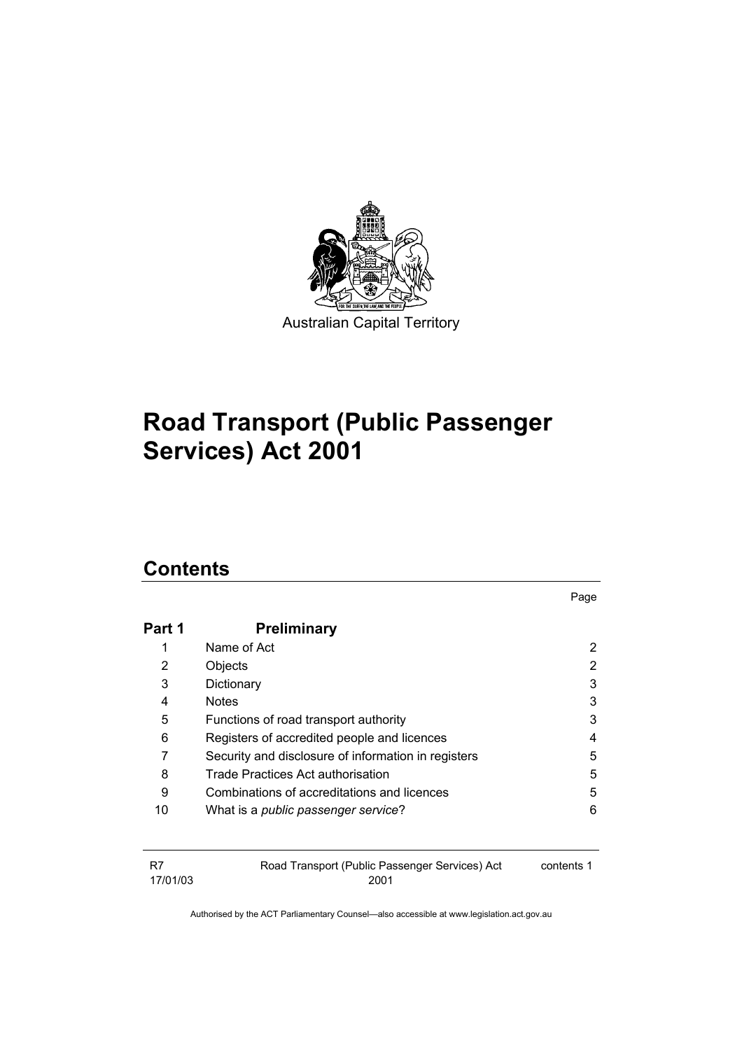Australian Capital Territory

# Road Transport (Public Passenger Services) Act 2001

## Contents

| | | Page |
|---|---|---|
| **Part 1** | **Preliminary** | |
| 1 | Name of Act | 2 |
| 2 | Objects | 2 |
| 3 | Dictionary | 3 |
| 4 | Notes | 3 |
| 5 | Functions of road transport authority | 3 |
| 6 | Registers of accredited people and licences | 4 |
| 7 | Security and disclosure of information in registers | 5 |
| 8 | Trade Practices Act authorisation | 5 |
| 9 | Combinations of accreditations and licences | 5 |
| 10 | What is a *public passenger service*? | 6 |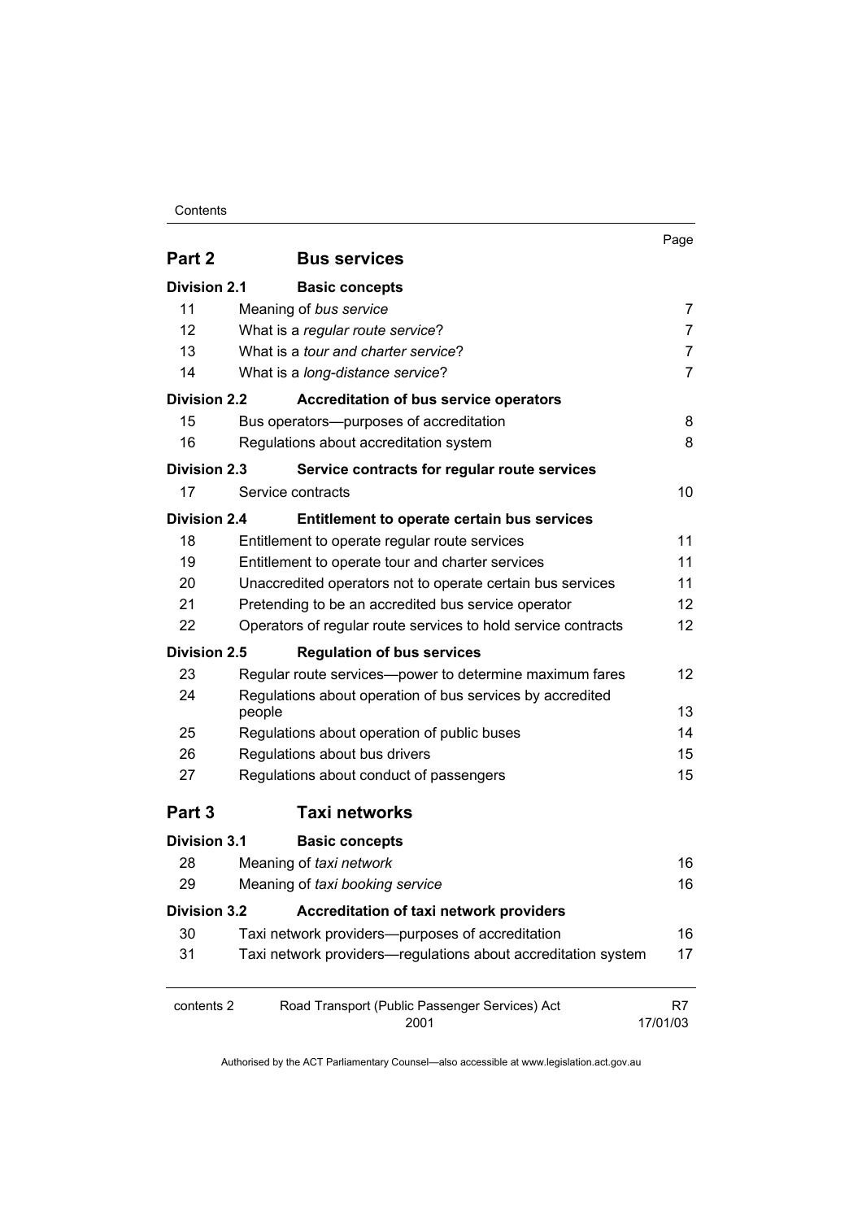| | | Page |
|---|---|---|
| **Part 2** | **Bus services** | |
| **Division 2.1** | **Basic concepts** | |
| 11 | Meaning of *bus service* | 7 |
| 12 | What is a *regular route service*? | 7 |
| 13 | What is a *tour and charter service*? | 7 |
| 14 | What is a *long-distance service*? | 7 |
| **Division 2.2** | **Accreditation of bus service operators** | |
| 15 | Bus operators—purposes of accreditation | 8 |
| 16 | Regulations about accreditation system | 8 |
| **Division 2.3** | **Service contracts for regular route services** | |
| 17 | Service contracts | 10 |
| **Division 2.4** | **Entitlement to operate certain bus services** | |
| 18 | Entitlement to operate regular route services | 11 |
| 19 | Entitlement to operate tour and charter services | 11 |
| 20 | Unaccredited operators not to operate certain bus services | 11 |
| 21 | Pretending to be an accredited bus service operator | 12 |
| 22 | Operators of regular route services to hold service contracts | 12 |
| **Division 2.5** | **Regulation of bus services** | |
| 23 | Regular route services—power to determine maximum fares | 12 |
| 24 | Regulations about operation of bus services by accredited people | 13 |
| 25 | Regulations about operation of public buses | 14 |
| 26 | Regulations about bus drivers | 15 |
| 27 | Regulations about conduct of passengers | 15 |
| **Part 3** | **Taxi networks** | |
| **Division 3.1** | **Basic concepts** | |
| 28 | Meaning of *taxi network* | 16 |
| 29 | Meaning of *taxi booking service* | 16 |
| **Division 3.2** | **Accreditation of taxi network providers** | |
| 30 | Taxi network providers—purposes of accreditation | 16 |
| 31 | Taxi network providers—regulations about accreditation system | 17 |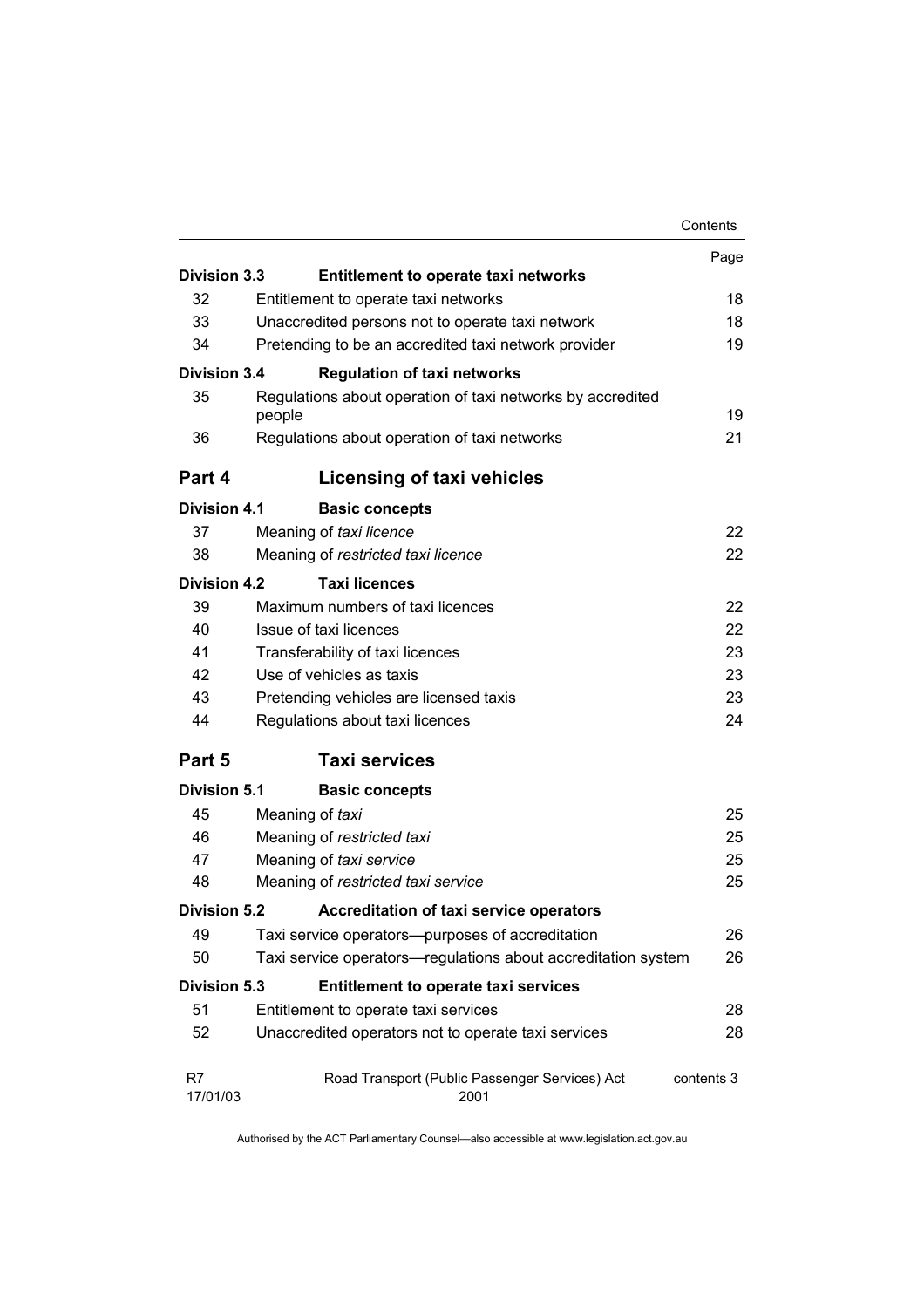| | | Page |
|---|---|---|
| **Division 3.3** | **Entitlement to operate taxi networks** | |
| 32 | Entitlement to operate taxi networks | 18 |
| 33 | Unaccredited persons not to operate taxi network | 18 |
| 34 | Pretending to be an accredited taxi network provider | 19 |
| **Division 3.4** | **Regulation of taxi networks** | |
| 35 | Regulations about operation of taxi networks by accredited people | 19 |
| 36 | Regulations about operation of taxi networks | 21 |
| **Part 4** | **Licensing of taxi vehicles** | |
| **Division 4.1** | **Basic concepts** | |
| 37 | Meaning of *taxi licence* | 22 |
| 38 | Meaning of *restricted taxi licence* | 22 |
| **Division 4.2** | **Taxi licences** | |
| 39 | Maximum numbers of taxi licences | 22 |
| 40 | Issue of taxi licences | 22 |
| 41 | Transferability of taxi licences | 23 |
| 42 | Use of vehicles as taxis | 23 |
| 43 | Pretending vehicles are licensed taxis | 23 |
| 44 | Regulations about taxi licences | 24 |
| **Part 5** | **Taxi services** | |
| **Division 5.1** | **Basic concepts** | |
| 45 | Meaning of *taxi* | 25 |
| 46 | Meaning of *restricted taxi* | 25 |
| 47 | Meaning of *taxi service* | 25 |
| 48 | Meaning of *restricted taxi service* | 25 |
| **Division 5.2** | **Accreditation of taxi service operators** | |
| 49 | Taxi service operators—purposes of accreditation | 26 |
| 50 | Taxi service operators—regulations about accreditation system | 26 |
| **Division 5.3** | **Entitlement to operate taxi services** | |
| 51 | Entitlement to operate taxi services | 28 |
| 52 | Unaccredited operators not to operate taxi services | 28 |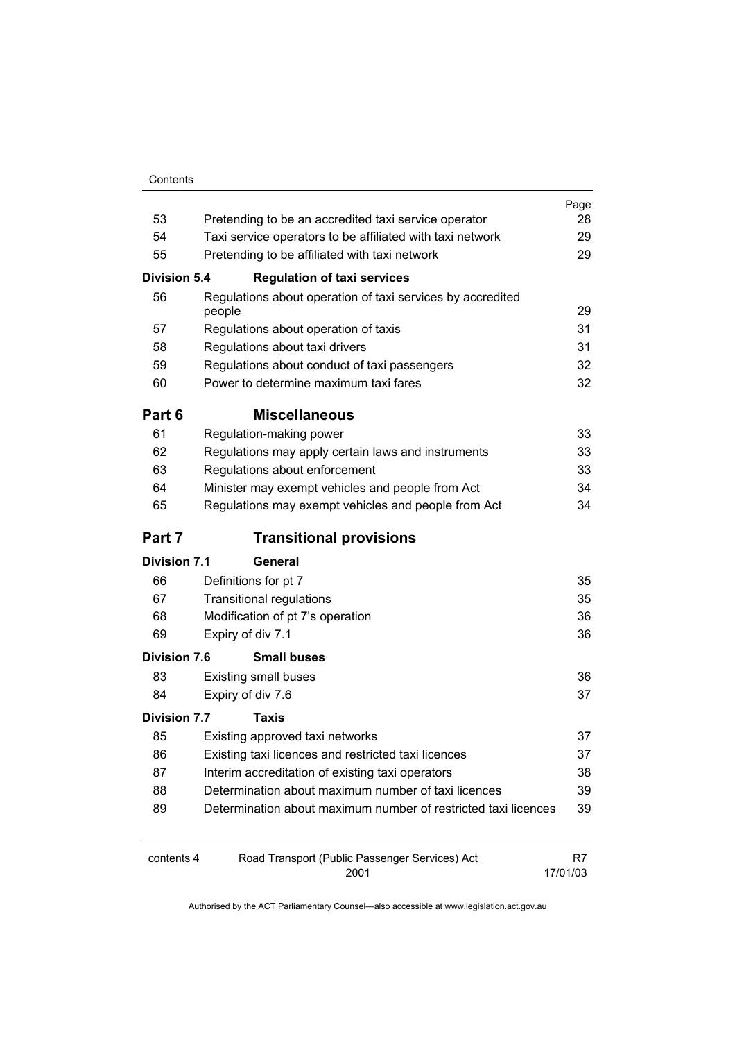| | | Page |
|---|---|---|
| 53 | Pretending to be an accredited taxi service operator | 28 |
| 54 | Taxi service operators to be affiliated with taxi network | 29 |
| 55 | Pretending to be affiliated with taxi network | 29 |
| **Division 5.4** | **Regulation of taxi services** | |
| 56 | Regulations about operation of taxi services by accredited people | 29 |
| 57 | Regulations about operation of taxis | 31 |
| 58 | Regulations about taxi drivers | 31 |
| 59 | Regulations about conduct of taxi passengers | 32 |
| 60 | Power to determine maximum taxi fares | 32 |
| **Part 6** | **Miscellaneous** | |
| 61 | Regulation-making power | 33 |
| 62 | Regulations may apply certain laws and instruments | 33 |
| 63 | Regulations about enforcement | 33 |
| 64 | Minister may exempt vehicles and people from Act | 34 |
| 65 | Regulations may exempt vehicles and people from Act | 34 |
| **Part 7** | **Transitional provisions** | |
| **Division 7.1** | **General** | |
| 66 | Definitions for pt 7 | 35 |
| 67 | Transitional regulations | 35 |
| 68 | Modification of pt 7's operation | 36 |
| 69 | Expiry of div 7.1 | 36 |
| **Division 7.6** | **Small buses** | |
| 83 | Existing small buses | 36 |
| 84 | Expiry of div 7.6 | 37 |
| **Division 7.7** | **Taxis** | |
| 85 | Existing approved taxi networks | 37 |
| 86 | Existing taxi licences and restricted taxi licences | 37 |
| 87 | Interim accreditation of existing taxi operators | 38 |
| 88 | Determination about maximum number of taxi licences | 39 |
| 89 | Determination about maximum number of restricted taxi licences | 39 |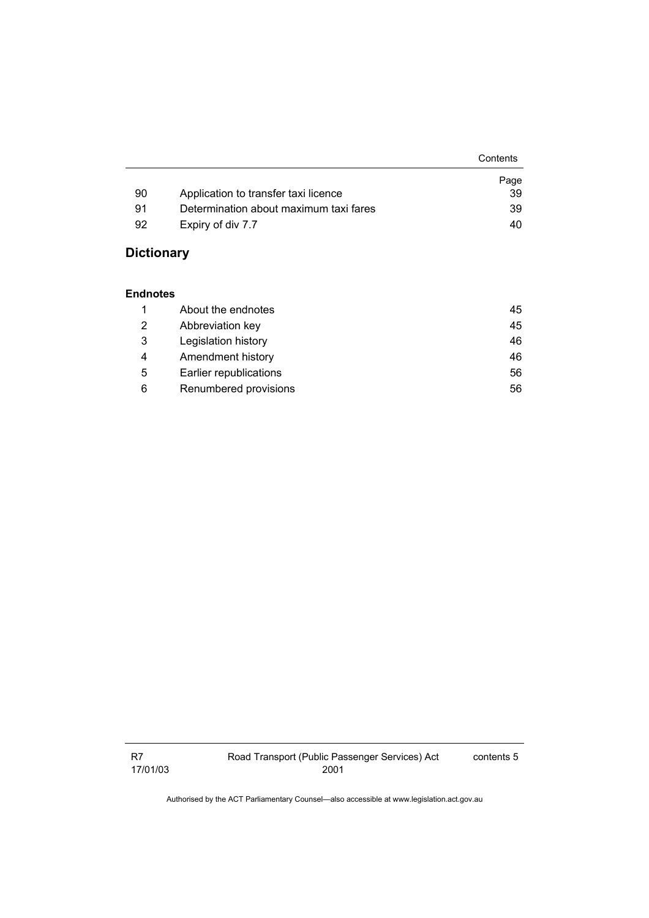| | | Page |
|---|---|---|
| 90 | Application to transfer taxi licence | 39 |
| 91 | Determination about maximum taxi fares | 39 |
| 92 | Expiry of div 7.7 | 40 |

## Dictionary

### Endnotes

| | | |
|---|---|---|
| 1 | About the endnotes | 45 |
| 2 | Abbreviation key | 45 |
| 3 | Legislation history | 46 |
| 4 | Amendment history | 46 |
| 5 | Earlier republications | 56 |
| 6 | Renumbered provisions | 56 |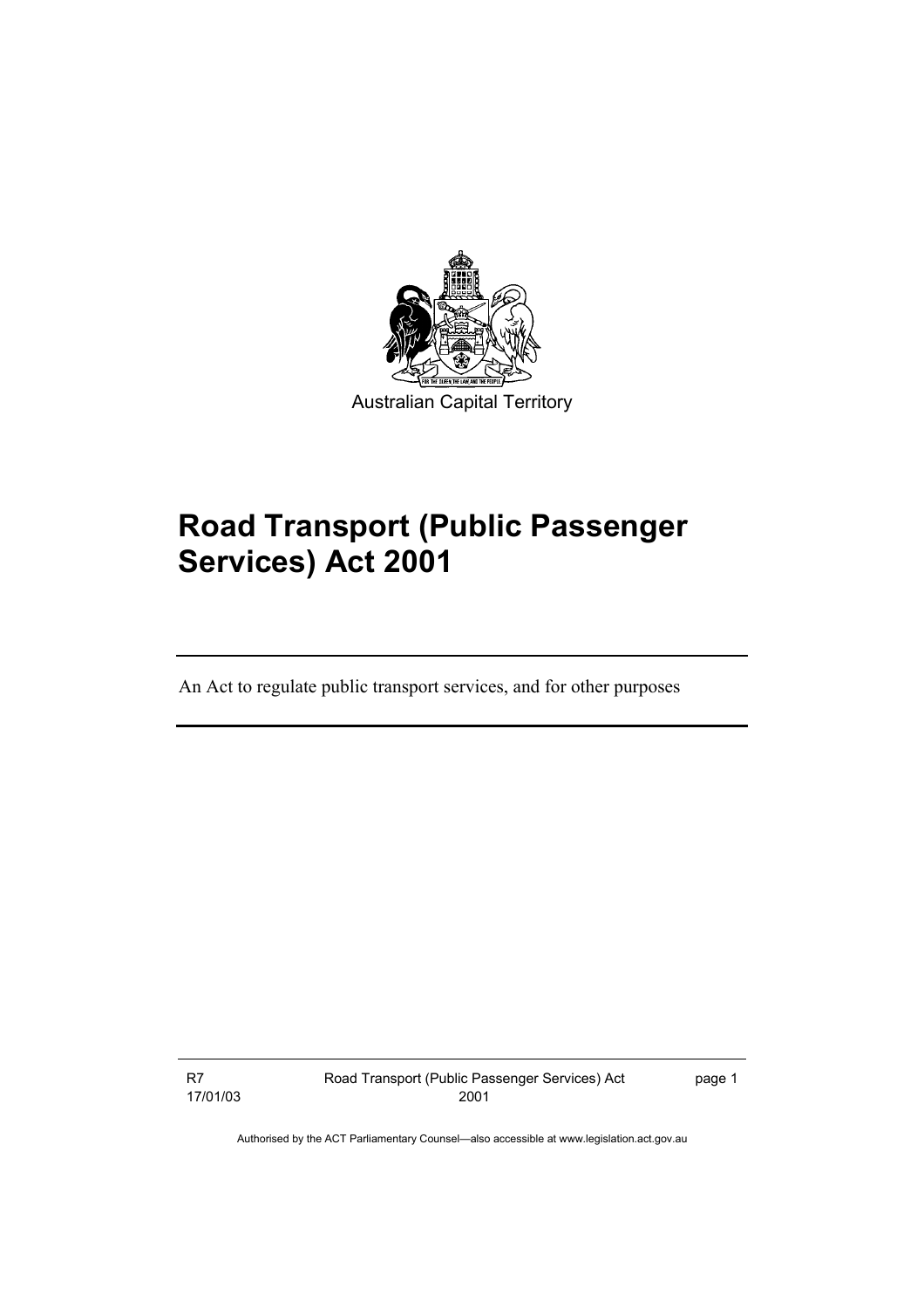Australian Capital Territory

# Road Transport (Public Passenger Services) Act 2001

An Act to regulate public transport services, and for other purposes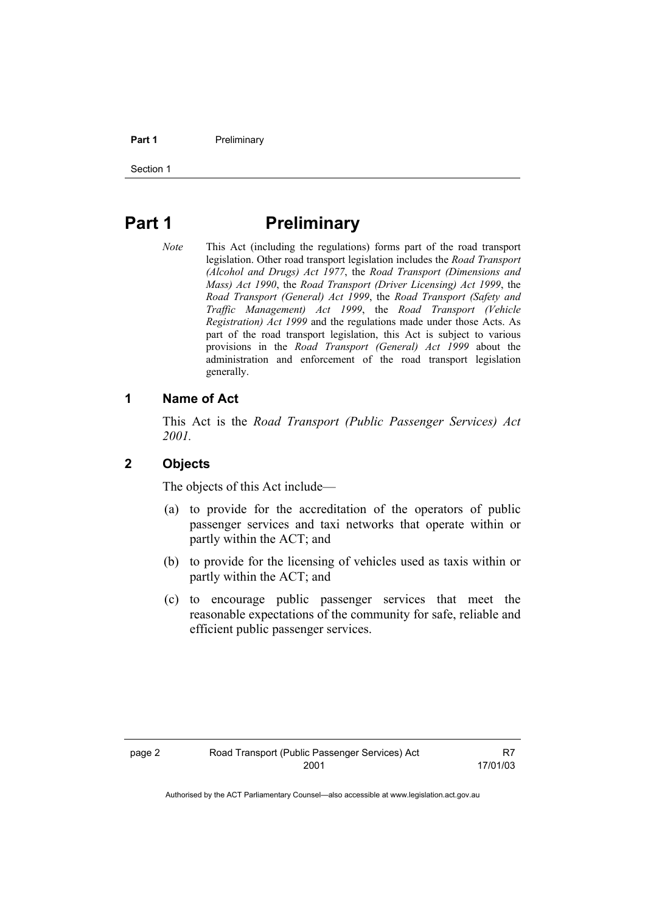# Part 1 Preliminary

*Note* This Act (including the regulations) forms part of the road transport legislation. Other road transport legislation includes the *Road Transport (Alcohol and Drugs) Act 1977*, the *Road Transport (Dimensions and Mass) Act 1990*, the *Road Transport (Driver Licensing) Act 1999*, the *Road Transport (General) Act 1999*, the *Road Transport (Safety and Traffic Management) Act 1999*, the *Road Transport (Vehicle Registration) Act 1999* and the regulations made under those Acts. As part of the road transport legislation, this Act is subject to various provisions in the *Road Transport (General) Act 1999* about the administration and enforcement of the road transport legislation generally.

### 1 Name of Act

This Act is the *Road Transport (Public Passenger Services) Act 2001.*

### 2 Objects

The objects of this Act include—

(a) to provide for the accreditation of the operators of public passenger services and taxi networks that operate within or partly within the ACT; and

(b) to provide for the licensing of vehicles used as taxis within or partly within the ACT; and

(c) to encourage public passenger services that meet the reasonable expectations of the community for safe, reliable and efficient public passenger services.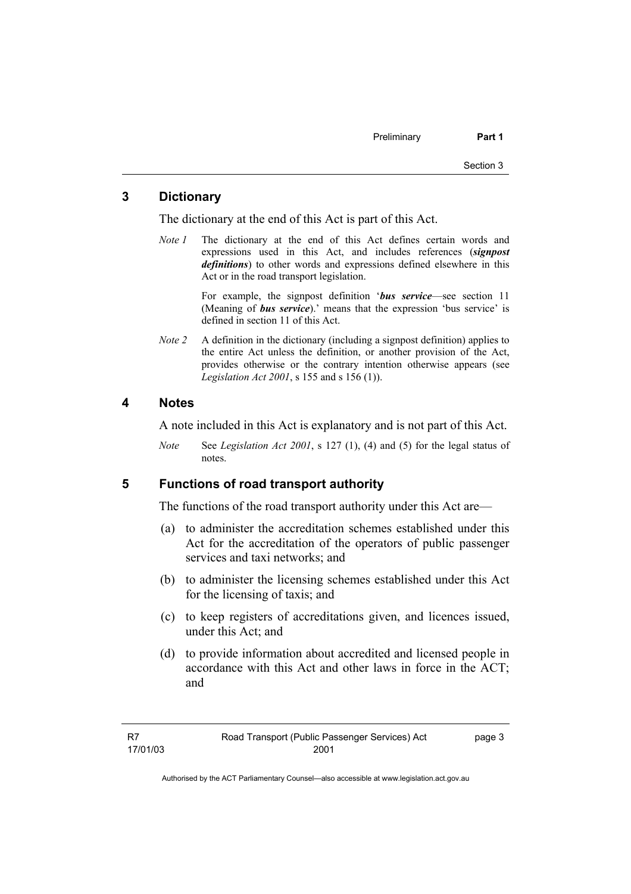## 3 Dictionary

The dictionary at the end of this Act is part of this Act.

*Note 1* The dictionary at the end of this Act defines certain words and expressions used in this Act, and includes references (***signpost definitions***) to other words and expressions defined elsewhere in this Act or in the road transport legislation.

For example, the signpost definition '***bus service***—see section 11 (Meaning of ***bus service***).' means that the expression 'bus service' is defined in section 11 of this Act.

*Note 2* A definition in the dictionary (including a signpost definition) applies to the entire Act unless the definition, or another provision of the Act, provides otherwise or the contrary intention otherwise appears (see *Legislation Act 2001*, s 155 and s 156 (1)).

## 4 Notes

A note included in this Act is explanatory and is not part of this Act.

*Note* See *Legislation Act 2001*, s 127 (1), (4) and (5) for the legal status of notes.

## 5 Functions of road transport authority

The functions of the road transport authority under this Act are—

(a) to administer the accreditation schemes established under this Act for the accreditation of the operators of public passenger services and taxi networks; and

(b) to administer the licensing schemes established under this Act for the licensing of taxis; and

(c) to keep registers of accreditations given, and licences issued, under this Act; and

(d) to provide information about accredited and licensed people in accordance with this Act and other laws in force in the ACT; and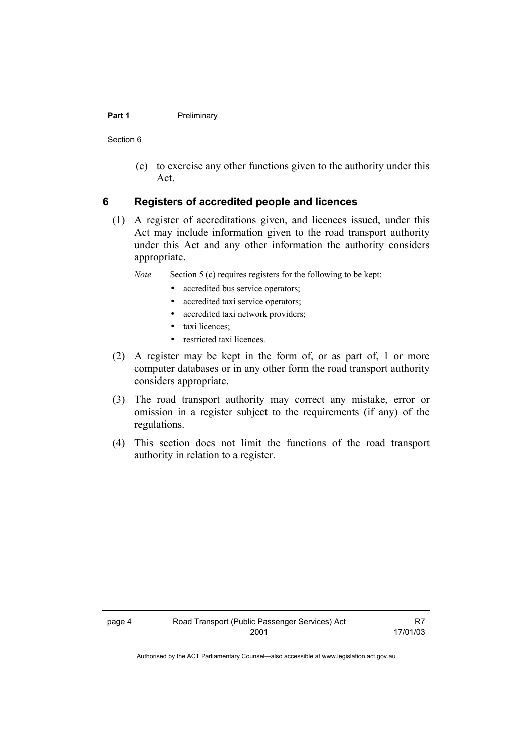(e) to exercise any other functions given to the authority under this Act.

## 6 Registers of accredited people and licences

(1) A register of accreditations given, and licences issued, under this Act may include information given to the road transport authority under this Act and any other information the authority considers appropriate.

*Note* Section 5 (c) requires registers for the following to be kept:

- accredited bus service operators;
- accredited taxi service operators;
- accredited taxi network providers;
- taxi licences;
- restricted taxi licences.

(2) A register may be kept in the form of, or as part of, 1 or more computer databases or in any other form the road transport authority considers appropriate.

(3) The road transport authority may correct any mistake, error or omission in a register subject to the requirements (if any) of the regulations.

(4) This section does not limit the functions of the road transport authority in relation to a register.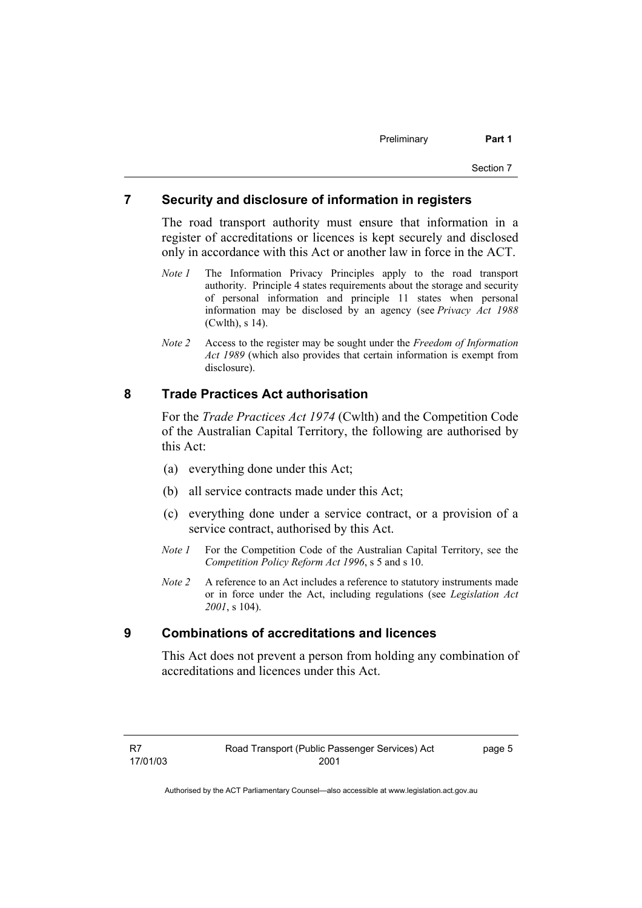## 7 Security and disclosure of information in registers

The road transport authority must ensure that information in a register of accreditations or licences is kept securely and disclosed only in accordance with this Act or another law in force in the ACT.

*Note 1* The Information Privacy Principles apply to the road transport authority. Principle 4 states requirements about the storage and security of personal information and principle 11 states when personal information may be disclosed by an agency (see *Privacy Act 1988* (Cwlth), s 14).

*Note 2* Access to the register may be sought under the *Freedom of Information Act 1989* (which also provides that certain information is exempt from disclosure).

## 8 Trade Practices Act authorisation

For the *Trade Practices Act 1974* (Cwlth) and the Competition Code of the Australian Capital Territory, the following are authorised by this Act:

(a) everything done under this Act;

(b) all service contracts made under this Act;

(c) everything done under a service contract, or a provision of a service contract, authorised by this Act.

*Note 1* For the Competition Code of the Australian Capital Territory, see the *Competition Policy Reform Act 1996*, s 5 and s 10.

*Note 2* A reference to an Act includes a reference to statutory instruments made or in force under the Act, including regulations (see *Legislation Act 2001*, s 104).

## 9 Combinations of accreditations and licences

This Act does not prevent a person from holding any combination of accreditations and licences under this Act.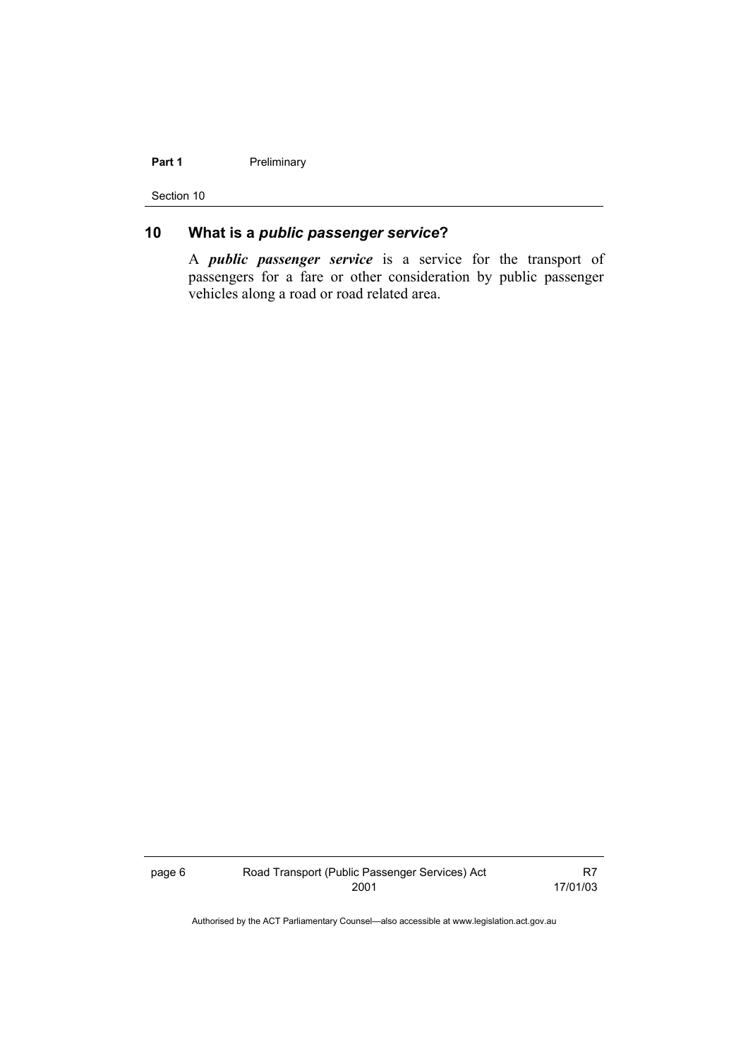## 10 What is a *public passenger service*?

A ***public passenger service*** is a service for the transport of passengers for a fare or other consideration by public passenger vehicles along a road or road related area.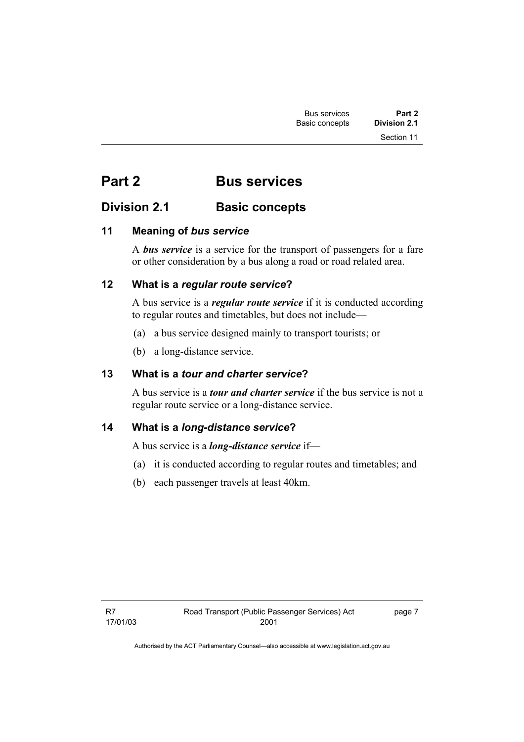# Part 2 Bus services

## Division 2.1 Basic concepts

### 11 Meaning of *bus service*

A ***bus service*** is a service for the transport of passengers for a fare or other consideration by a bus along a road or road related area.

### 12 What is a *regular route service*?

A bus service is a ***regular route service*** if it is conducted according to regular routes and timetables, but does not include—

(a) a bus service designed mainly to transport tourists; or

(b) a long-distance service.

### 13 What is a *tour and charter service*?

A bus service is a ***tour and charter service*** if the bus service is not a regular route service or a long-distance service.

### 14 What is a *long-distance service*?

A bus service is a ***long-distance service*** if—

(a) it is conducted according to regular routes and timetables; and

(b) each passenger travels at least 40km.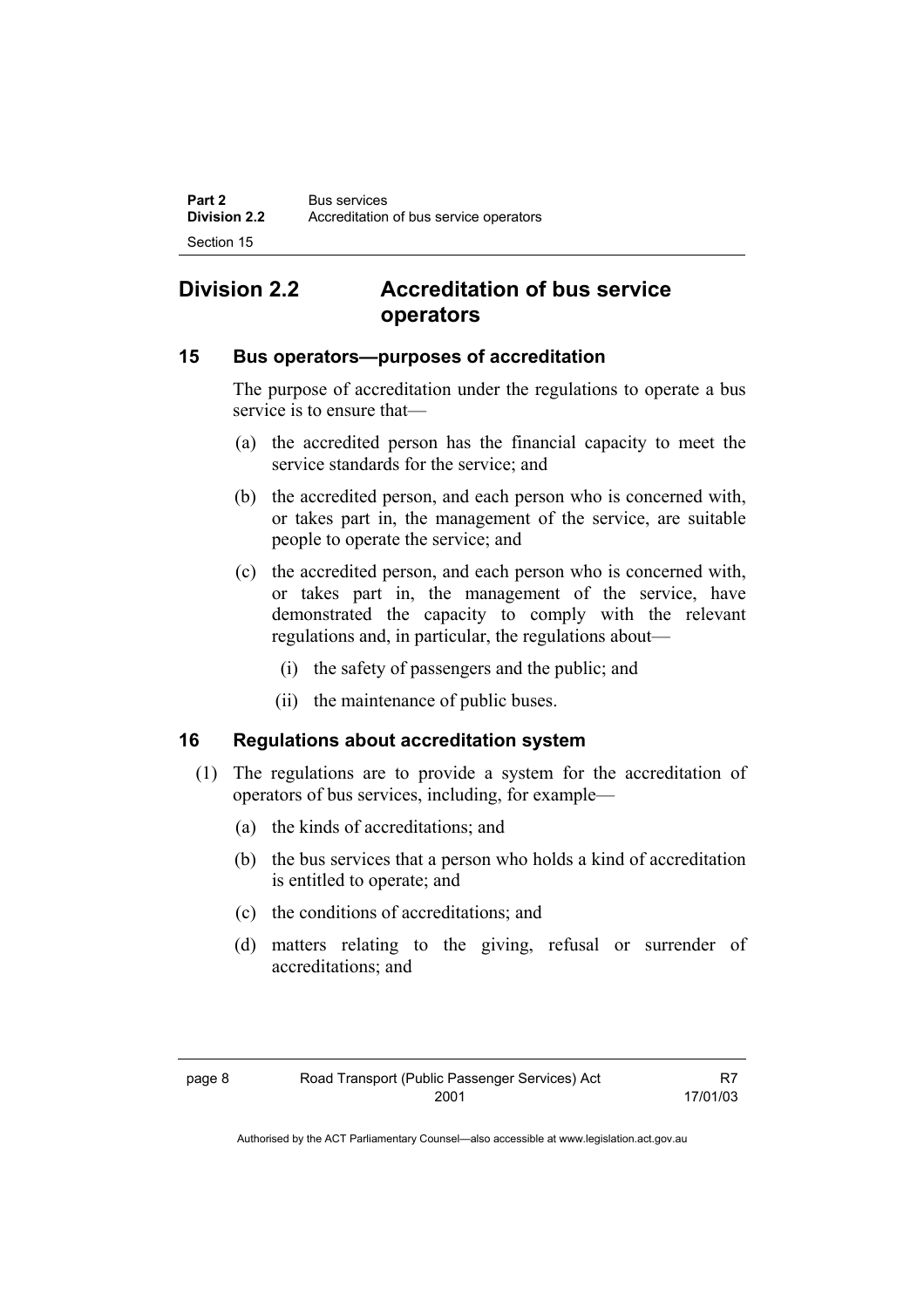## Division 2.2 Accreditation of bus service operators

### 15 Bus operators—purposes of accreditation

The purpose of accreditation under the regulations to operate a bus service is to ensure that—

(a) the accredited person has the financial capacity to meet the service standards for the service; and

(b) the accredited person, and each person who is concerned with, or takes part in, the management of the service, are suitable people to operate the service; and

(c) the accredited person, and each person who is concerned with, or takes part in, the management of the service, have demonstrated the capacity to comply with the relevant regulations and, in particular, the regulations about—

(i) the safety of passengers and the public; and

(ii) the maintenance of public buses.

### 16 Regulations about accreditation system

(1) The regulations are to provide a system for the accreditation of operators of bus services, including, for example—

(a) the kinds of accreditations; and

(b) the bus services that a person who holds a kind of accreditation is entitled to operate; and

(c) the conditions of accreditations; and

(d) matters relating to the giving, refusal or surrender of accreditations; and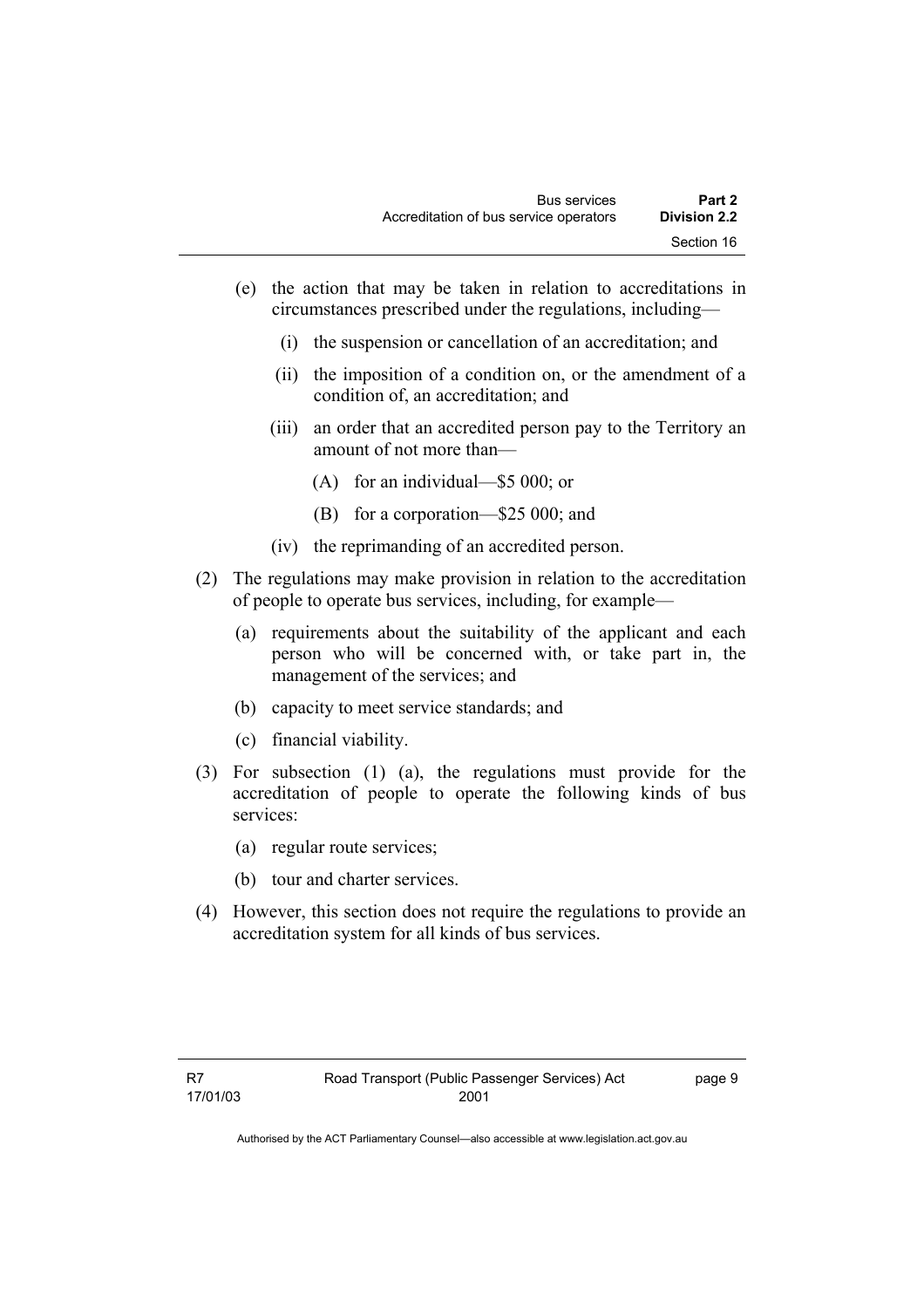(e) the action that may be taken in relation to accreditations in circumstances prescribed under the regulations, including—

   (i) the suspension or cancellation of an accreditation; and

   (ii) the imposition of a condition on, or the amendment of a condition of, an accreditation; and

   (iii) an order that an accredited person pay to the Territory an amount of not more than—

      (A) for an individual—$5 000; or

      (B) for a corporation—$25 000; and

   (iv) the reprimanding of an accredited person.

(2) The regulations may make provision in relation to the accreditation of people to operate bus services, including, for example—

   (a) requirements about the suitability of the applicant and each person who will be concerned with, or take part in, the management of the services; and

   (b) capacity to meet service standards; and

   (c) financial viability.

(3) For subsection (1) (a), the regulations must provide for the accreditation of people to operate the following kinds of bus services:

   (a) regular route services;

   (b) tour and charter services.

(4) However, this section does not require the regulations to provide an accreditation system for all kinds of bus services.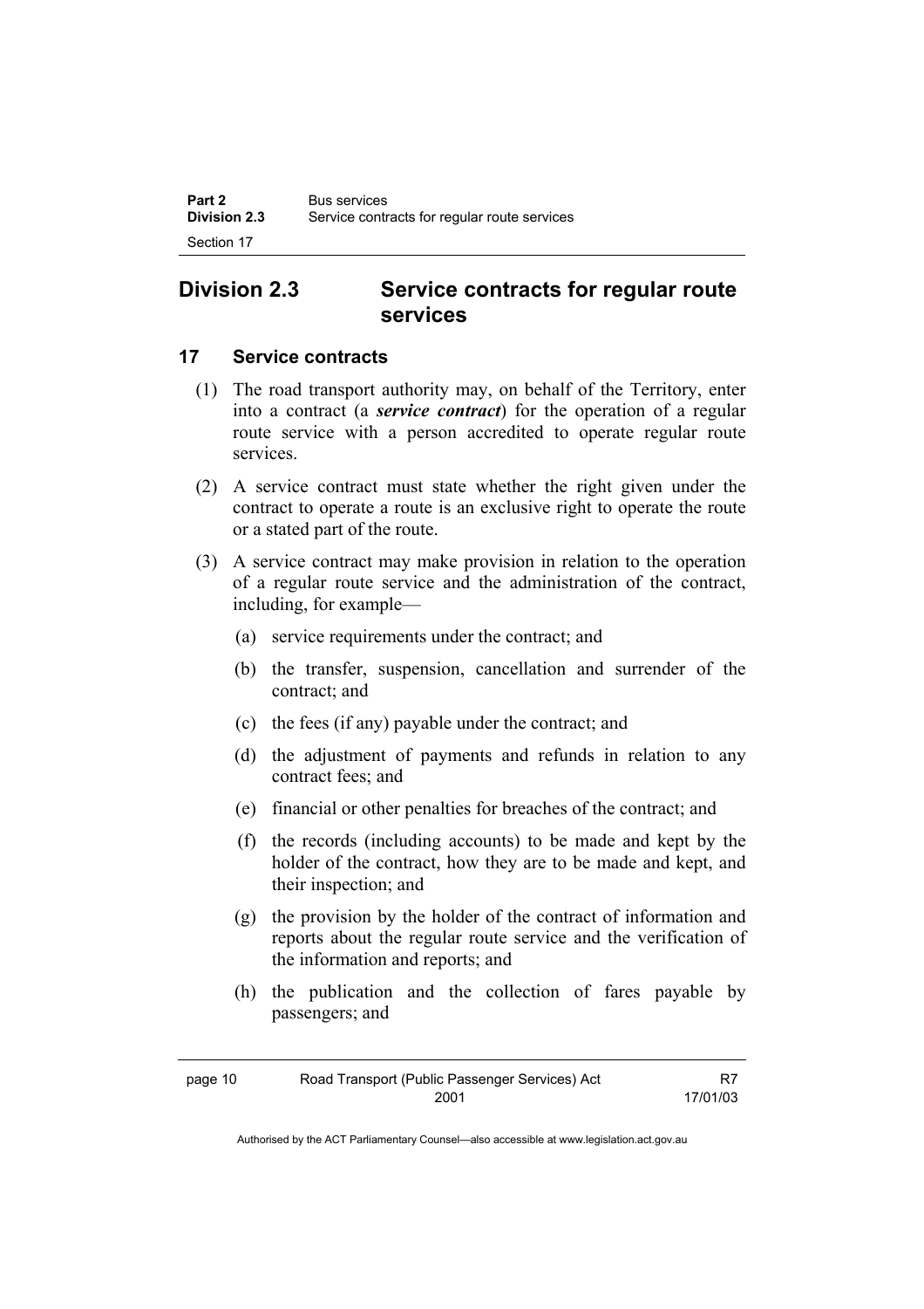## Division 2.3 Service contracts for regular route services

### 17 Service contracts

(1) The road transport authority may, on behalf of the Territory, enter into a contract (a ***service contract***) for the operation of a regular route service with a person accredited to operate regular route services.

(2) A service contract must state whether the right given under the contract to operate a route is an exclusive right to operate the route or a stated part of the route.

(3) A service contract may make provision in relation to the operation of a regular route service and the administration of the contract, including, for example—

(a) service requirements under the contract; and

(b) the transfer, suspension, cancellation and surrender of the contract; and

(c) the fees (if any) payable under the contract; and

(d) the adjustment of payments and refunds in relation to any contract fees; and

(e) financial or other penalties for breaches of the contract; and

(f) the records (including accounts) to be made and kept by the holder of the contract, how they are to be made and kept, and their inspection; and

(g) the provision by the holder of the contract of information and reports about the regular route service and the verification of the information and reports; and

(h) the publication and the collection of fares payable by passengers; and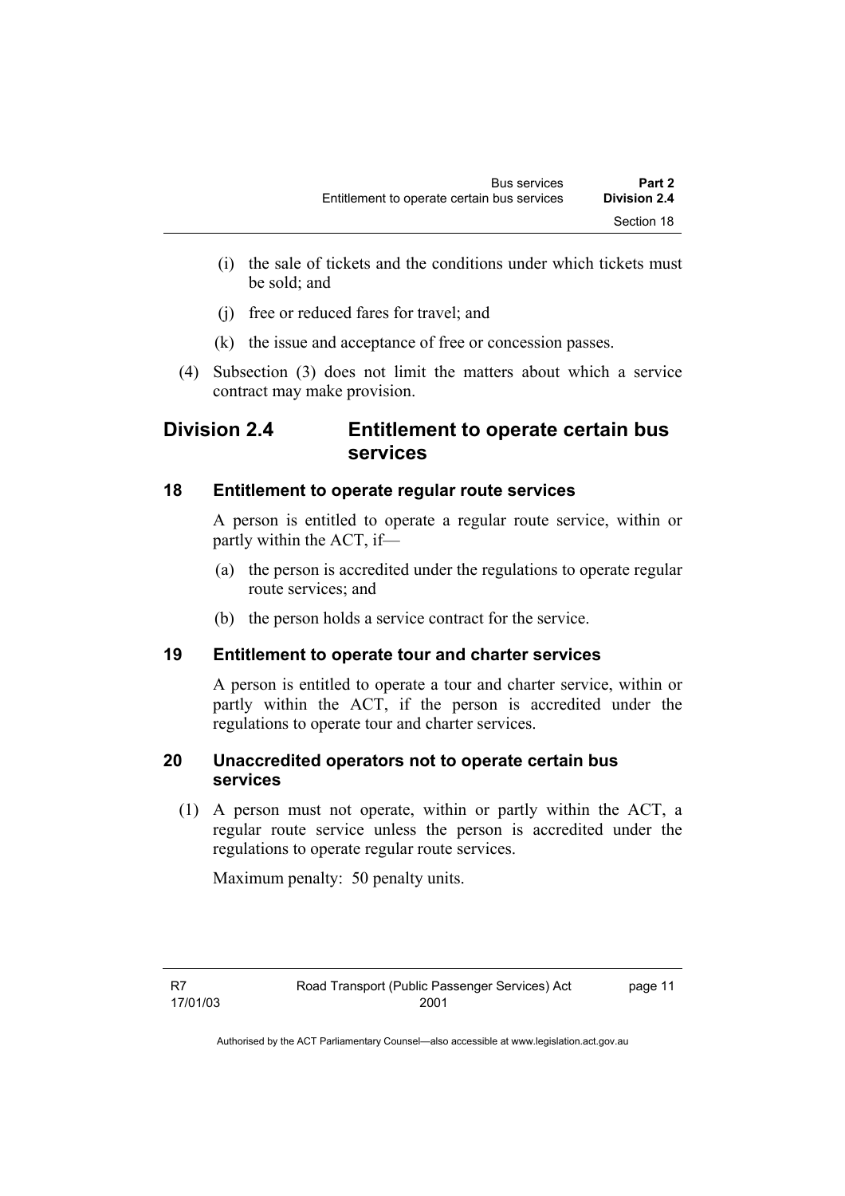(i) the sale of tickets and the conditions under which tickets must be sold; and

(j) free or reduced fares for travel; and

(k) the issue and acceptance of free or concession passes.

(4) Subsection (3) does not limit the matters about which a service contract may make provision.

## Division 2.4 Entitlement to operate certain bus services

### 18 Entitlement to operate regular route services

A person is entitled to operate a regular route service, within or partly within the ACT, if—

(a) the person is accredited under the regulations to operate regular route services; and

(b) the person holds a service contract for the service.

### 19 Entitlement to operate tour and charter services

A person is entitled to operate a tour and charter service, within or partly within the ACT, if the person is accredited under the regulations to operate tour and charter services.

### 20 Unaccredited operators not to operate certain bus services

(1) A person must not operate, within or partly within the ACT, a regular route service unless the person is accredited under the regulations to operate regular route services.

Maximum penalty: 50 penalty units.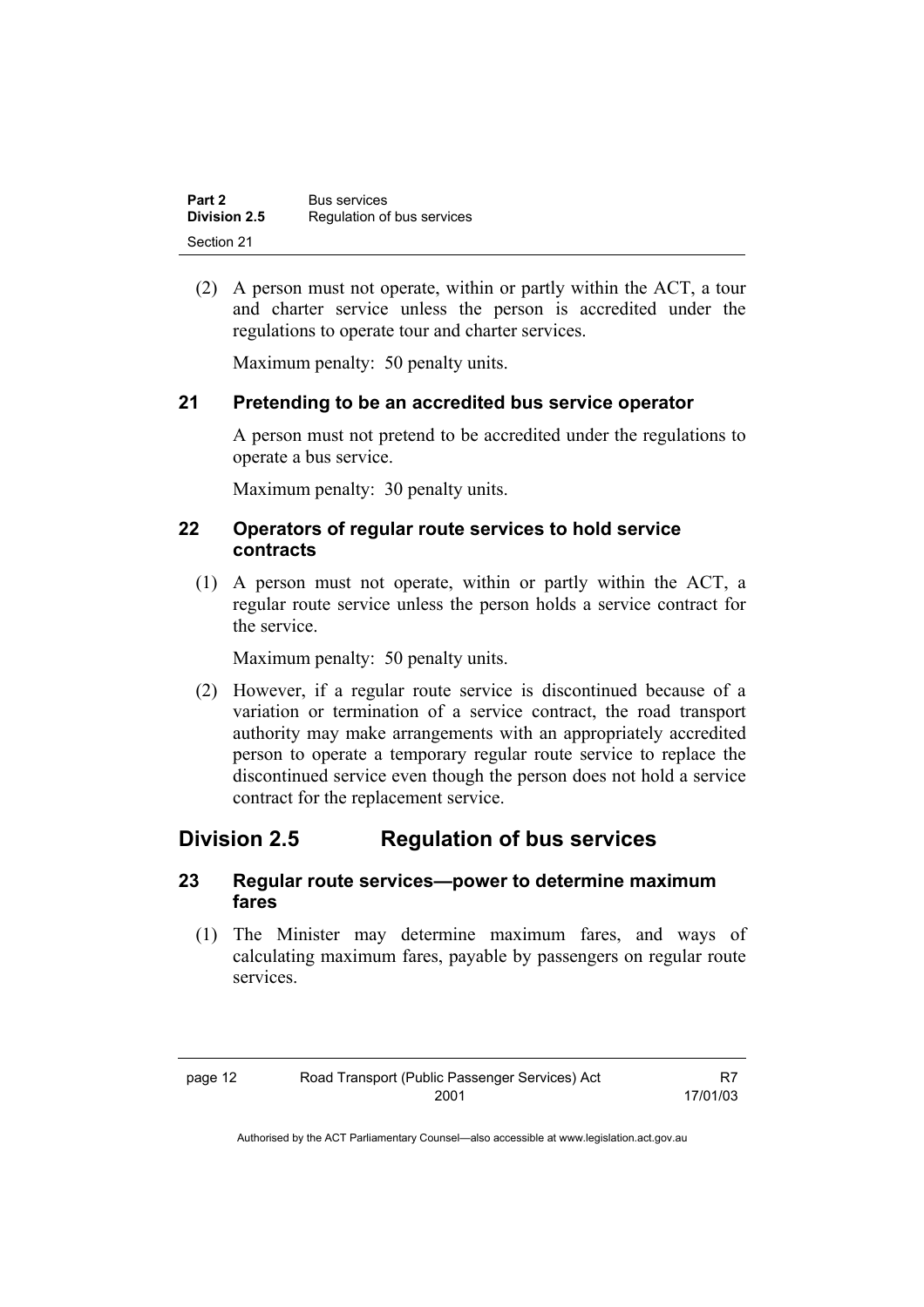(2) A person must not operate, within or partly within the ACT, a tour and charter service unless the person is accredited under the regulations to operate tour and charter services.

Maximum penalty: 50 penalty units.

### 21 Pretending to be an accredited bus service operator

A person must not pretend to be accredited under the regulations to operate a bus service.

Maximum penalty: 30 penalty units.

### 22 Operators of regular route services to hold service contracts

(1) A person must not operate, within or partly within the ACT, a regular route service unless the person holds a service contract for the service.

Maximum penalty: 50 penalty units.

(2) However, if a regular route service is discontinued because of a variation or termination of a service contract, the road transport authority may make arrangements with an appropriately accredited person to operate a temporary regular route service to replace the discontinued service even though the person does not hold a service contract for the replacement service.

## Division 2.5 Regulation of bus services

### 23 Regular route services—power to determine maximum fares

(1) The Minister may determine maximum fares, and ways of calculating maximum fares, payable by passengers on regular route services.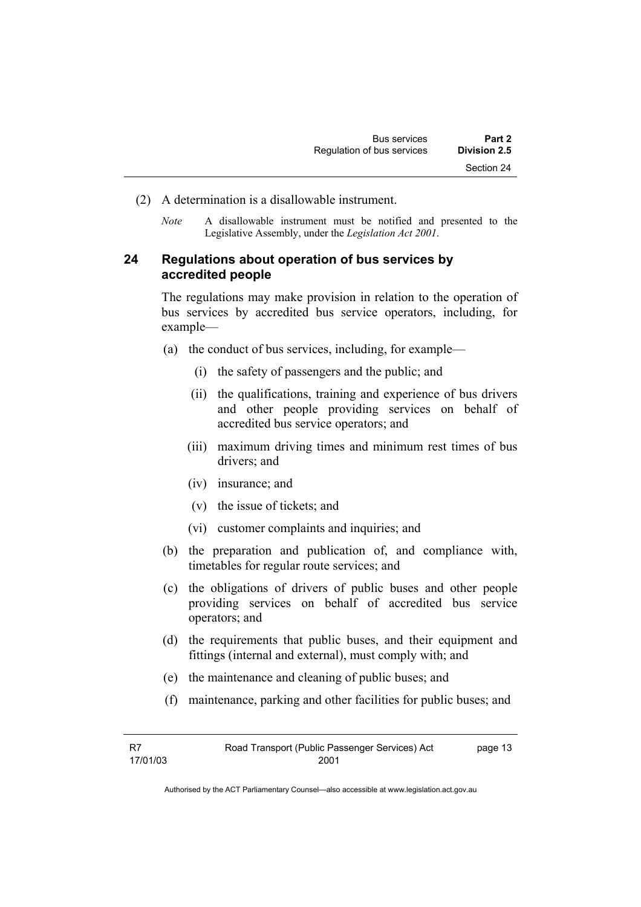(2) A determination is a disallowable instrument.

*Note* A disallowable instrument must be notified and presented to the Legislative Assembly, under the *Legislation Act 2001*.

## 24 Regulations about operation of bus services by accredited people

The regulations may make provision in relation to the operation of bus services by accredited bus service operators, including, for example—

(a) the conduct of bus services, including, for example—

(i) the safety of passengers and the public; and

(ii) the qualifications, training and experience of bus drivers and other people providing services on behalf of accredited bus service operators; and

(iii) maximum driving times and minimum rest times of bus drivers; and

(iv) insurance; and

(v) the issue of tickets; and

(vi) customer complaints and inquiries; and

(b) the preparation and publication of, and compliance with, timetables for regular route services; and

(c) the obligations of drivers of public buses and other people providing services on behalf of accredited bus service operators; and

(d) the requirements that public buses, and their equipment and fittings (internal and external), must comply with; and

(e) the maintenance and cleaning of public buses; and

(f) maintenance, parking and other facilities for public buses; and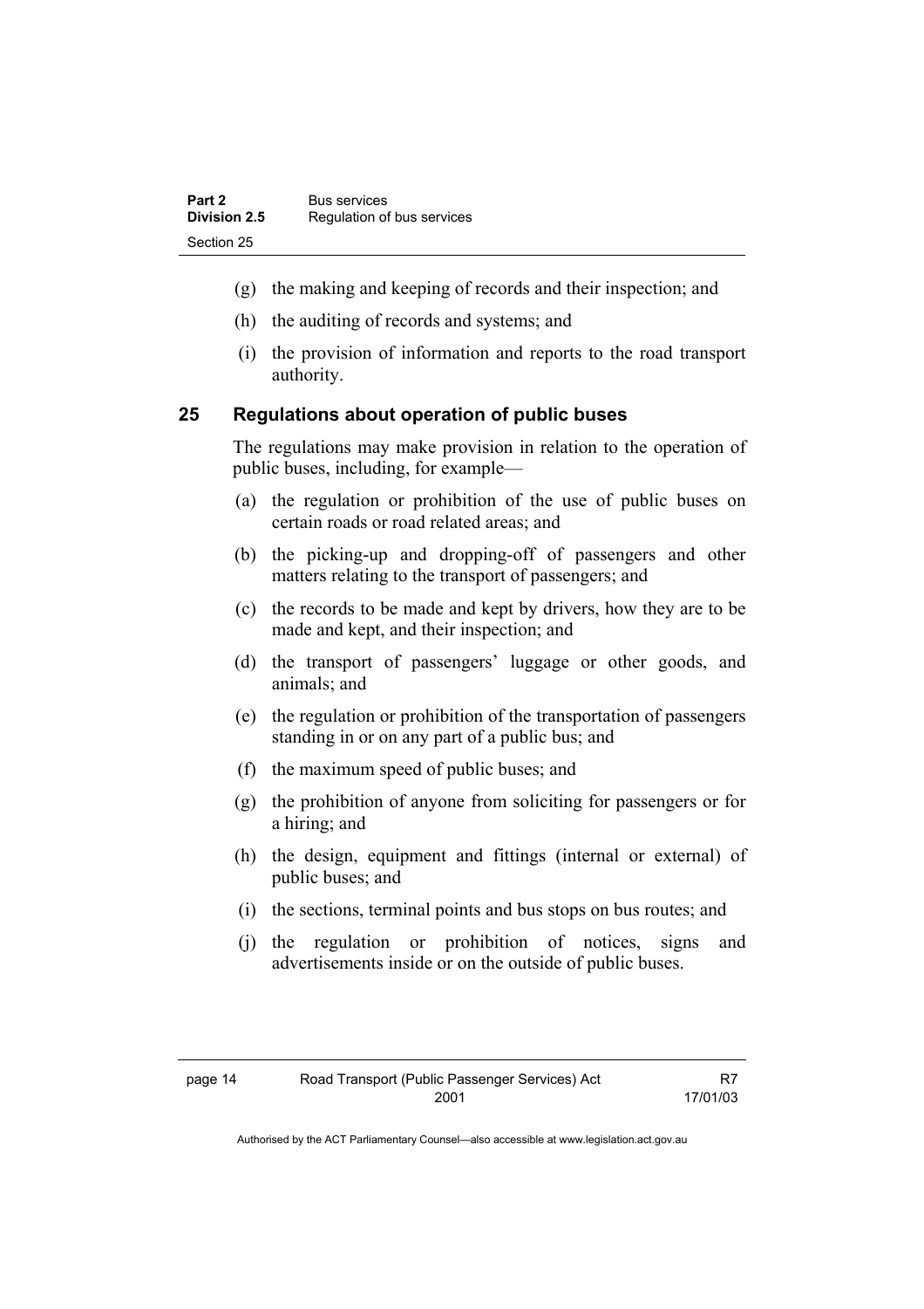- (g) the making and keeping of records and their inspection; and
- (h) the auditing of records and systems; and
- (i) the provision of information and reports to the road transport authority.

## 25 Regulations about operation of public buses

The regulations may make provision in relation to the operation of public buses, including, for example—

- (a) the regulation or prohibition of the use of public buses on certain roads or road related areas; and
- (b) the picking-up and dropping-off of passengers and other matters relating to the transport of passengers; and
- (c) the records to be made and kept by drivers, how they are to be made and kept, and their inspection; and
- (d) the transport of passengers' luggage or other goods, and animals; and
- (e) the regulation or prohibition of the transportation of passengers standing in or on any part of a public bus; and
- (f) the maximum speed of public buses; and
- (g) the prohibition of anyone from soliciting for passengers or for a hiring; and
- (h) the design, equipment and fittings (internal or external) of public buses; and
- (i) the sections, terminal points and bus stops on bus routes; and
- (j) the regulation or prohibition of notices, signs and advertisements inside or on the outside of public buses.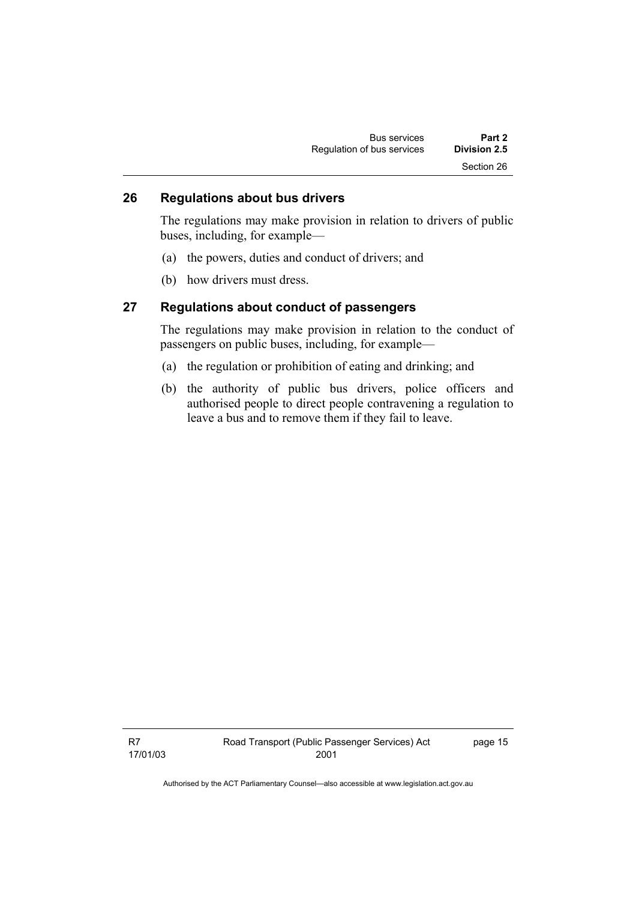## 26 Regulations about bus drivers

The regulations may make provision in relation to drivers of public buses, including, for example—

(a) the powers, duties and conduct of drivers; and

(b) how drivers must dress.

## 27 Regulations about conduct of passengers

The regulations may make provision in relation to the conduct of passengers on public buses, including, for example—

(a) the regulation or prohibition of eating and drinking; and

(b) the authority of public bus drivers, police officers and authorised people to direct people contravening a regulation to leave a bus and to remove them if they fail to leave.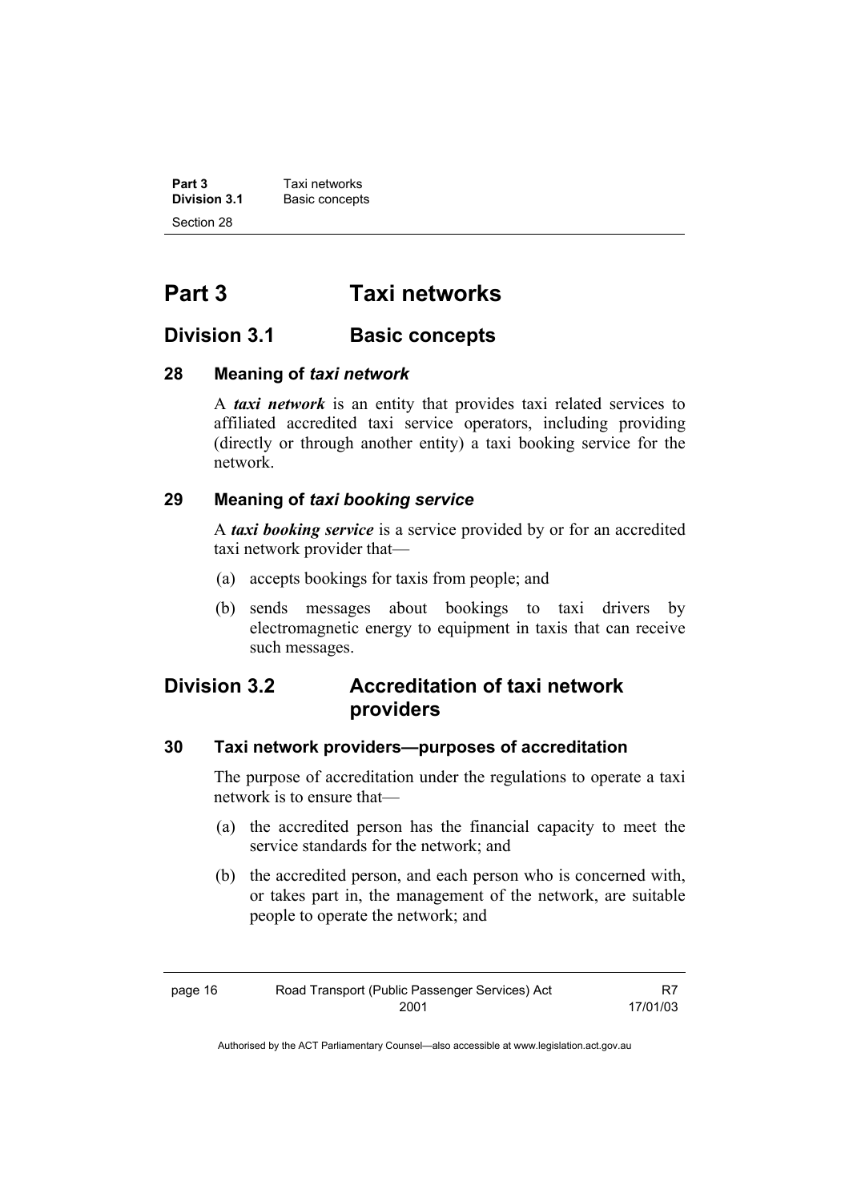# Part 3 Taxi networks

## Division 3.1 Basic concepts

### 28 Meaning of *taxi network*

A ***taxi network*** is an entity that provides taxi related services to affiliated accredited taxi service operators, including providing (directly or through another entity) a taxi booking service for the network.

### 29 Meaning of *taxi booking service*

A ***taxi booking service*** is a service provided by or for an accredited taxi network provider that—

(a) accepts bookings for taxis from people; and

(b) sends messages about bookings to taxi drivers by electromagnetic energy to equipment in taxis that can receive such messages.

## Division 3.2 Accreditation of taxi network providers

### 30 Taxi network providers—purposes of accreditation

The purpose of accreditation under the regulations to operate a taxi network is to ensure that—

(a) the accredited person has the financial capacity to meet the service standards for the network; and

(b) the accredited person, and each person who is concerned with, or takes part in, the management of the network, are suitable people to operate the network; and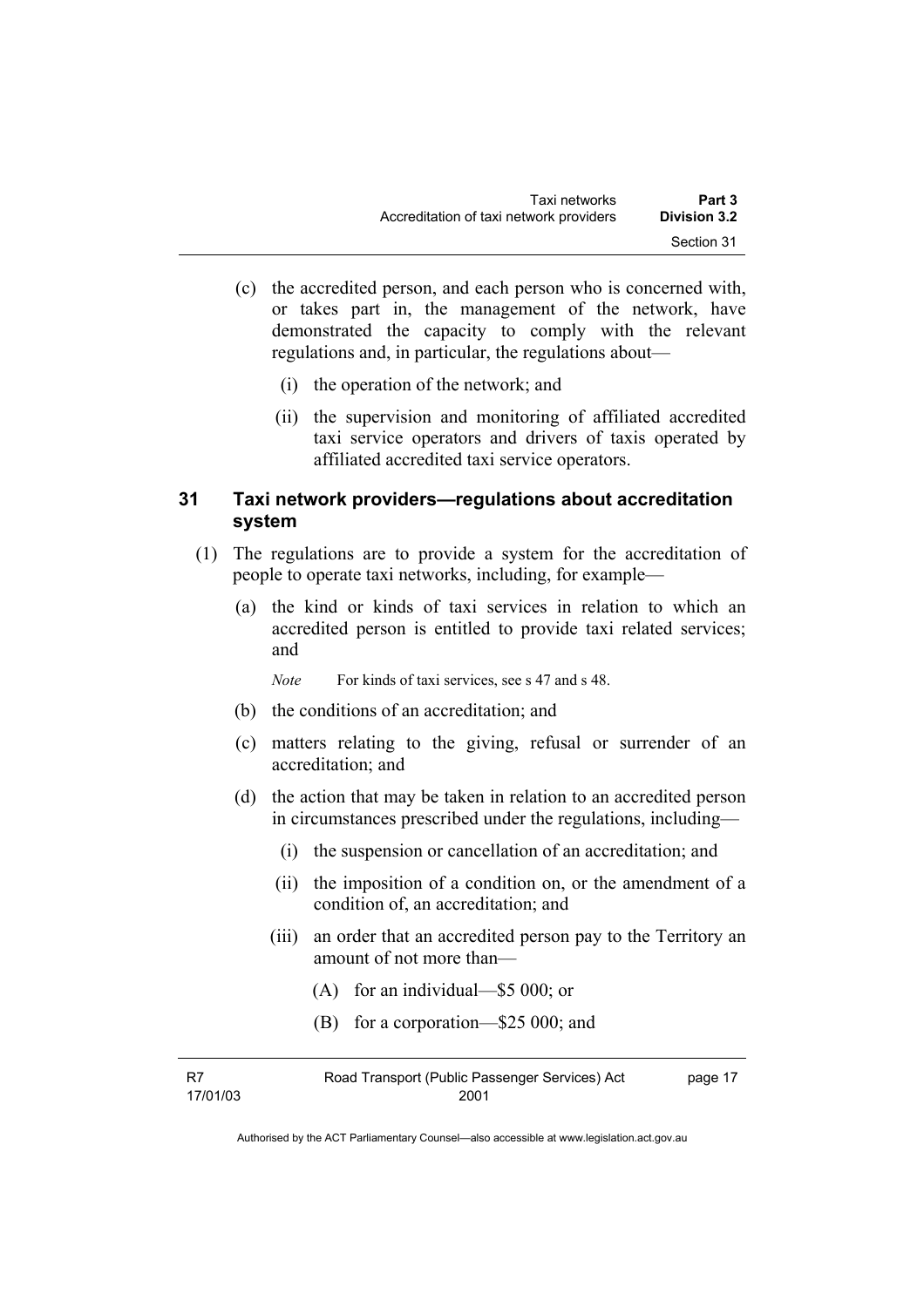(c) the accredited person, and each person who is concerned with, or takes part in, the management of the network, have demonstrated the capacity to comply with the relevant regulations and, in particular, the regulations about—

(i) the operation of the network; and

(ii) the supervision and monitoring of affiliated accredited taxi service operators and drivers of taxis operated by affiliated accredited taxi service operators.

## 31 Taxi network providers—regulations about accreditation system

(1) The regulations are to provide a system for the accreditation of people to operate taxi networks, including, for example—

(a) the kind or kinds of taxi services in relation to which an accredited person is entitled to provide taxi related services; and

*Note* For kinds of taxi services, see s 47 and s 48.

(b) the conditions of an accreditation; and

(c) matters relating to the giving, refusal or surrender of an accreditation; and

(d) the action that may be taken in relation to an accredited person in circumstances prescribed under the regulations, including—

(i) the suspension or cancellation of an accreditation; and

(ii) the imposition of a condition on, or the amendment of a condition of, an accreditation; and

(iii) an order that an accredited person pay to the Territory an amount of not more than—

(A) for an individual—$5 000; or

(B) for a corporation—$25 000; and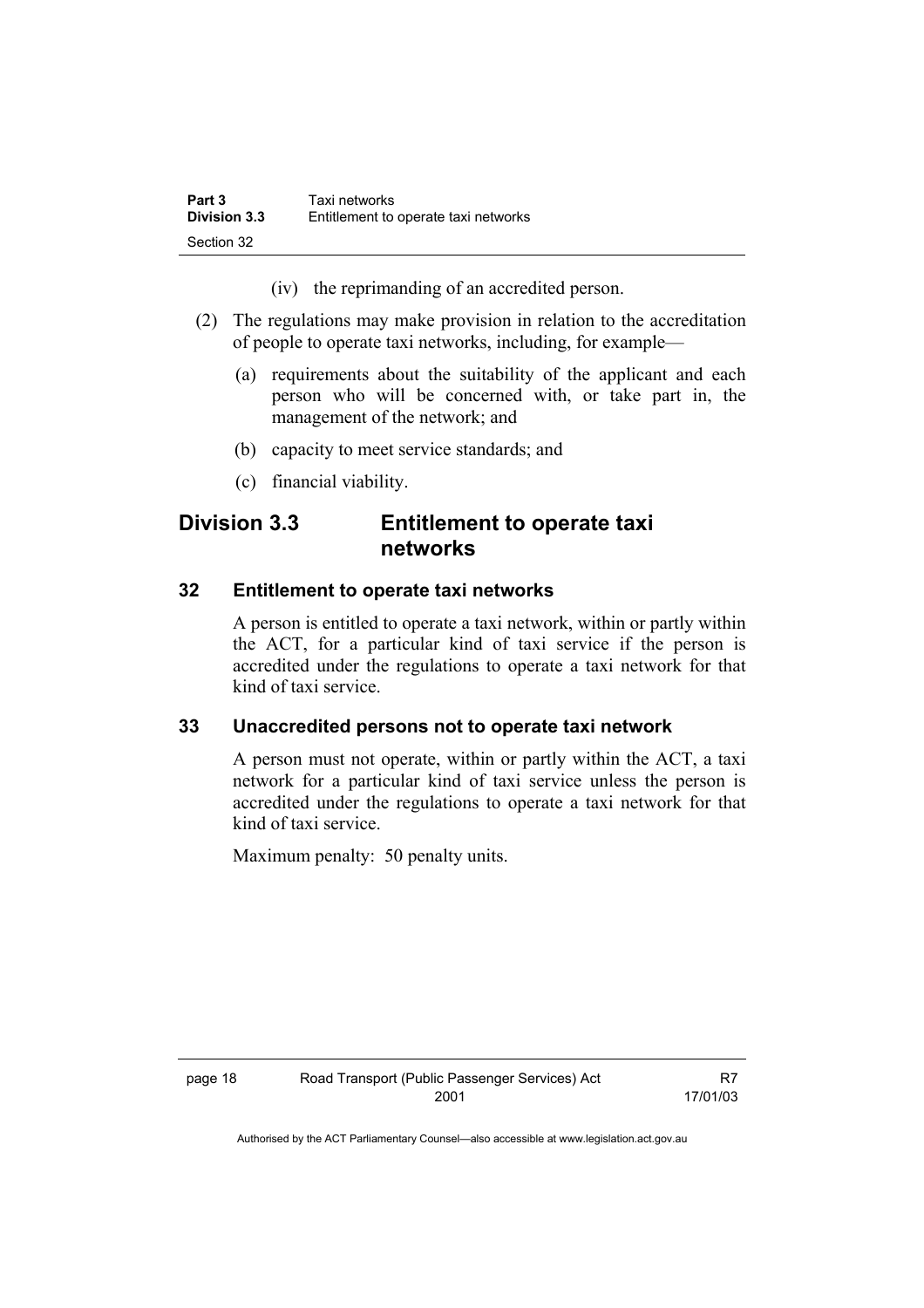(iv) the reprimanding of an accredited person.

(2) The regulations may make provision in relation to the accreditation of people to operate taxi networks, including, for example—

(a) requirements about the suitability of the applicant and each person who will be concerned with, or take part in, the management of the network; and

(b) capacity to meet service standards; and

(c) financial viability.

## Division 3.3 Entitlement to operate taxi networks

### 32 Entitlement to operate taxi networks

A person is entitled to operate a taxi network, within or partly within the ACT, for a particular kind of taxi service if the person is accredited under the regulations to operate a taxi network for that kind of taxi service.

### 33 Unaccredited persons not to operate taxi network

A person must not operate, within or partly within the ACT, a taxi network for a particular kind of taxi service unless the person is accredited under the regulations to operate a taxi network for that kind of taxi service.

Maximum penalty: 50 penalty units.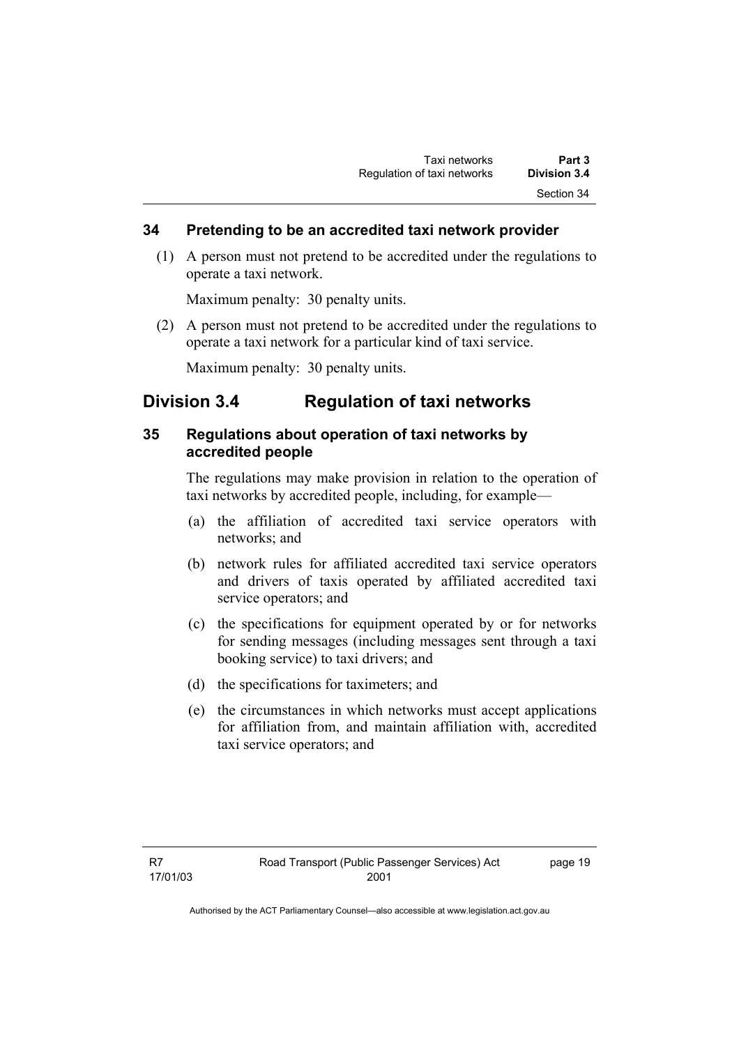## 34 Pretending to be an accredited taxi network provider

(1) A person must not pretend to be accredited under the regulations to operate a taxi network.

Maximum penalty: 30 penalty units.

(2) A person must not pretend to be accredited under the regulations to operate a taxi network for a particular kind of taxi service.

Maximum penalty: 30 penalty units.

# Division 3.4 Regulation of taxi networks

## 35 Regulations about operation of taxi networks by accredited people

The regulations may make provision in relation to the operation of taxi networks by accredited people, including, for example—

(a) the affiliation of accredited taxi service operators with networks; and

(b) network rules for affiliated accredited taxi service operators and drivers of taxis operated by affiliated accredited taxi service operators; and

(c) the specifications for equipment operated by or for networks for sending messages (including messages sent through a taxi booking service) to taxi drivers; and

(d) the specifications for taximeters; and

(e) the circumstances in which networks must accept applications for affiliation from, and maintain affiliation with, accredited taxi service operators; and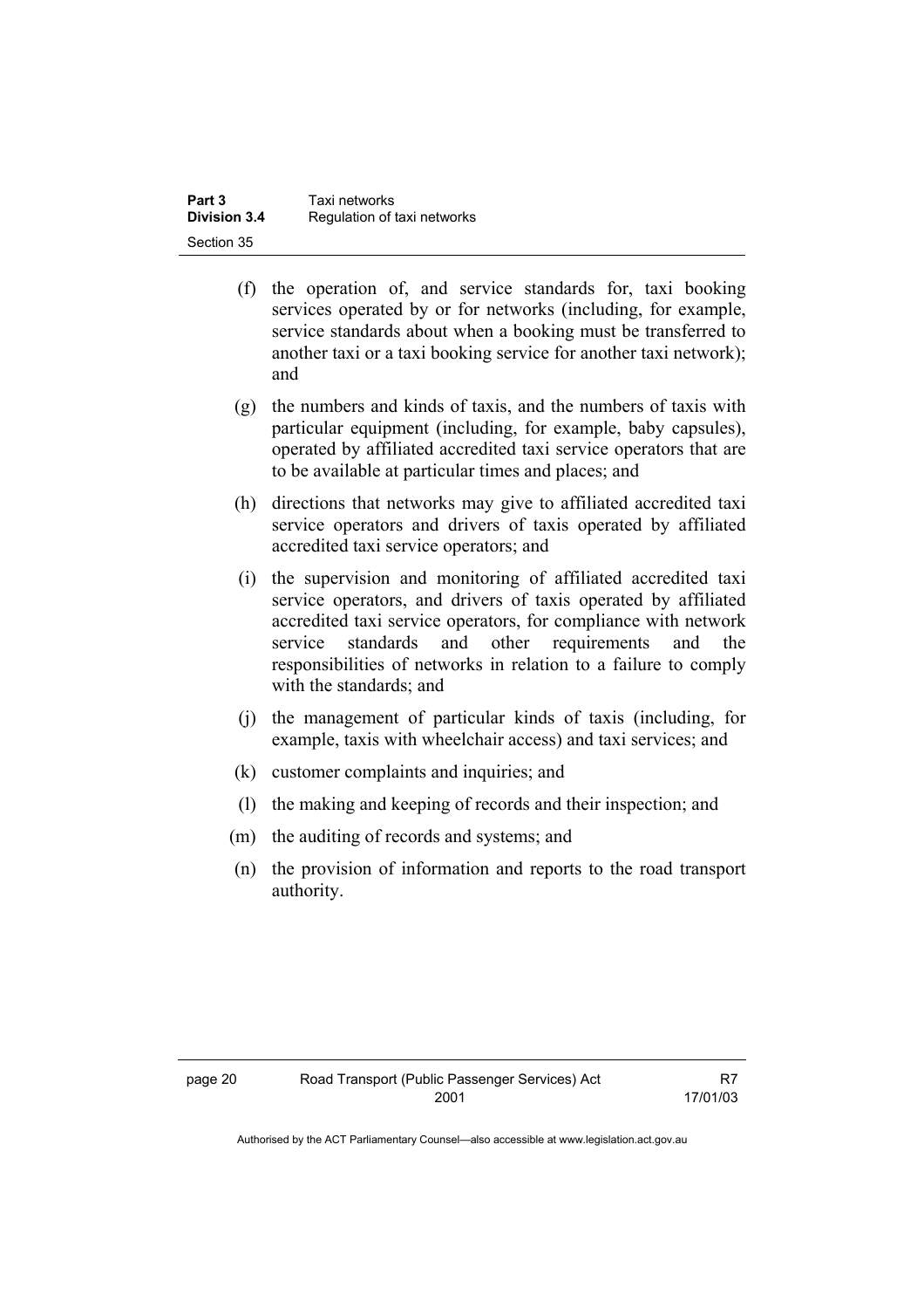(f) the operation of, and service standards for, taxi booking services operated by or for networks (including, for example, service standards about when a booking must be transferred to another taxi or a taxi booking service for another taxi network); and

(g) the numbers and kinds of taxis, and the numbers of taxis with particular equipment (including, for example, baby capsules), operated by affiliated accredited taxi service operators that are to be available at particular times and places; and

(h) directions that networks may give to affiliated accredited taxi service operators and drivers of taxis operated by affiliated accredited taxi service operators; and

(i) the supervision and monitoring of affiliated accredited taxi service operators, and drivers of taxis operated by affiliated accredited taxi service operators, for compliance with network service standards and other requirements and the responsibilities of networks in relation to a failure to comply with the standards; and

(j) the management of particular kinds of taxis (including, for example, taxis with wheelchair access) and taxi services; and

(k) customer complaints and inquiries; and

(l) the making and keeping of records and their inspection; and

(m) the auditing of records and systems; and

(n) the provision of information and reports to the road transport authority.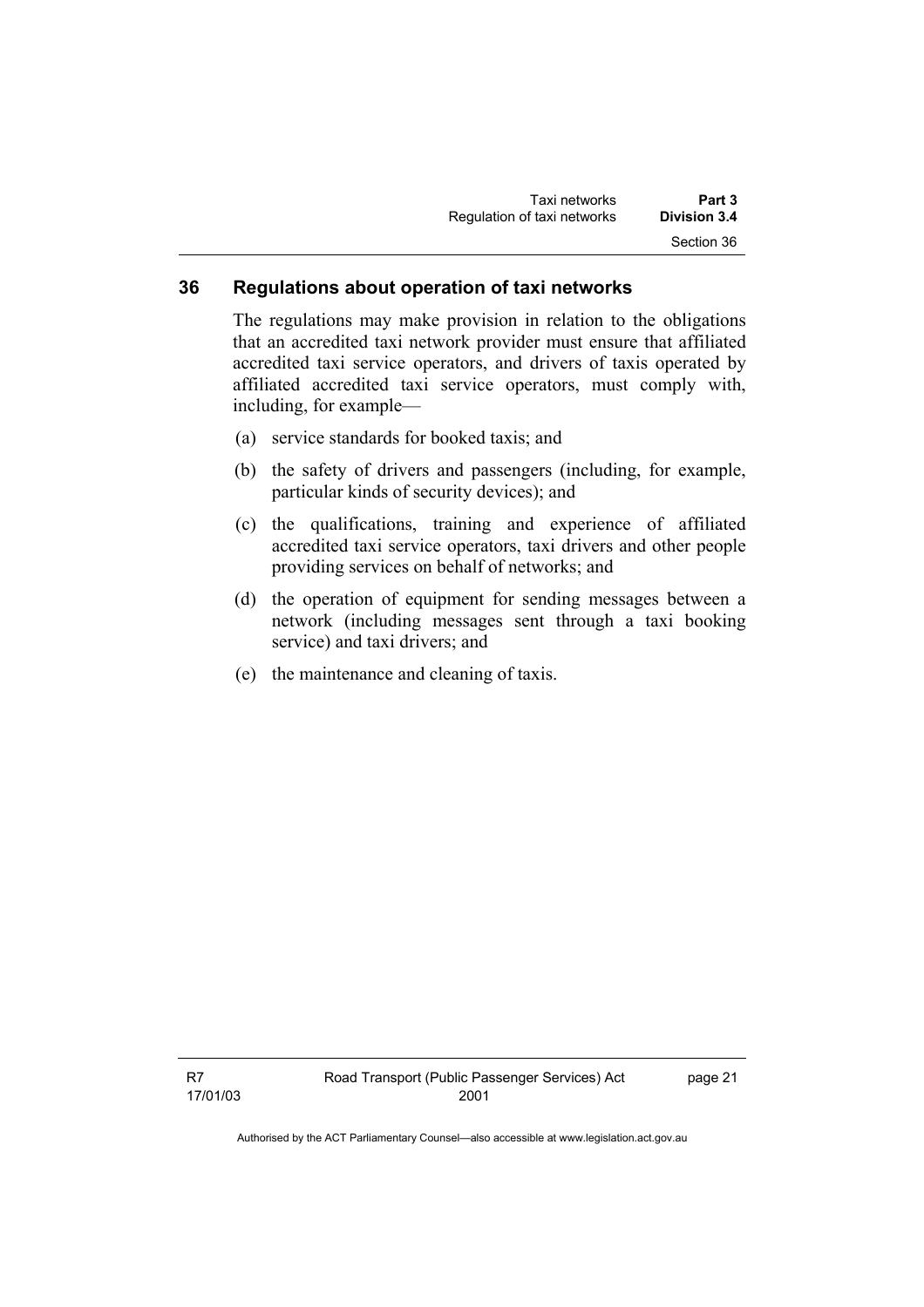## 36 Regulations about operation of taxi networks

The regulations may make provision in relation to the obligations that an accredited taxi network provider must ensure that affiliated accredited taxi service operators, and drivers of taxis operated by affiliated accredited taxi service operators, must comply with, including, for example—

(a) service standards for booked taxis; and

(b) the safety of drivers and passengers (including, for example, particular kinds of security devices); and

(c) the qualifications, training and experience of affiliated accredited taxi service operators, taxi drivers and other people providing services on behalf of networks; and

(d) the operation of equipment for sending messages between a network (including messages sent through a taxi booking service) and taxi drivers; and

(e) the maintenance and cleaning of taxis.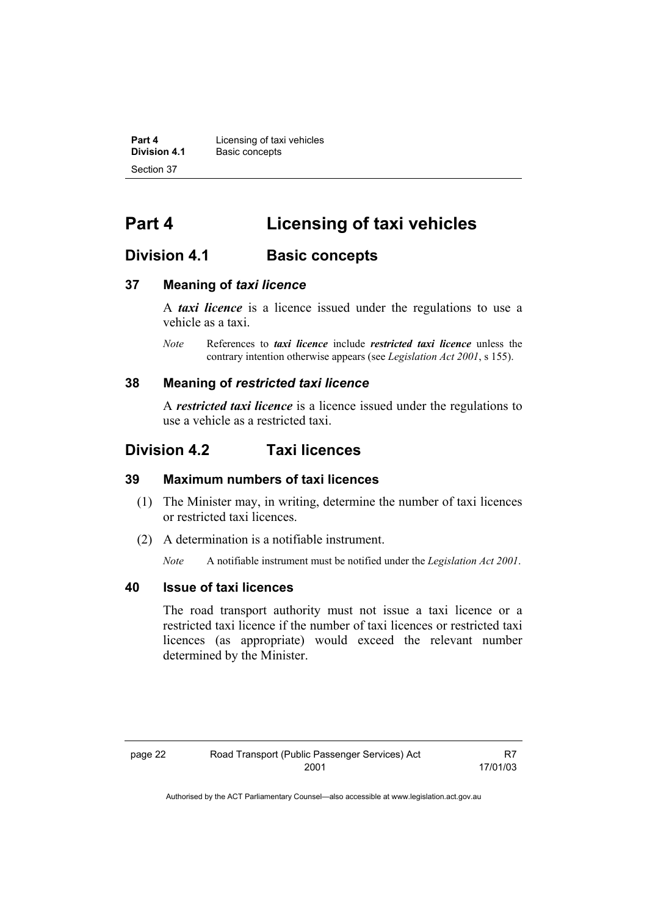# Part 4 Licensing of taxi vehicles

## Division 4.1 Basic concepts

### 37 Meaning of *taxi licence*

A ***taxi licence*** is a licence issued under the regulations to use a vehicle as a taxi.

*Note* References to ***taxi licence*** include ***restricted taxi licence*** unless the contrary intention otherwise appears (see *Legislation Act 2001*, s 155).

### 38 Meaning of *restricted taxi licence*

A ***restricted taxi licence*** is a licence issued under the regulations to use a vehicle as a restricted taxi.

## Division 4.2 Taxi licences

### 39 Maximum numbers of taxi licences

(1) The Minister may, in writing, determine the number of taxi licences or restricted taxi licences.

(2) A determination is a notifiable instrument.

*Note* A notifiable instrument must be notified under the *Legislation Act 2001*.

### 40 Issue of taxi licences

The road transport authority must not issue a taxi licence or a restricted taxi licence if the number of taxi licences or restricted taxi licences (as appropriate) would exceed the relevant number determined by the Minister.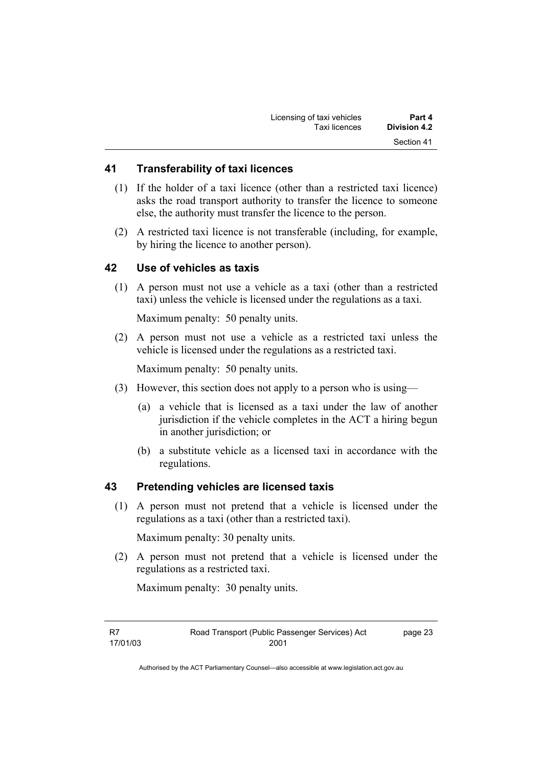## 41 Transferability of taxi licences

(1) If the holder of a taxi licence (other than a restricted taxi licence) asks the road transport authority to transfer the licence to someone else, the authority must transfer the licence to the person.

(2) A restricted taxi licence is not transferable (including, for example, by hiring the licence to another person).

## 42 Use of vehicles as taxis

(1) A person must not use a vehicle as a taxi (other than a restricted taxi) unless the vehicle is licensed under the regulations as a taxi.

Maximum penalty: 50 penalty units.

(2) A person must not use a vehicle as a restricted taxi unless the vehicle is licensed under the regulations as a restricted taxi.

Maximum penalty: 50 penalty units.

(3) However, this section does not apply to a person who is using—

(a) a vehicle that is licensed as a taxi under the law of another jurisdiction if the vehicle completes in the ACT a hiring begun in another jurisdiction; or

(b) a substitute vehicle as a licensed taxi in accordance with the regulations.

## 43 Pretending vehicles are licensed taxis

(1) A person must not pretend that a vehicle is licensed under the regulations as a taxi (other than a restricted taxi).

Maximum penalty: 30 penalty units.

(2) A person must not pretend that a vehicle is licensed under the regulations as a restricted taxi.

Maximum penalty: 30 penalty units.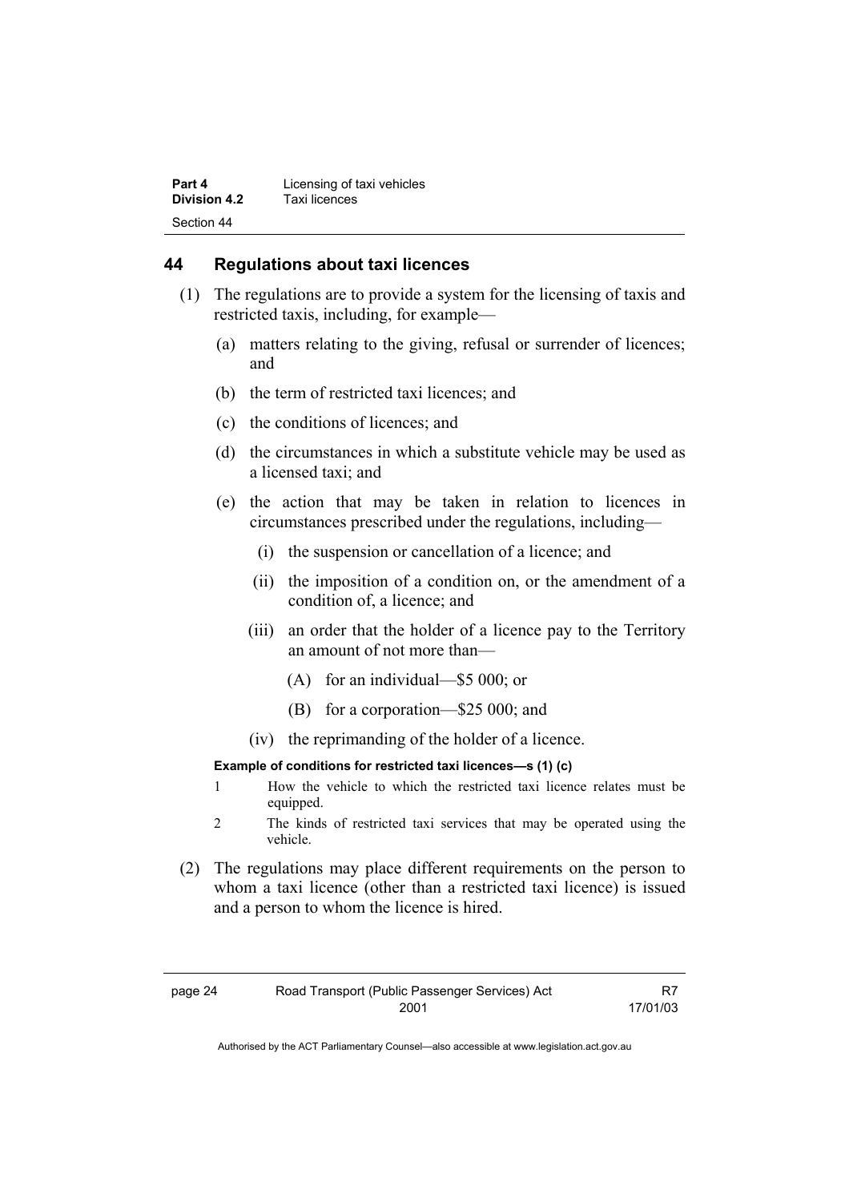## 44 Regulations about taxi licences

(1) The regulations are to provide a system for the licensing of taxis and restricted taxis, including, for example—

(a) matters relating to the giving, refusal or surrender of licences; and

(b) the term of restricted taxi licences; and

(c) the conditions of licences; and

(d) the circumstances in which a substitute vehicle may be used as a licensed taxi; and

(e) the action that may be taken in relation to licences in circumstances prescribed under the regulations, including—

(i) the suspension or cancellation of a licence; and

(ii) the imposition of a condition on, or the amendment of a condition of, a licence; and

(iii) an order that the holder of a licence pay to the Territory an amount of not more than—

(A) for an individual—$5 000; or

(B) for a corporation—$25 000; and

(iv) the reprimanding of the holder of a licence.

**Example of conditions for restricted taxi licences—s (1) (c)**

1 How the vehicle to which the restricted taxi licence relates must be equipped.

2 The kinds of restricted taxi services that may be operated using the vehicle.

(2) The regulations may place different requirements on the person to whom a taxi licence (other than a restricted taxi licence) is issued and a person to whom the licence is hired.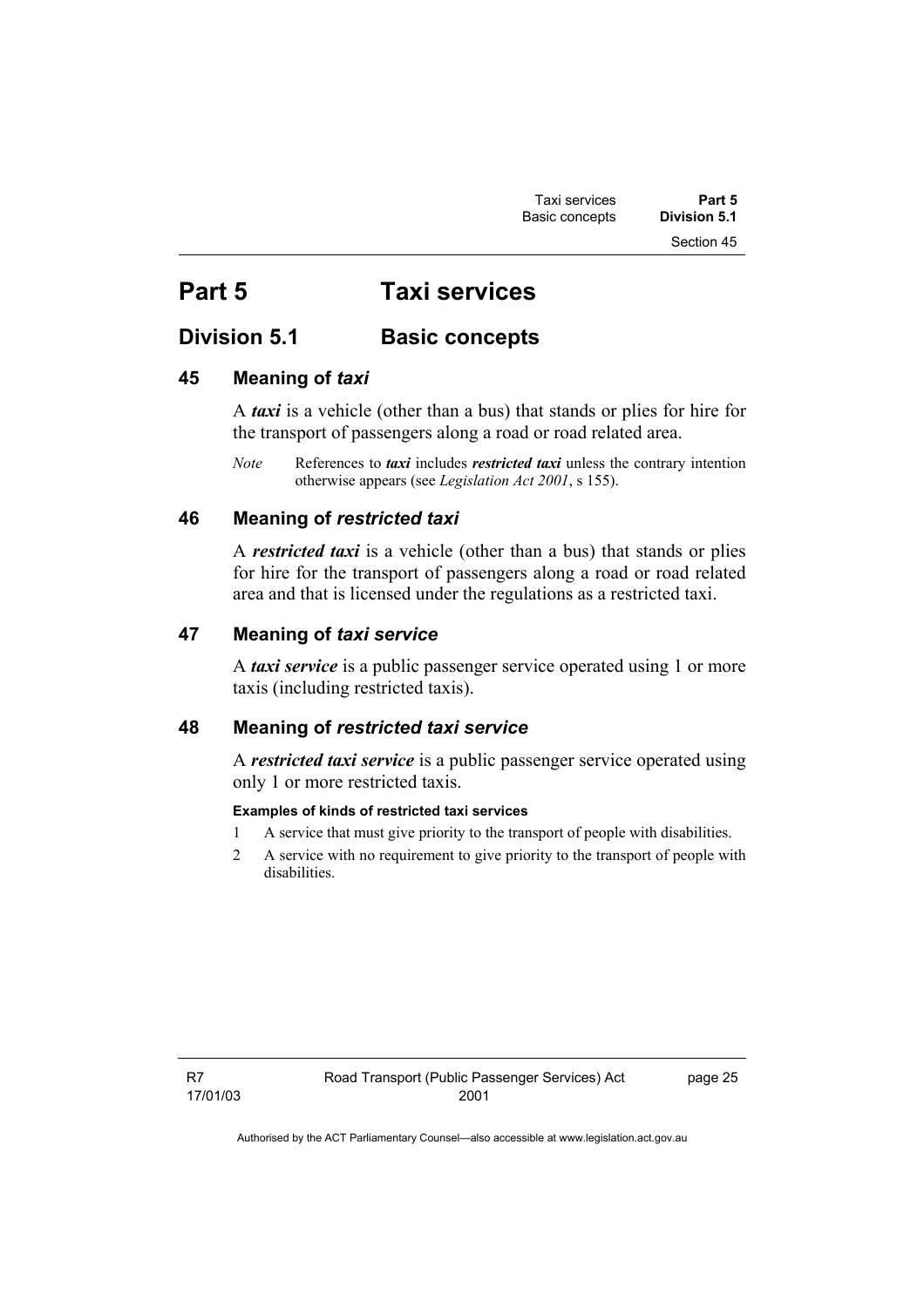# Part 5 Taxi services

## Division 5.1 Basic concepts

### 45 Meaning of *taxi*

A ***taxi*** is a vehicle (other than a bus) that stands or plies for hire for the transport of passengers along a road or road related area.

*Note* References to ***taxi*** includes ***restricted taxi*** unless the contrary intention otherwise appears (see *Legislation Act 2001*, s 155).

### 46 Meaning of *restricted taxi*

A ***restricted taxi*** is a vehicle (other than a bus) that stands or plies for hire for the transport of passengers along a road or road related area and that is licensed under the regulations as a restricted taxi.

### 47 Meaning of *taxi service*

A ***taxi service*** is a public passenger service operated using 1 or more taxis (including restricted taxis).

### 48 Meaning of *restricted taxi service*

A ***restricted taxi service*** is a public passenger service operated using only 1 or more restricted taxis.

**Examples of kinds of restricted taxi services**

1 A service that must give priority to the transport of people with disabilities.

2 A service with no requirement to give priority to the transport of people with disabilities.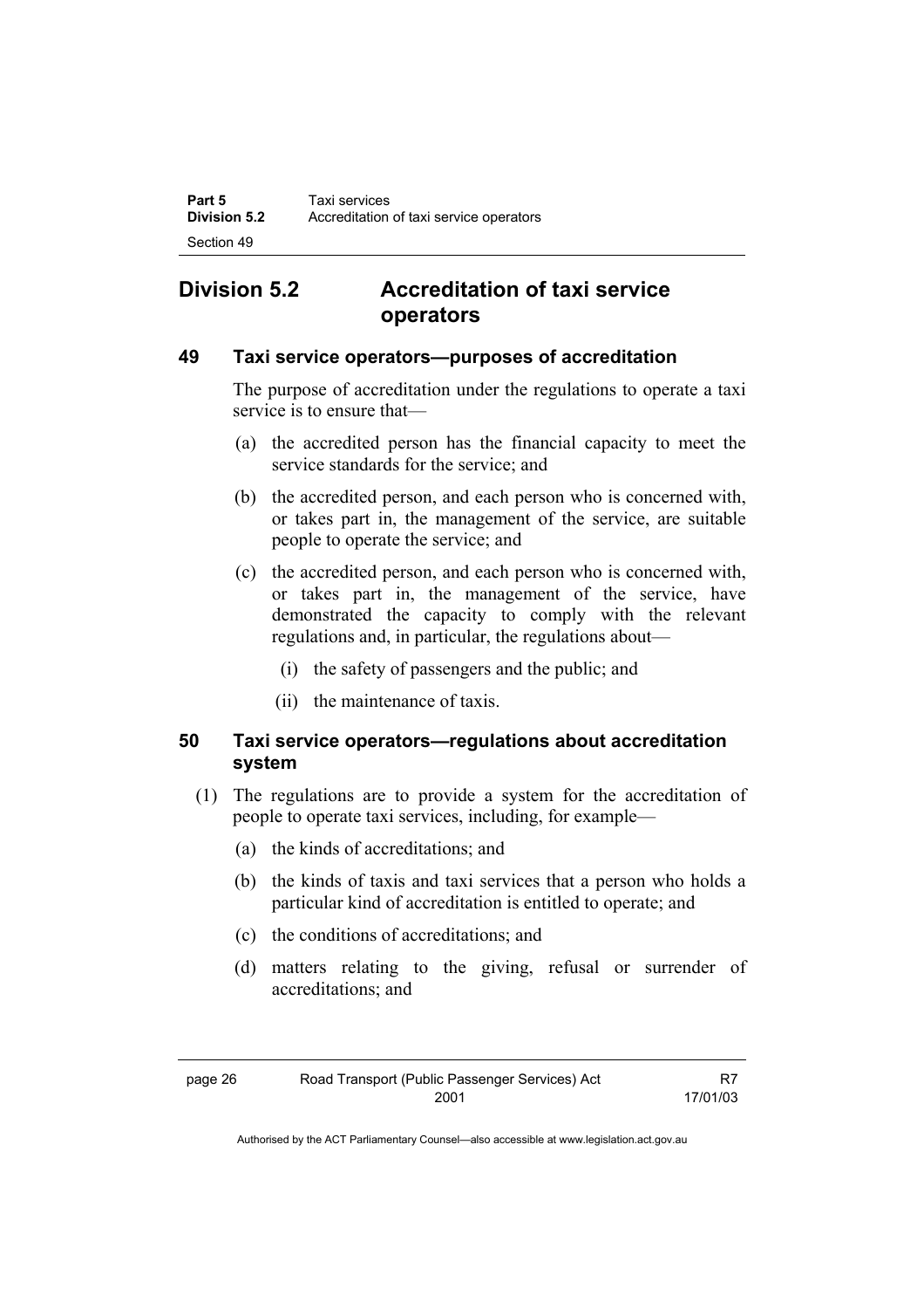## Division 5.2 Accreditation of taxi service operators

### 49 Taxi service operators—purposes of accreditation

The purpose of accreditation under the regulations to operate a taxi service is to ensure that—

(a) the accredited person has the financial capacity to meet the service standards for the service; and

(b) the accredited person, and each person who is concerned with, or takes part in, the management of the service, are suitable people to operate the service; and

(c) the accredited person, and each person who is concerned with, or takes part in, the management of the service, have demonstrated the capacity to comply with the relevant regulations and, in particular, the regulations about—

(i) the safety of passengers and the public; and

(ii) the maintenance of taxis.

### 50 Taxi service operators—regulations about accreditation system

(1) The regulations are to provide a system for the accreditation of people to operate taxi services, including, for example—

(a) the kinds of accreditations; and

(b) the kinds of taxis and taxi services that a person who holds a particular kind of accreditation is entitled to operate; and

(c) the conditions of accreditations; and

(d) matters relating to the giving, refusal or surrender of accreditations; and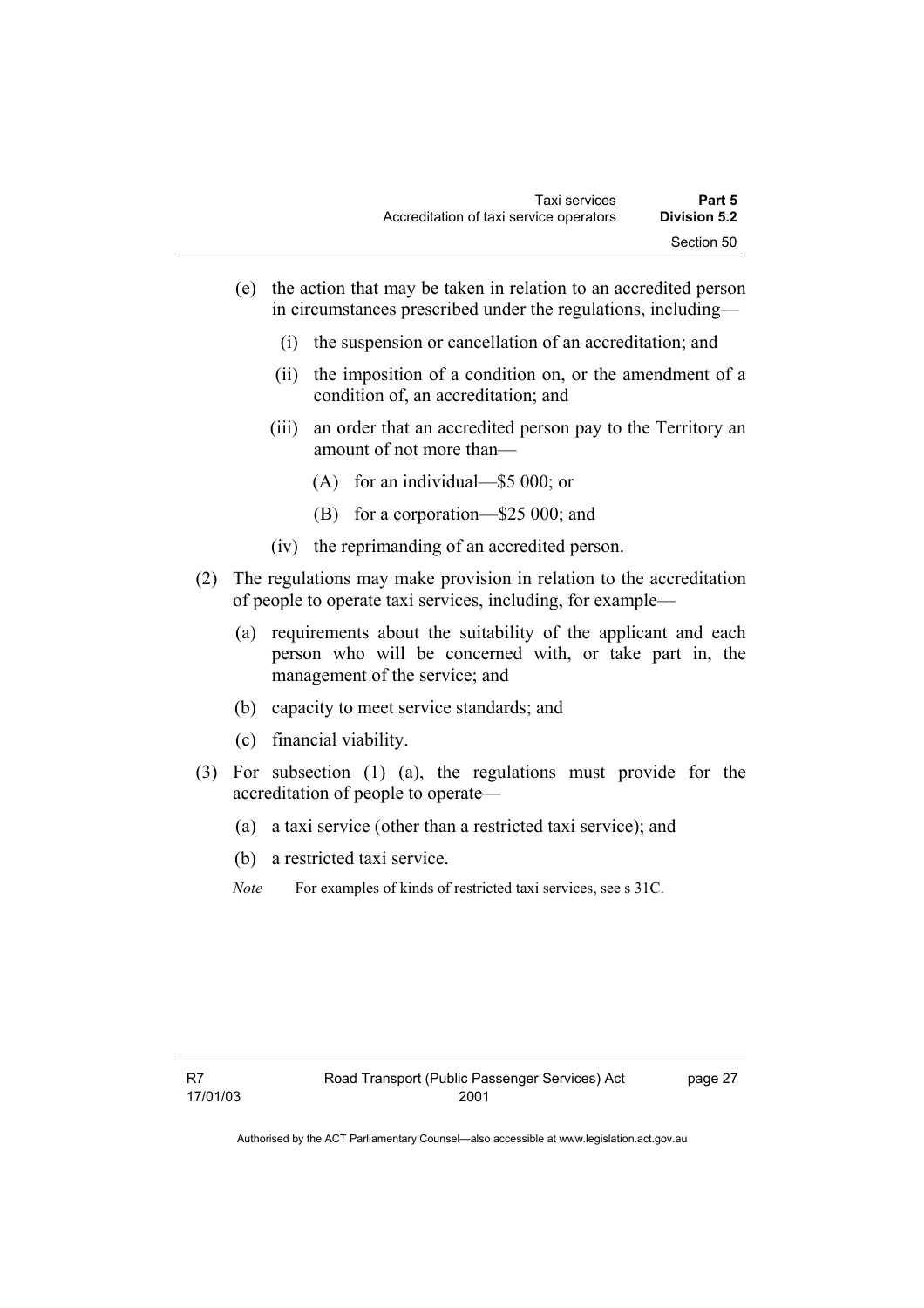(e) the action that may be taken in relation to an accredited person in circumstances prescribed under the regulations, including—

  (i) the suspension or cancellation of an accreditation; and

  (ii) the imposition of a condition on, or the amendment of a condition of, an accreditation; and

  (iii) an order that an accredited person pay to the Territory an amount of not more than—

    (A) for an individual—$5 000; or

    (B) for a corporation—$25 000; and

  (iv) the reprimanding of an accredited person.

(2) The regulations may make provision in relation to the accreditation of people to operate taxi services, including, for example—

  (a) requirements about the suitability of the applicant and each person who will be concerned with, or take part in, the management of the service; and

  (b) capacity to meet service standards; and

  (c) financial viability.

(3) For subsection (1) (a), the regulations must provide for the accreditation of people to operate—

  (a) a taxi service (other than a restricted taxi service); and

  (b) a restricted taxi service.

*Note* For examples of kinds of restricted taxi services, see s 31C.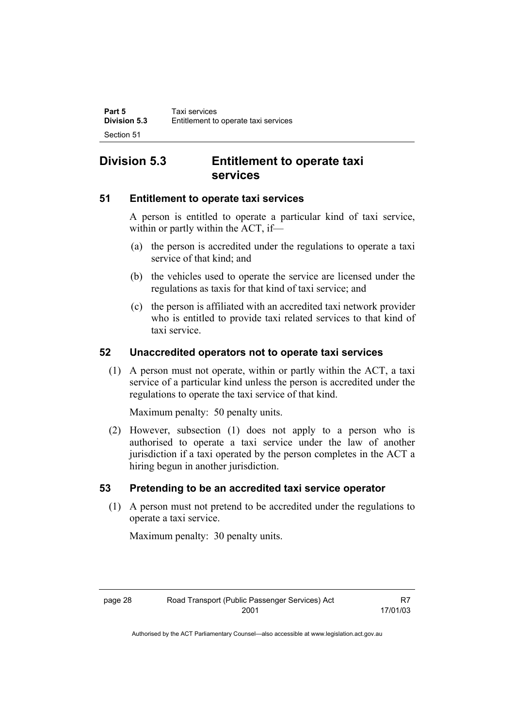## Division 5.3 Entitlement to operate taxi services

### 51 Entitlement to operate taxi services

A person is entitled to operate a particular kind of taxi service, within or partly within the ACT, if—

(a) the person is accredited under the regulations to operate a taxi service of that kind; and

(b) the vehicles used to operate the service are licensed under the regulations as taxis for that kind of taxi service; and

(c) the person is affiliated with an accredited taxi network provider who is entitled to provide taxi related services to that kind of taxi service.

### 52 Unaccredited operators not to operate taxi services

(1) A person must not operate, within or partly within the ACT, a taxi service of a particular kind unless the person is accredited under the regulations to operate the taxi service of that kind.

Maximum penalty: 50 penalty units.

(2) However, subsection (1) does not apply to a person who is authorised to operate a taxi service under the law of another jurisdiction if a taxi operated by the person completes in the ACT a hiring begun in another jurisdiction.

### 53 Pretending to be an accredited taxi service operator

(1) A person must not pretend to be accredited under the regulations to operate a taxi service.

Maximum penalty: 30 penalty units.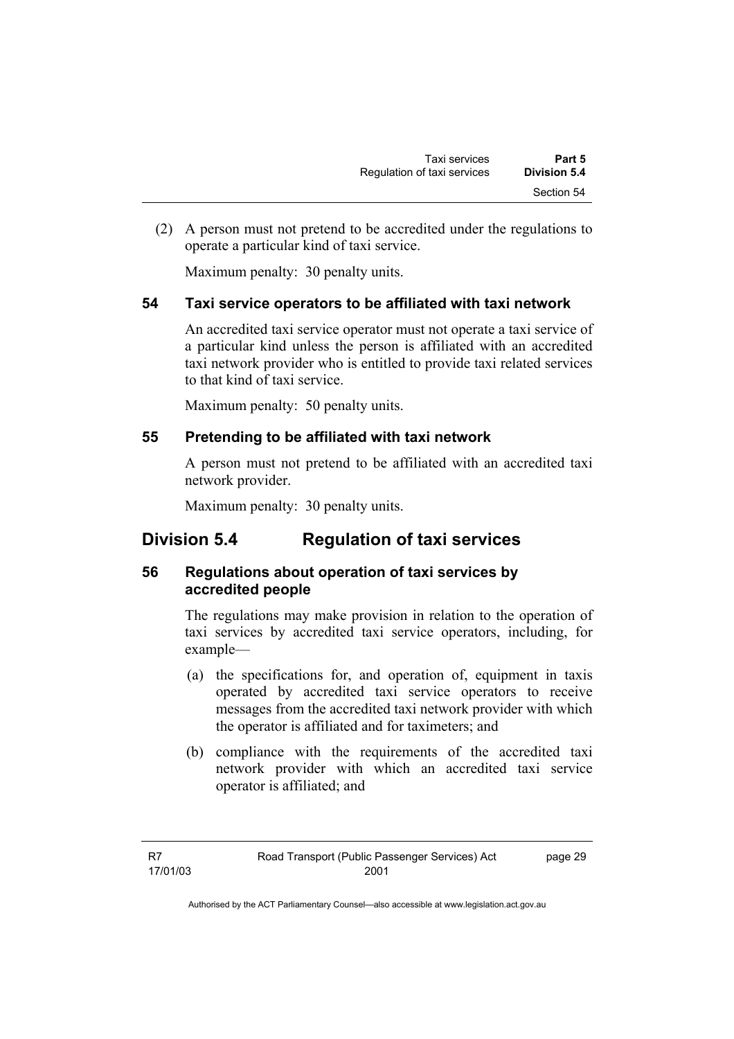(2) A person must not pretend to be accredited under the regulations to operate a particular kind of taxi service.

Maximum penalty: 30 penalty units.

### 54 Taxi service operators to be affiliated with taxi network

An accredited taxi service operator must not operate a taxi service of a particular kind unless the person is affiliated with an accredited taxi network provider who is entitled to provide taxi related services to that kind of taxi service.

Maximum penalty: 50 penalty units.

### 55 Pretending to be affiliated with taxi network

A person must not pretend to be affiliated with an accredited taxi network provider.

Maximum penalty: 30 penalty units.

## Division 5.4 Regulation of taxi services

### 56 Regulations about operation of taxi services by accredited people

The regulations may make provision in relation to the operation of taxi services by accredited taxi service operators, including, for example—

(a) the specifications for, and operation of, equipment in taxis operated by accredited taxi service operators to receive messages from the accredited taxi network provider with which the operator is affiliated and for taximeters; and

(b) compliance with the requirements of the accredited taxi network provider with which an accredited taxi service operator is affiliated; and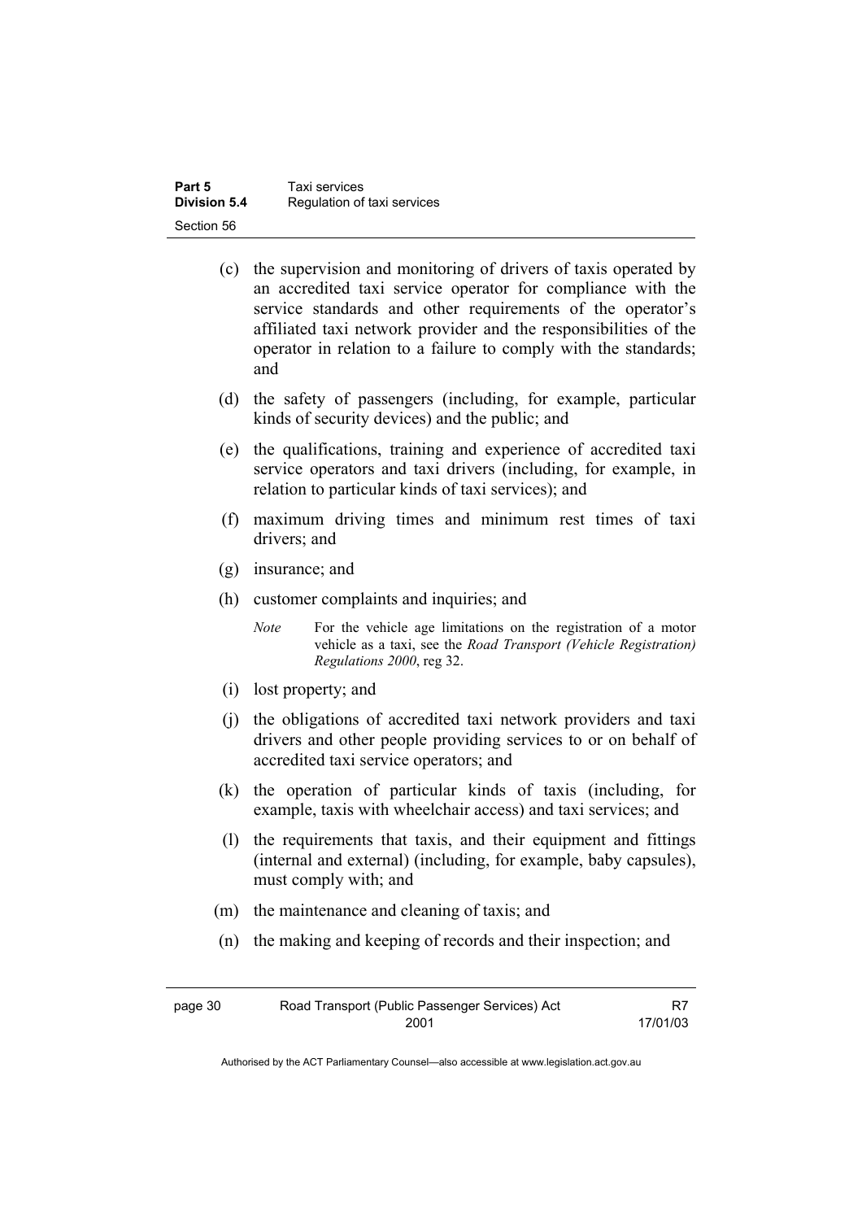(c) the supervision and monitoring of drivers of taxis operated by an accredited taxi service operator for compliance with the service standards and other requirements of the operator's affiliated taxi network provider and the responsibilities of the operator in relation to a failure to comply with the standards; and

(d) the safety of passengers (including, for example, particular kinds of security devices) and the public; and

(e) the qualifications, training and experience of accredited taxi service operators and taxi drivers (including, for example, in relation to particular kinds of taxi services); and

(f) maximum driving times and minimum rest times of taxi drivers; and

(g) insurance; and

(h) customer complaints and inquiries; and

*Note* For the vehicle age limitations on the registration of a motor vehicle as a taxi, see the *Road Transport (Vehicle Registration) Regulations 2000*, reg 32.

(i) lost property; and

(j) the obligations of accredited taxi network providers and taxi drivers and other people providing services to or on behalf of accredited taxi service operators; and

(k) the operation of particular kinds of taxis (including, for example, taxis with wheelchair access) and taxi services; and

(l) the requirements that taxis, and their equipment and fittings (internal and external) (including, for example, baby capsules), must comply with; and

(m) the maintenance and cleaning of taxis; and

(n) the making and keeping of records and their inspection; and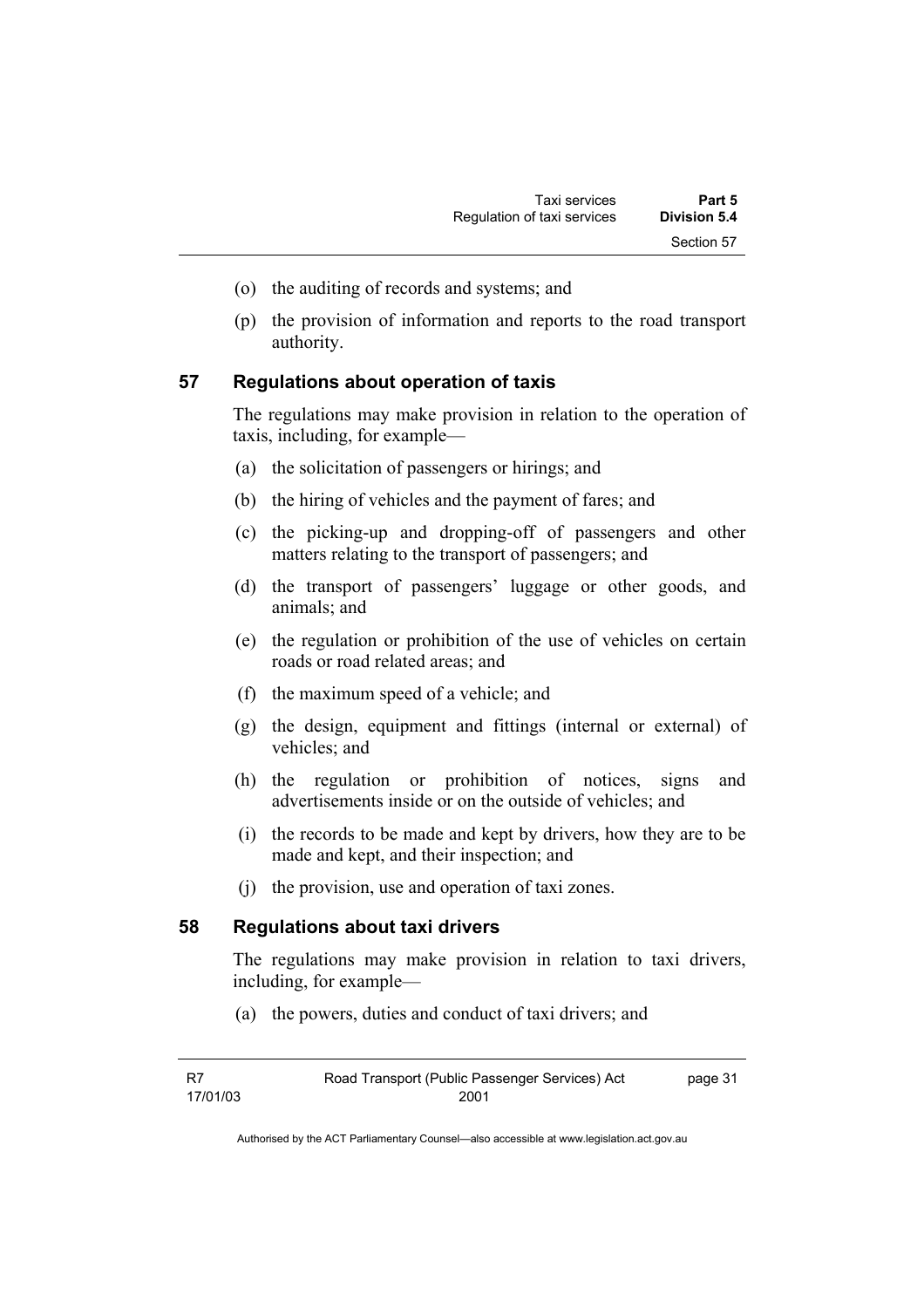(o) the auditing of records and systems; and

(p) the provision of information and reports to the road transport authority.

## 57 Regulations about operation of taxis

The regulations may make provision in relation to the operation of taxis, including, for example—

(a) the solicitation of passengers or hirings; and

(b) the hiring of vehicles and the payment of fares; and

(c) the picking-up and dropping-off of passengers and other matters relating to the transport of passengers; and

(d) the transport of passengers' luggage or other goods, and animals; and

(e) the regulation or prohibition of the use of vehicles on certain roads or road related areas; and

(f) the maximum speed of a vehicle; and

(g) the design, equipment and fittings (internal or external) of vehicles; and

(h) the regulation or prohibition of notices, signs and advertisements inside or on the outside of vehicles; and

(i) the records to be made and kept by drivers, how they are to be made and kept, and their inspection; and

(j) the provision, use and operation of taxi zones.

## 58 Regulations about taxi drivers

The regulations may make provision in relation to taxi drivers, including, for example—

(a) the powers, duties and conduct of taxi drivers; and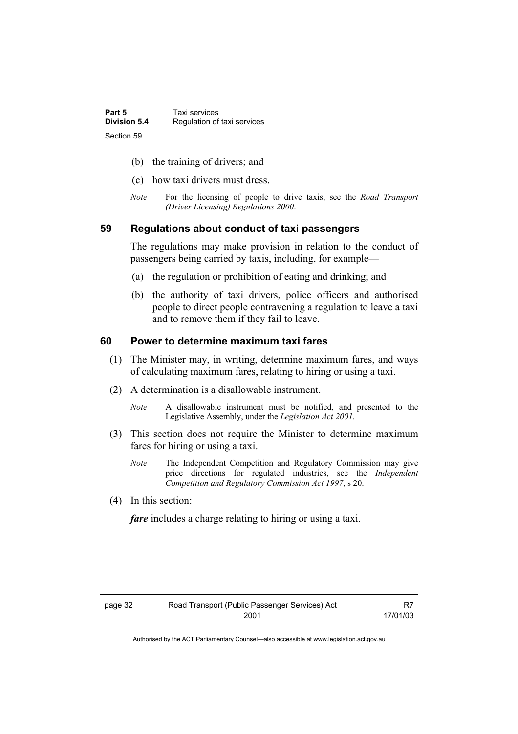(b) the training of drivers; and

(c) how taxi drivers must dress.

*Note* For the licensing of people to drive taxis, see the *Road Transport (Driver Licensing) Regulations 2000*.

## 59 Regulations about conduct of taxi passengers

The regulations may make provision in relation to the conduct of passengers being carried by taxis, including, for example—

(a) the regulation or prohibition of eating and drinking; and

(b) the authority of taxi drivers, police officers and authorised people to direct people contravening a regulation to leave a taxi and to remove them if they fail to leave.

## 60 Power to determine maximum taxi fares

(1) The Minister may, in writing, determine maximum fares, and ways of calculating maximum fares, relating to hiring or using a taxi.

(2) A determination is a disallowable instrument.

*Note* A disallowable instrument must be notified, and presented to the Legislative Assembly, under the *Legislation Act 2001*.

(3) This section does not require the Minister to determine maximum fares for hiring or using a taxi.

*Note* The Independent Competition and Regulatory Commission may give price directions for regulated industries, see the *Independent Competition and Regulatory Commission Act 1997*, s 20.

(4) In this section:

***fare*** includes a charge relating to hiring or using a taxi.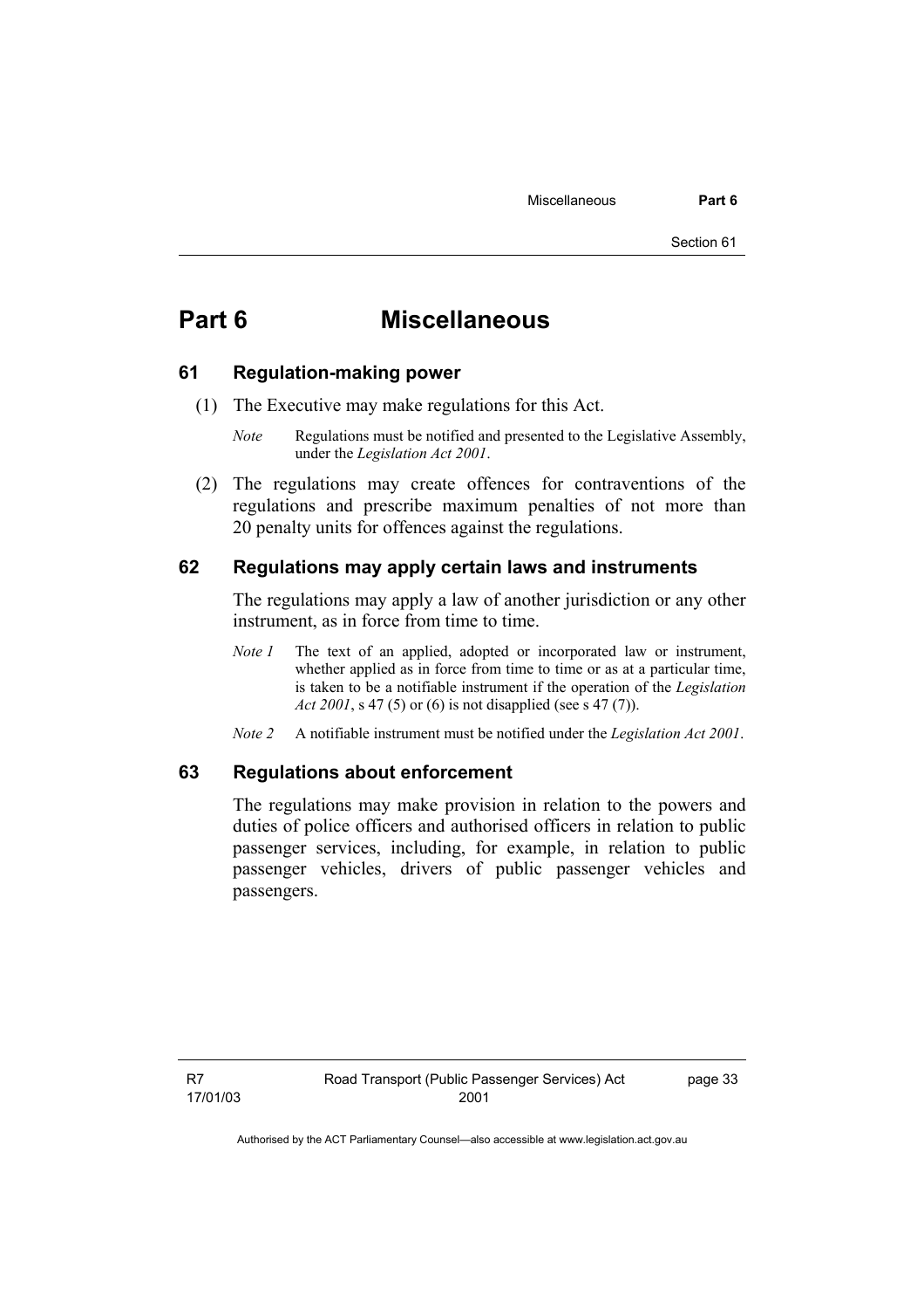# Part 6 Miscellaneous

## 61 Regulation-making power

(1) The Executive may make regulations for this Act.

*Note* Regulations must be notified and presented to the Legislative Assembly, under the *Legislation Act 2001*.

(2) The regulations may create offences for contraventions of the regulations and prescribe maximum penalties of not more than 20 penalty units for offences against the regulations.

## 62 Regulations may apply certain laws and instruments

The regulations may apply a law of another jurisdiction or any other instrument, as in force from time to time.

*Note 1* The text of an applied, adopted or incorporated law or instrument, whether applied as in force from time to time or as at a particular time, is taken to be a notifiable instrument if the operation of the *Legislation Act 2001*, s 47 (5) or (6) is not disapplied (see s 47 (7)).

*Note 2* A notifiable instrument must be notified under the *Legislation Act 2001*.

## 63 Regulations about enforcement

The regulations may make provision in relation to the powers and duties of police officers and authorised officers in relation to public passenger services, including, for example, in relation to public passenger vehicles, drivers of public passenger vehicles and passengers.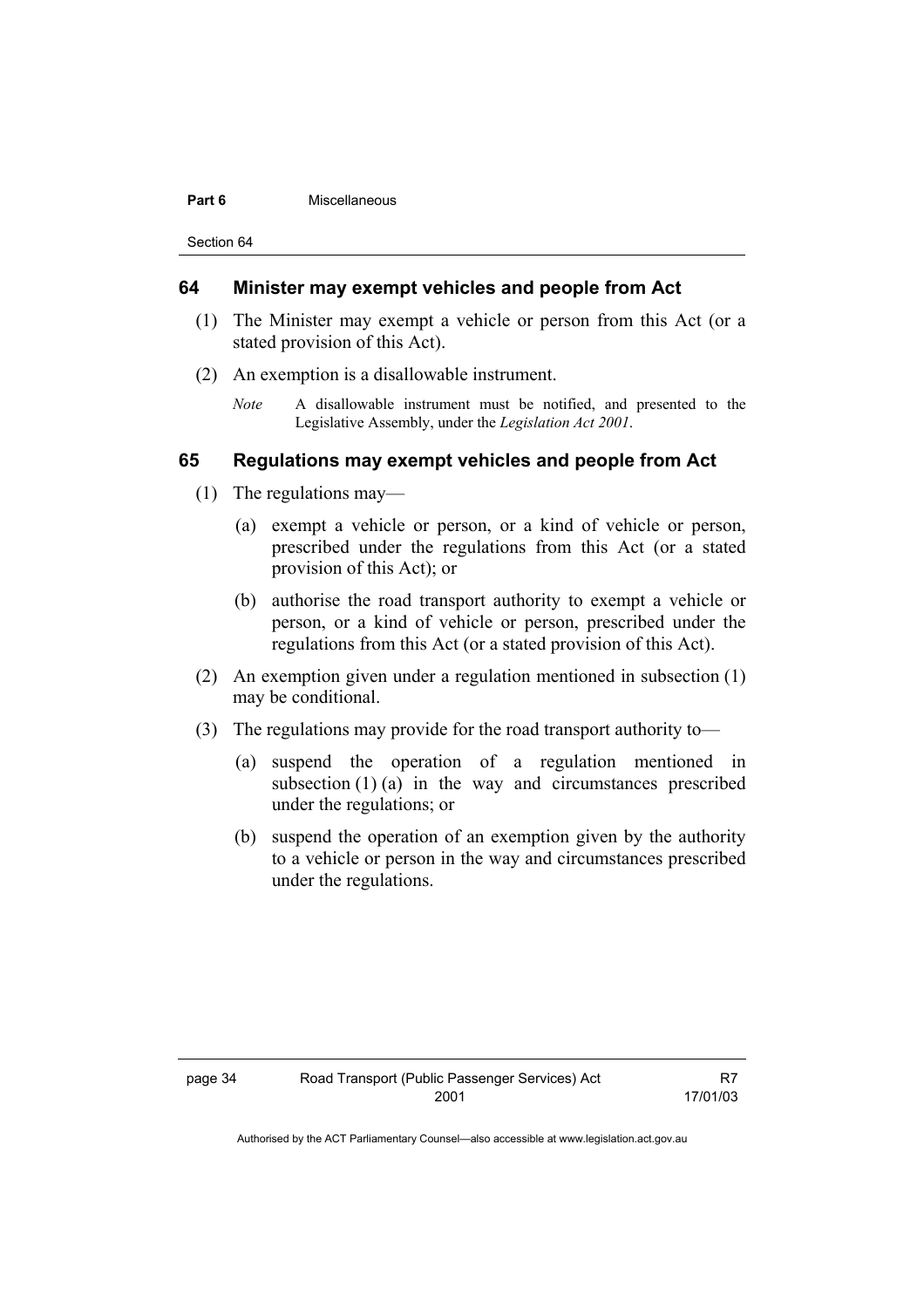## 64 Minister may exempt vehicles and people from Act

(1) The Minister may exempt a vehicle or person from this Act (or a stated provision of this Act).

(2) An exemption is a disallowable instrument.

*Note* A disallowable instrument must be notified, and presented to the Legislative Assembly, under the *Legislation Act 2001*.

## 65 Regulations may exempt vehicles and people from Act

(1) The regulations may—

(a) exempt a vehicle or person, or a kind of vehicle or person, prescribed under the regulations from this Act (or a stated provision of this Act); or

(b) authorise the road transport authority to exempt a vehicle or person, or a kind of vehicle or person, prescribed under the regulations from this Act (or a stated provision of this Act).

(2) An exemption given under a regulation mentioned in subsection (1) may be conditional.

(3) The regulations may provide for the road transport authority to—

(a) suspend the operation of a regulation mentioned in subsection (1) (a) in the way and circumstances prescribed under the regulations; or

(b) suspend the operation of an exemption given by the authority to a vehicle or person in the way and circumstances prescribed under the regulations.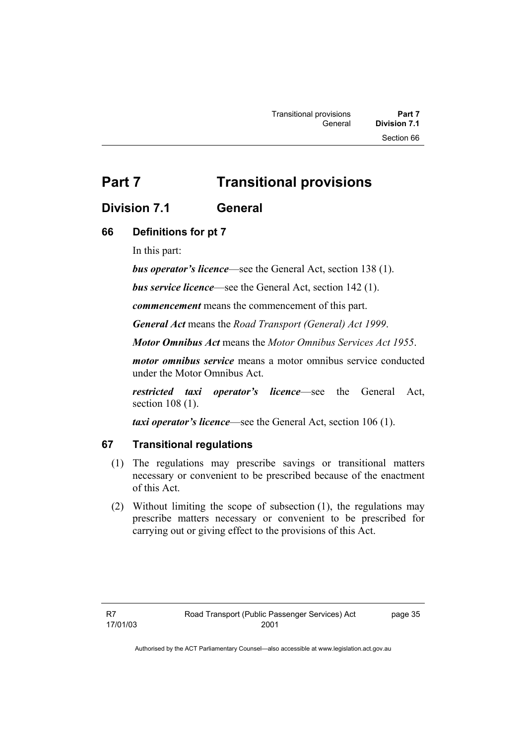# Part 7 Transitional provisions

## Division 7.1 General

### 66 Definitions for pt 7

In this part:

***bus operator's licence***—see the General Act, section 138 (1).

***bus service licence***—see the General Act, section 142 (1).

***commencement*** means the commencement of this part.

***General Act*** means the *Road Transport (General) Act 1999*.

***Motor Omnibus Act*** means the *Motor Omnibus Services Act 1955*.

***motor omnibus service*** means a motor omnibus service conducted under the Motor Omnibus Act.

***restricted taxi operator's licence***—see the General Act, section 108 (1).

***taxi operator's licence***—see the General Act, section 106 (1).

### 67 Transitional regulations

(1) The regulations may prescribe savings or transitional matters necessary or convenient to be prescribed because of the enactment of this Act.

(2) Without limiting the scope of subsection (1), the regulations may prescribe matters necessary or convenient to be prescribed for carrying out or giving effect to the provisions of this Act.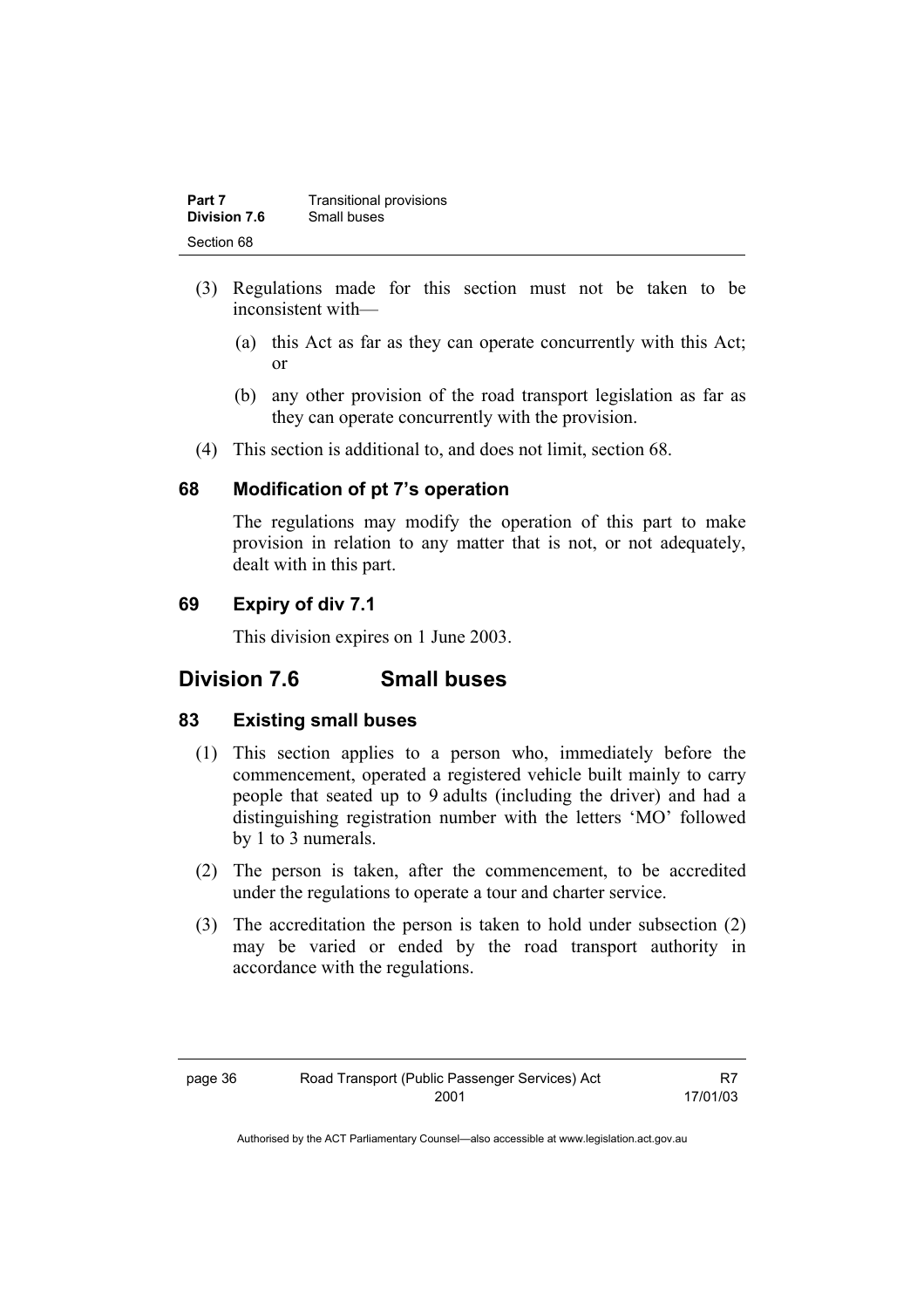(3) Regulations made for this section must not be taken to be inconsistent with—

(a) this Act as far as they can operate concurrently with this Act; or

(b) any other provision of the road transport legislation as far as they can operate concurrently with the provision.

(4) This section is additional to, and does not limit, section 68.

### 68 Modification of pt 7's operation

The regulations may modify the operation of this part to make provision in relation to any matter that is not, or not adequately, dealt with in this part.

### 69 Expiry of div 7.1

This division expires on 1 June 2003.

## Division 7.6 Small buses

### 83 Existing small buses

(1) This section applies to a person who, immediately before the commencement, operated a registered vehicle built mainly to carry people that seated up to 9 adults (including the driver) and had a distinguishing registration number with the letters 'MO' followed by 1 to 3 numerals.

(2) The person is taken, after the commencement, to be accredited under the regulations to operate a tour and charter service.

(3) The accreditation the person is taken to hold under subsection (2) may be varied or ended by the road transport authority in accordance with the regulations.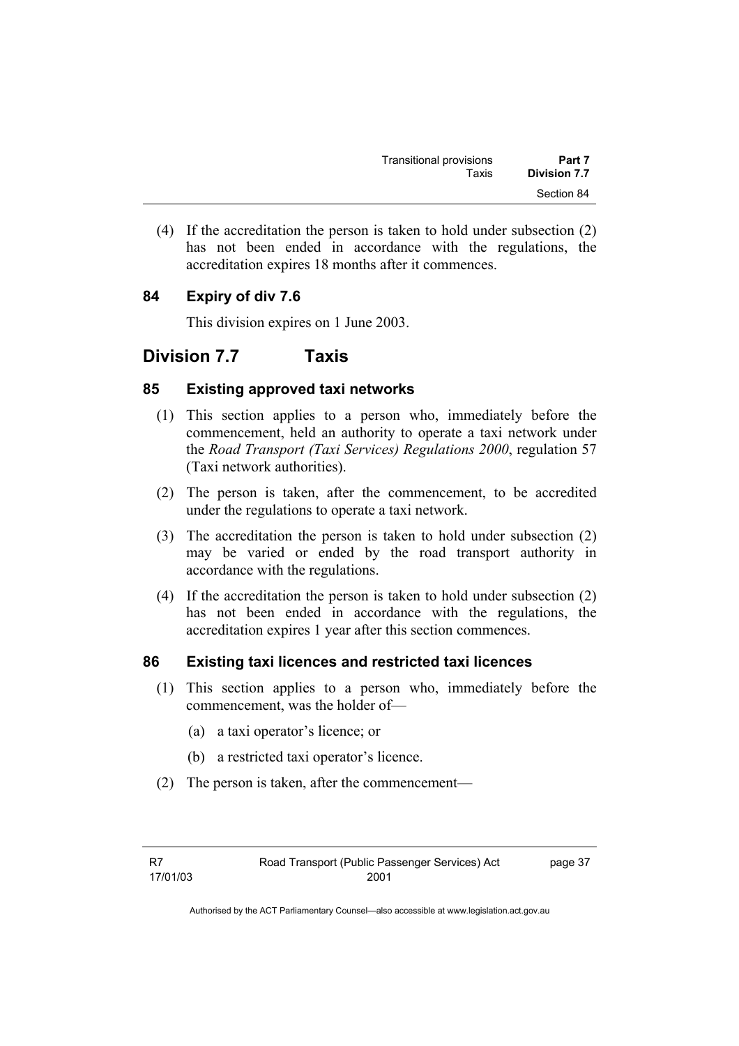(4) If the accreditation the person is taken to hold under subsection (2) has not been ended in accordance with the regulations, the accreditation expires 18 months after it commences.

### 84 Expiry of div 7.6

This division expires on 1 June 2003.

## Division 7.7 Taxis

### 85 Existing approved taxi networks

(1) This section applies to a person who, immediately before the commencement, held an authority to operate a taxi network under the *Road Transport (Taxi Services) Regulations 2000*, regulation 57 (Taxi network authorities).

(2) The person is taken, after the commencement, to be accredited under the regulations to operate a taxi network.

(3) The accreditation the person is taken to hold under subsection (2) may be varied or ended by the road transport authority in accordance with the regulations.

(4) If the accreditation the person is taken to hold under subsection (2) has not been ended in accordance with the regulations, the accreditation expires 1 year after this section commences.

### 86 Existing taxi licences and restricted taxi licences

(1) This section applies to a person who, immediately before the commencement, was the holder of—

(a) a taxi operator's licence; or

(b) a restricted taxi operator's licence.

(2) The person is taken, after the commencement—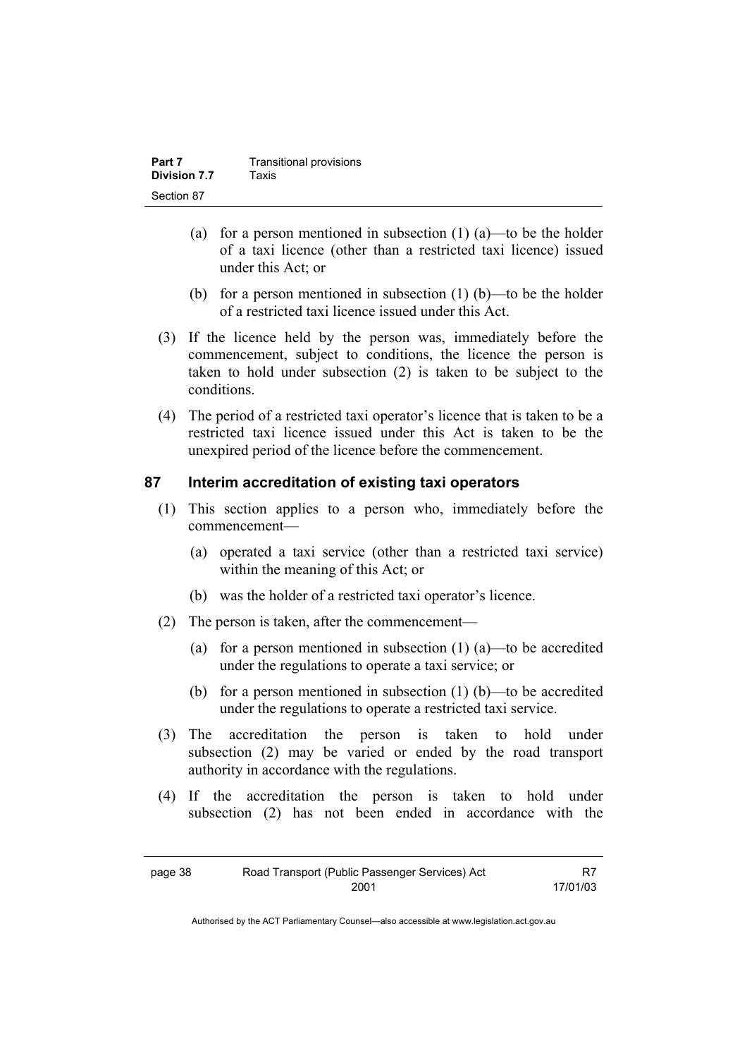(a) for a person mentioned in subsection (1) (a)—to be the holder of a taxi licence (other than a restricted taxi licence) issued under this Act; or

(b) for a person mentioned in subsection (1) (b)—to be the holder of a restricted taxi licence issued under this Act.

(3) If the licence held by the person was, immediately before the commencement, subject to conditions, the licence the person is taken to hold under subsection (2) is taken to be subject to the conditions.

(4) The period of a restricted taxi operator's licence that is taken to be a restricted taxi licence issued under this Act is taken to be the unexpired period of the licence before the commencement.

### 87 Interim accreditation of existing taxi operators

(1) This section applies to a person who, immediately before the commencement—

(a) operated a taxi service (other than a restricted taxi service) within the meaning of this Act; or

(b) was the holder of a restricted taxi operator's licence.

(2) The person is taken, after the commencement—

(a) for a person mentioned in subsection (1) (a)—to be accredited under the regulations to operate a taxi service; or

(b) for a person mentioned in subsection (1) (b)—to be accredited under the regulations to operate a restricted taxi service.

(3) The accreditation the person is taken to hold under subsection (2) may be varied or ended by the road transport authority in accordance with the regulations.

(4) If the accreditation the person is taken to hold under subsection (2) has not been ended in accordance with the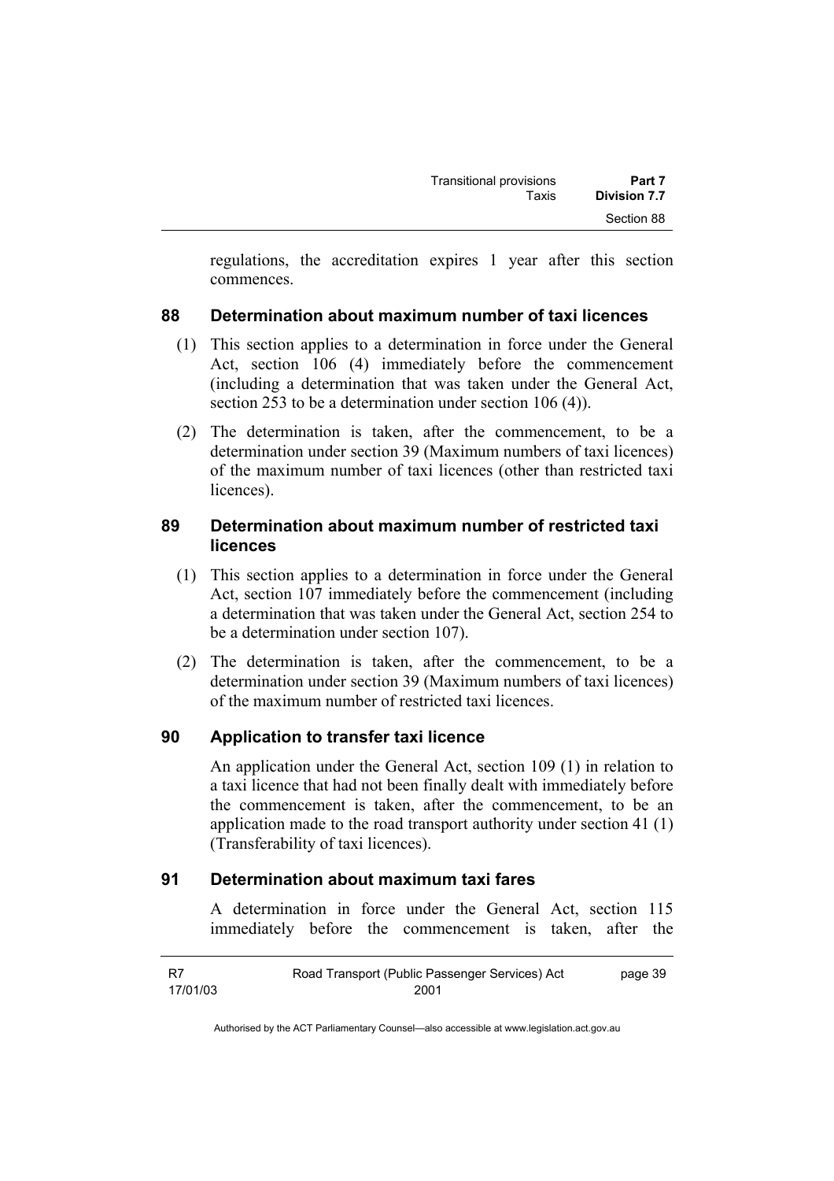regulations, the accreditation expires 1 year after this section commences.

### 88 Determination about maximum number of taxi licences

(1) This section applies to a determination in force under the General Act, section 106 (4) immediately before the commencement (including a determination that was taken under the General Act, section 253 to be a determination under section 106 (4)).

(2) The determination is taken, after the commencement, to be a determination under section 39 (Maximum numbers of taxi licences) of the maximum number of taxi licences (other than restricted taxi licences).

### 89 Determination about maximum number of restricted taxi licences

(1) This section applies to a determination in force under the General Act, section 107 immediately before the commencement (including a determination that was taken under the General Act, section 254 to be a determination under section 107).

(2) The determination is taken, after the commencement, to be a determination under section 39 (Maximum numbers of taxi licences) of the maximum number of restricted taxi licences.

### 90 Application to transfer taxi licence

An application under the General Act, section 109 (1) in relation to a taxi licence that had not been finally dealt with immediately before the commencement is taken, after the commencement, to be an application made to the road transport authority under section 41 (1) (Transferability of taxi licences).

### 91 Determination about maximum taxi fares

A determination in force under the General Act, section 115 immediately before the commencement is taken, after the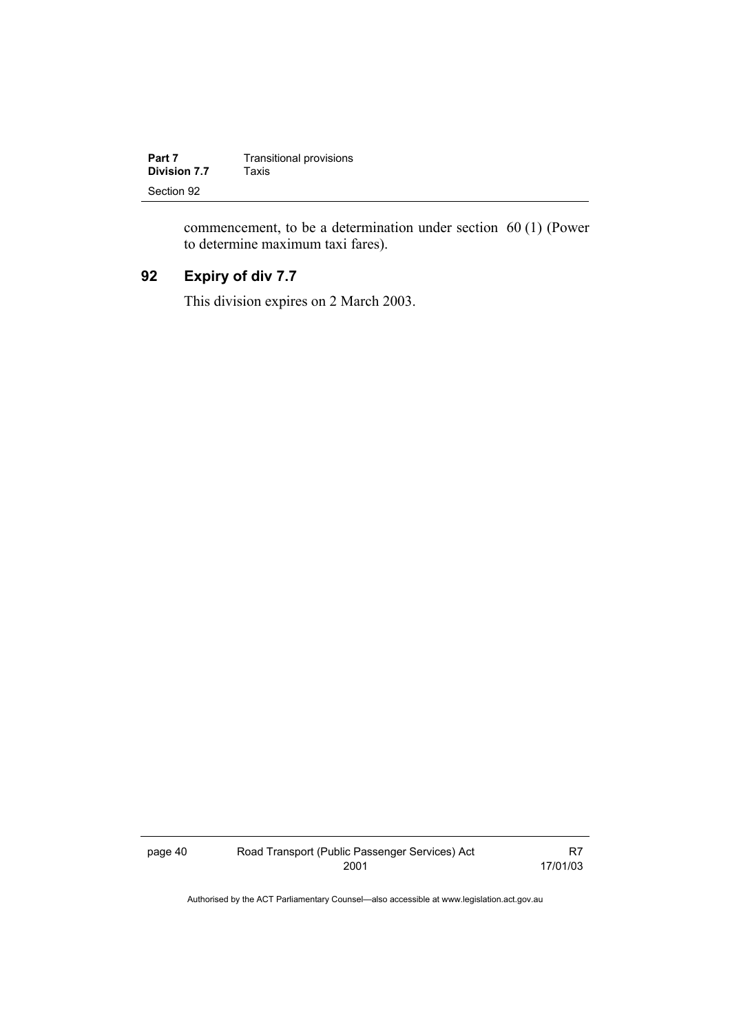commencement, to be a determination under section 60 (1) (Power to determine maximum taxi fares).

## 92 Expiry of div 7.7

This division expires on 2 March 2003.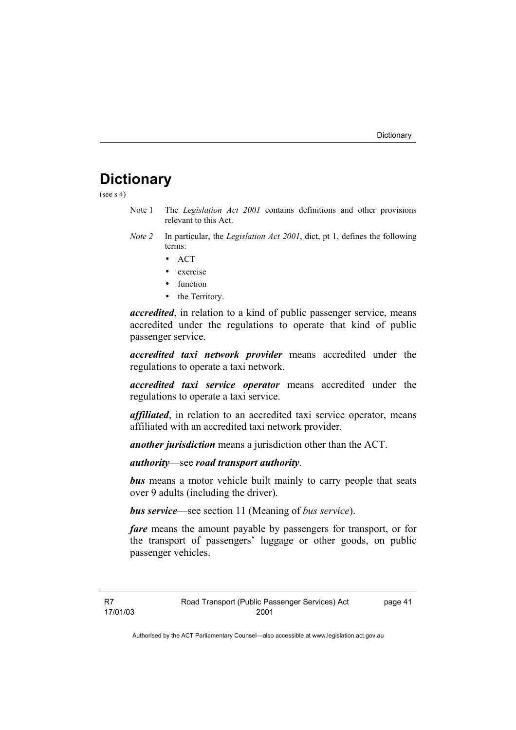# Dictionary

(see s 4)

Note 1 The *Legislation Act 2001* contains definitions and other provisions relevant to this Act.

*Note 2* In particular, the *Legislation Act 2001*, dict, pt 1, defines the following terms:

- ACT
- exercise
- function
- the Territory.

***accredited***, in relation to a kind of public passenger service, means accredited under the regulations to operate that kind of public passenger service.

***accredited taxi network provider*** means accredited under the regulations to operate a taxi network.

***accredited taxi service operator*** means accredited under the regulations to operate a taxi service.

***affiliated***, in relation to an accredited taxi service operator, means affiliated with an accredited taxi network provider.

***another jurisdiction*** means a jurisdiction other than the ACT.

***authority***—see ***road transport authority***.

***bus*** means a motor vehicle built mainly to carry people that seats over 9 adults (including the driver).

***bus service***—see section 11 (Meaning of *bus service*).

***fare*** means the amount payable by passengers for transport, or for the transport of passengers' luggage or other goods, on public passenger vehicles.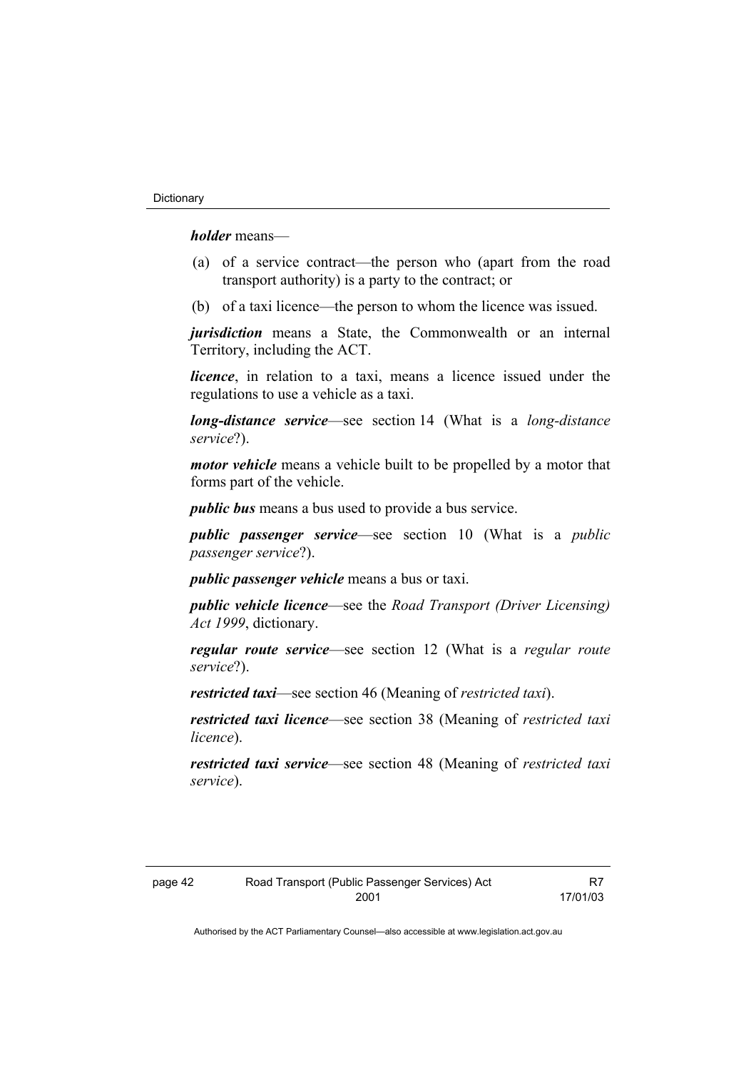***holder*** means—

(a) of a service contract—the person who (apart from the road transport authority) is a party to the contract; or

(b) of a taxi licence—the person to whom the licence was issued.

***jurisdiction*** means a State, the Commonwealth or an internal Territory, including the ACT.

***licence***, in relation to a taxi, means a licence issued under the regulations to use a vehicle as a taxi.

***long-distance service***—see section 14 (What is a *long-distance service*?).

***motor vehicle*** means a vehicle built to be propelled by a motor that forms part of the vehicle.

***public bus*** means a bus used to provide a bus service.

***public passenger service***—see section 10 (What is a *public passenger service*?).

***public passenger vehicle*** means a bus or taxi.

***public vehicle licence***—see the *Road Transport (Driver Licensing) Act 1999*, dictionary.

***regular route service***—see section 12 (What is a *regular route service*?).

***restricted taxi***—see section 46 (Meaning of *restricted taxi*).

***restricted taxi licence***—see section 38 (Meaning of *restricted taxi licence*).

***restricted taxi service***—see section 48 (Meaning of *restricted taxi service*).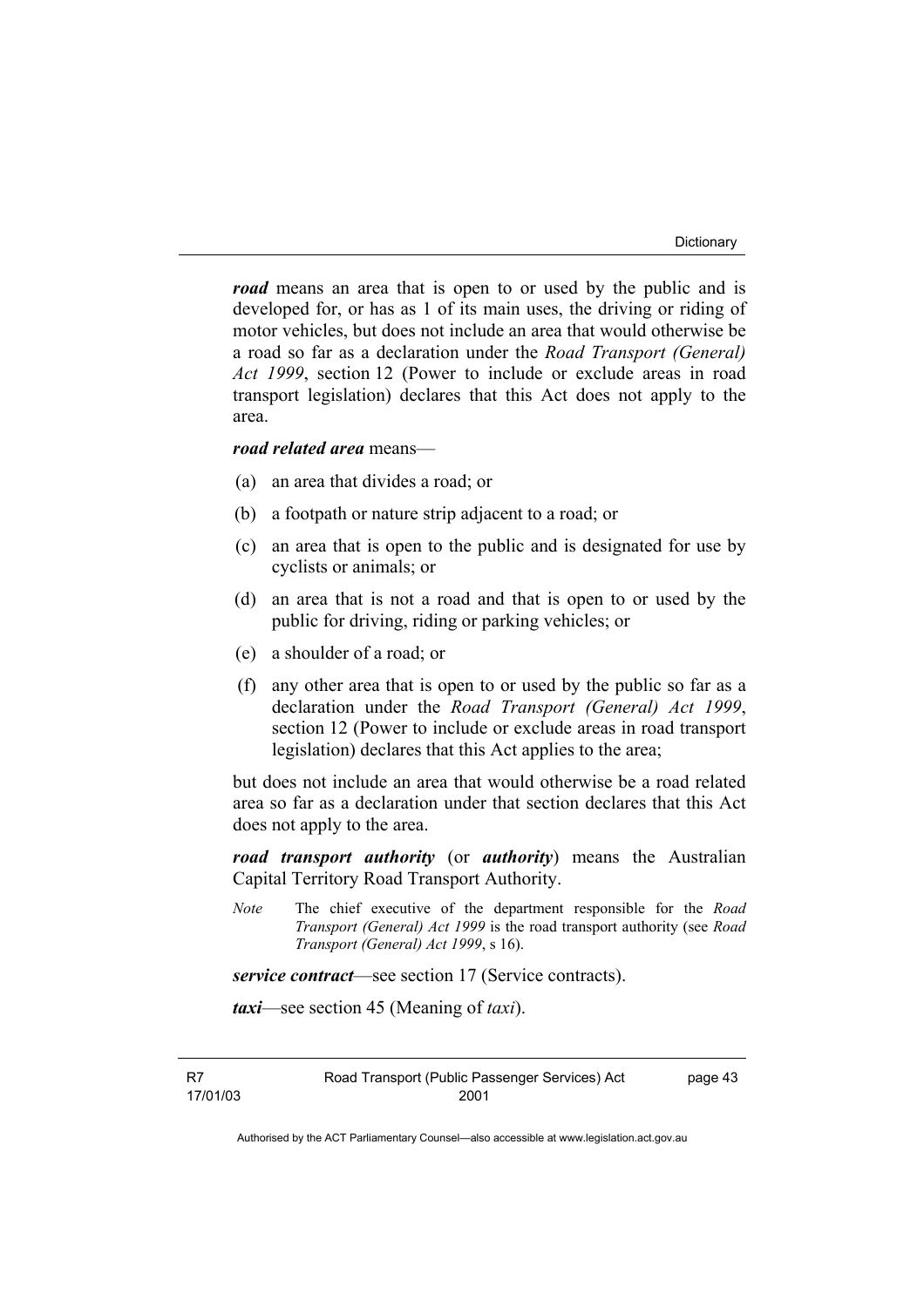***road*** means an area that is open to or used by the public and is developed for, or has as 1 of its main uses, the driving or riding of motor vehicles, but does not include an area that would otherwise be a road so far as a declaration under the *Road Transport (General) Act 1999*, section 12 (Power to include or exclude areas in road transport legislation) declares that this Act does not apply to the area.

***road related area*** means—

(a) an area that divides a road; or

(b) a footpath or nature strip adjacent to a road; or

(c) an area that is open to the public and is designated for use by cyclists or animals; or

(d) an area that is not a road and that is open to or used by the public for driving, riding or parking vehicles; or

(e) a shoulder of a road; or

(f) any other area that is open to or used by the public so far as a declaration under the *Road Transport (General) Act 1999*, section 12 (Power to include or exclude areas in road transport legislation) declares that this Act applies to the area;

but does not include an area that would otherwise be a road related area so far as a declaration under that section declares that this Act does not apply to the area.

***road transport authority*** (or ***authority***) means the Australian Capital Territory Road Transport Authority.

*Note* The chief executive of the department responsible for the *Road Transport (General) Act 1999* is the road transport authority (see *Road Transport (General) Act 1999*, s 16).

***service contract***—see section 17 (Service contracts).

***taxi***—see section 45 (Meaning of *taxi*).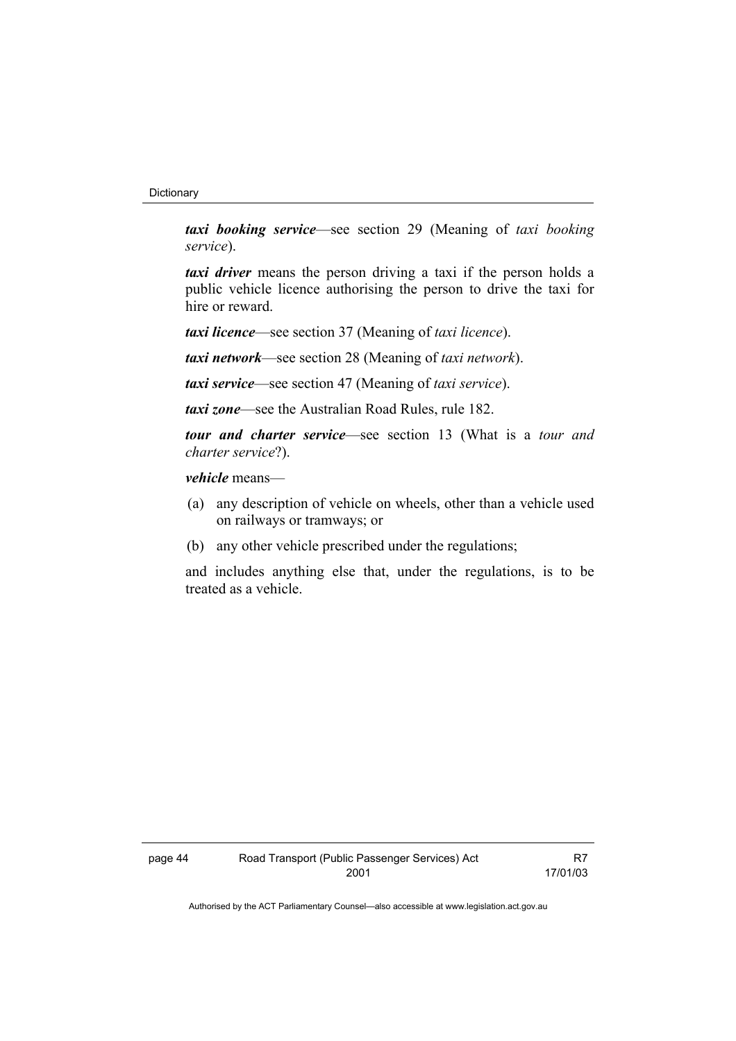***taxi booking service***—see section 29 (Meaning of *taxi booking service*).

***taxi driver*** means the person driving a taxi if the person holds a public vehicle licence authorising the person to drive the taxi for hire or reward.

***taxi licence***—see section 37 (Meaning of *taxi licence*).

***taxi network***—see section 28 (Meaning of *taxi network*).

***taxi service***—see section 47 (Meaning of *taxi service*).

***taxi zone***—see the Australian Road Rules, rule 182.

***tour and charter service***—see section 13 (What is a *tour and charter service*?).

***vehicle*** means—

(a) any description of vehicle on wheels, other than a vehicle used on railways or tramways; or

(b) any other vehicle prescribed under the regulations;

and includes anything else that, under the regulations, is to be treated as a vehicle.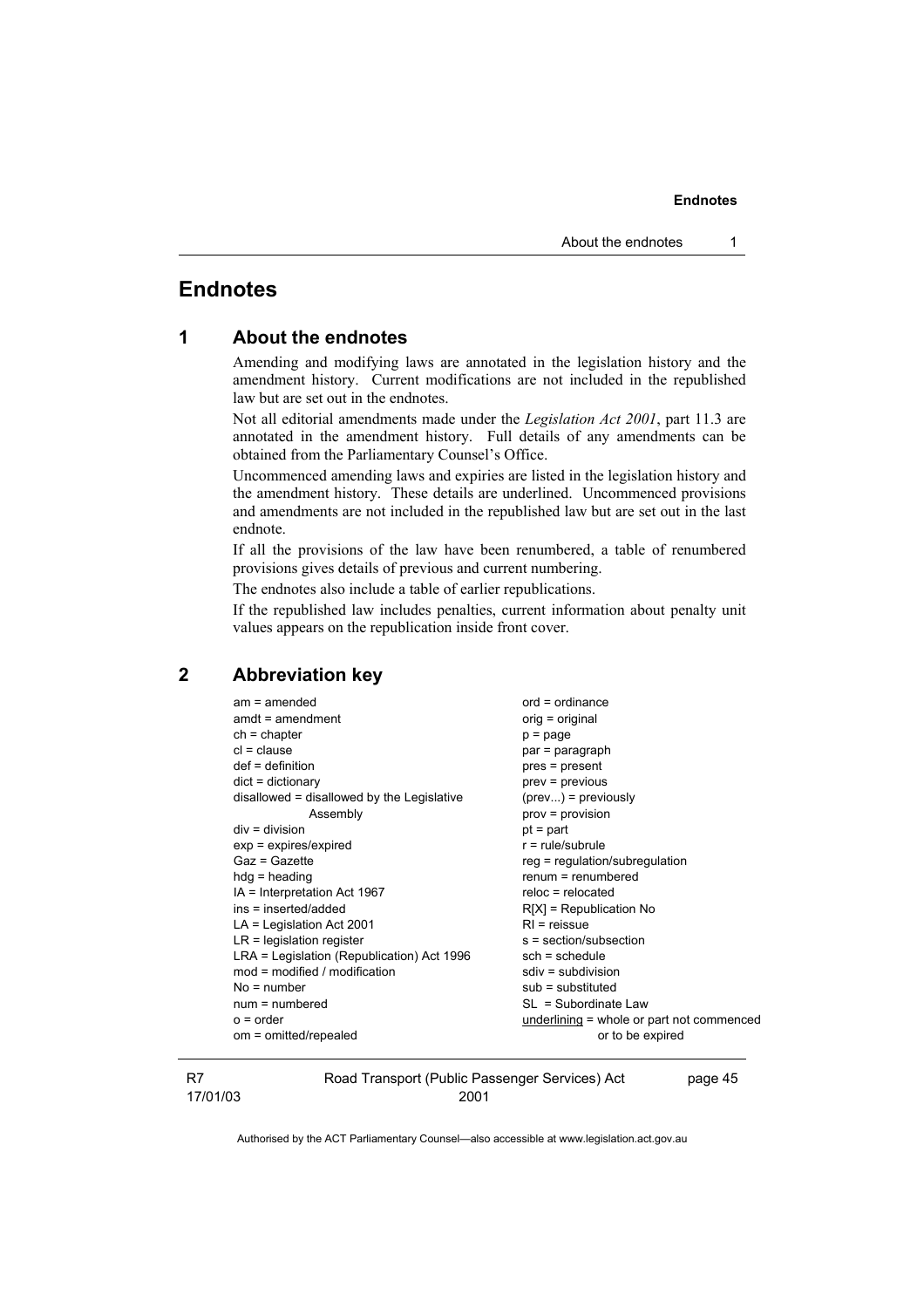# Endnotes

## 1 About the endnotes

Amending and modifying laws are annotated in the legislation history and the amendment history. Current modifications are not included in the republished law but are set out in the endnotes.

Not all editorial amendments made under the *Legislation Act 2001*, part 11.3 are annotated in the amendment history. Full details of any amendments can be obtained from the Parliamentary Counsel's Office.

Uncommenced amending laws and expiries are listed in the legislation history and the amendment history. These details are underlined. Uncommenced provisions and amendments are not included in the republished law but are set out in the last endnote.

If all the provisions of the law have been renumbered, a table of renumbered provisions gives details of previous and current numbering.

The endnotes also include a table of earlier republications.

If the republished law includes penalties, current information about penalty unit values appears on the republication inside front cover.

## 2 Abbreviation key

am = amended
amdt = amendment
ch = chapter
cl = clause
def = definition
dict = dictionary
disallowed = disallowed by the Legislative Assembly
div = division
exp = expires/expired
Gaz = Gazette
hdg = heading
IA = Interpretation Act 1967
ins = inserted/added
LA = Legislation Act 2001
LR = legislation register
LRA = Legislation (Republication) Act 1996
mod = modified / modification
No = number
num = numbered
o = order
om = omitted/repealed
ord = ordinance
orig = original
p = page
par = paragraph
pres = present
prev = previous
(prev...) = previously
prov = provision
pt = part
r = rule/subrule
reg = regulation/subregulation
renum = renumbered
reloc = relocated
R[X] = Republication No
RI = reissue
s = section/subsection
sch = schedule
sdiv = subdivision
sub = substituted
SL = Subordinate Law
<u>underlining</u> = whole or part not commenced or to be expired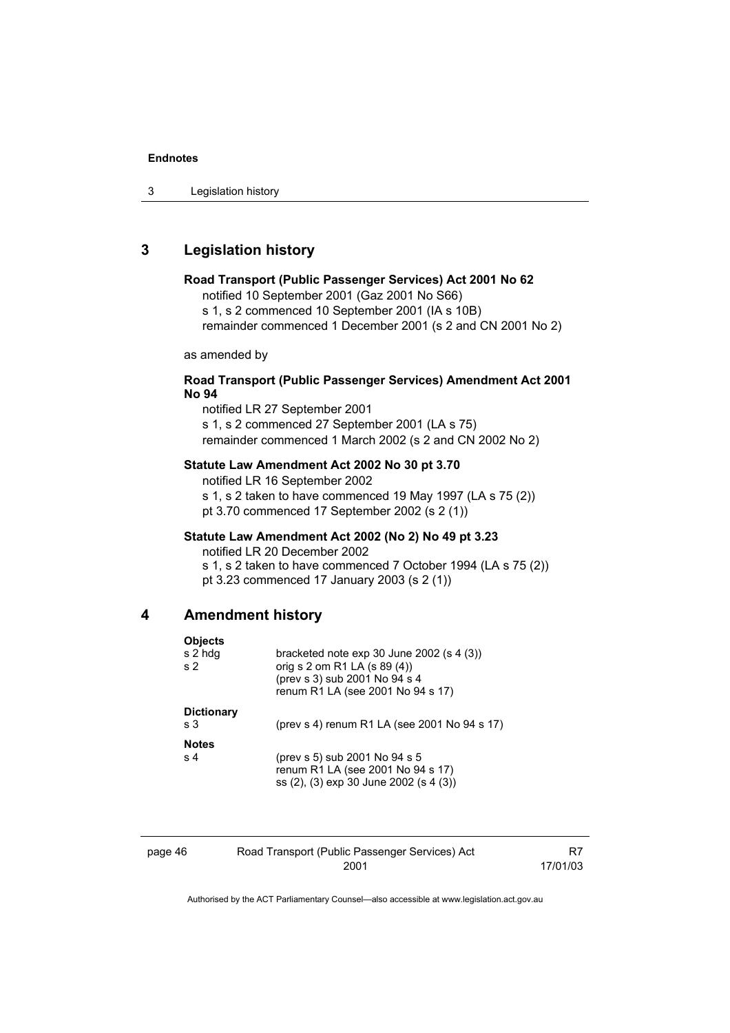## 3 Legislation history

**Road Transport (Public Passenger Services) Act 2001 No 62**

notified 10 September 2001 (Gaz 2001 No S66)
s 1, s 2 commenced 10 September 2001 (IA s 10B)
remainder commenced 1 December 2001 (s 2 and CN 2001 No 2)

as amended by

**Road Transport (Public Passenger Services) Amendment Act 2001 No 94**

notified LR 27 September 2001
s 1, s 2 commenced 27 September 2001 (LA s 75)
remainder commenced 1 March 2002 (s 2 and CN 2002 No 2)

**Statute Law Amendment Act 2002 No 30 pt 3.70**

notified LR 16 September 2002
s 1, s 2 taken to have commenced 19 May 1997 (LA s 75 (2))
pt 3.70 commenced 17 September 2002 (s 2 (1))

**Statute Law Amendment Act 2002 (No 2) No 49 pt 3.23**

notified LR 20 December 2002
s 1, s 2 taken to have commenced 7 October 1994 (LA s 75 (2))
pt 3.23 commenced 17 January 2003 (s 2 (1))

## 4 Amendment history

**Objects**

| | |
|---|---|
| s 2 hdg | bracketed note exp 30 June 2002 (s 4 (3)) |
| s 2 | orig s 2 om R1 LA (s 89 (4))<br>(prev s 3) sub 2001 No 94 s 4<br>renum R1 LA (see 2001 No 94 s 17) |

**Dictionary**

| | |
|---|---|
| s 3 | (prev s 4) renum R1 LA (see 2001 No 94 s 17) |

**Notes**

| | |
|---|---|
| s 4 | (prev s 5) sub 2001 No 94 s 5<br>renum R1 LA (see 2001 No 94 s 17)<br>ss (2), (3) exp 30 June 2002 (s 4 (3)) |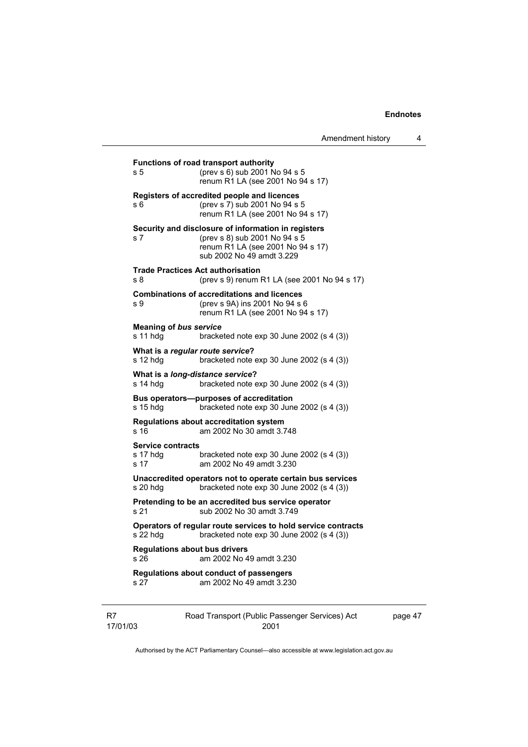**Functions of road transport authority**
s 5 (prev s 6) sub 2001 No 94 s 5
renum R1 LA (see 2001 No 94 s 17)

**Registers of accredited people and licences**
s 6 (prev s 7) sub 2001 No 94 s 5
renum R1 LA (see 2001 No 94 s 17)

**Security and disclosure of information in registers**
s 7 (prev s 8) sub 2001 No 94 s 5
renum R1 LA (see 2001 No 94 s 17)
sub 2002 No 49 amdt 3.229

**Trade Practices Act authorisation**
s 8 (prev s 9) renum R1 LA (see 2001 No 94 s 17)

**Combinations of accreditations and licences**
s 9 (prev s 9A) ins 2001 No 94 s 6
renum R1 LA (see 2001 No 94 s 17)

**Meaning of *bus service***
s 11 hdg bracketed note exp 30 June 2002 (s 4 (3))

**What is a *regular route service*?**
s 12 hdg bracketed note exp 30 June 2002 (s 4 (3))

**What is a *long-distance service*?**
s 14 hdg bracketed note exp 30 June 2002 (s 4 (3))

**Bus operators—purposes of accreditation**
s 15 hdg bracketed note exp 30 June 2002 (s 4 (3))

**Regulations about accreditation system**
s 16 am 2002 No 30 amdt 3.748

**Service contracts**
s 17 hdg bracketed note exp 30 June 2002 (s 4 (3))
s 17 am 2002 No 49 amdt 3.230

**Unaccredited operators not to operate certain bus services**
s 20 hdg bracketed note exp 30 June 2002 (s 4 (3))

**Pretending to be an accredited bus service operator**
s 21 sub 2002 No 30 amdt 3.749

**Operators of regular route services to hold service contracts**
s 22 hdg bracketed note exp 30 June 2002 (s 4 (3))

**Regulations about bus drivers**
s 26 am 2002 No 49 amdt 3.230

**Regulations about conduct of passengers**
s 27 am 2002 No 49 amdt 3.230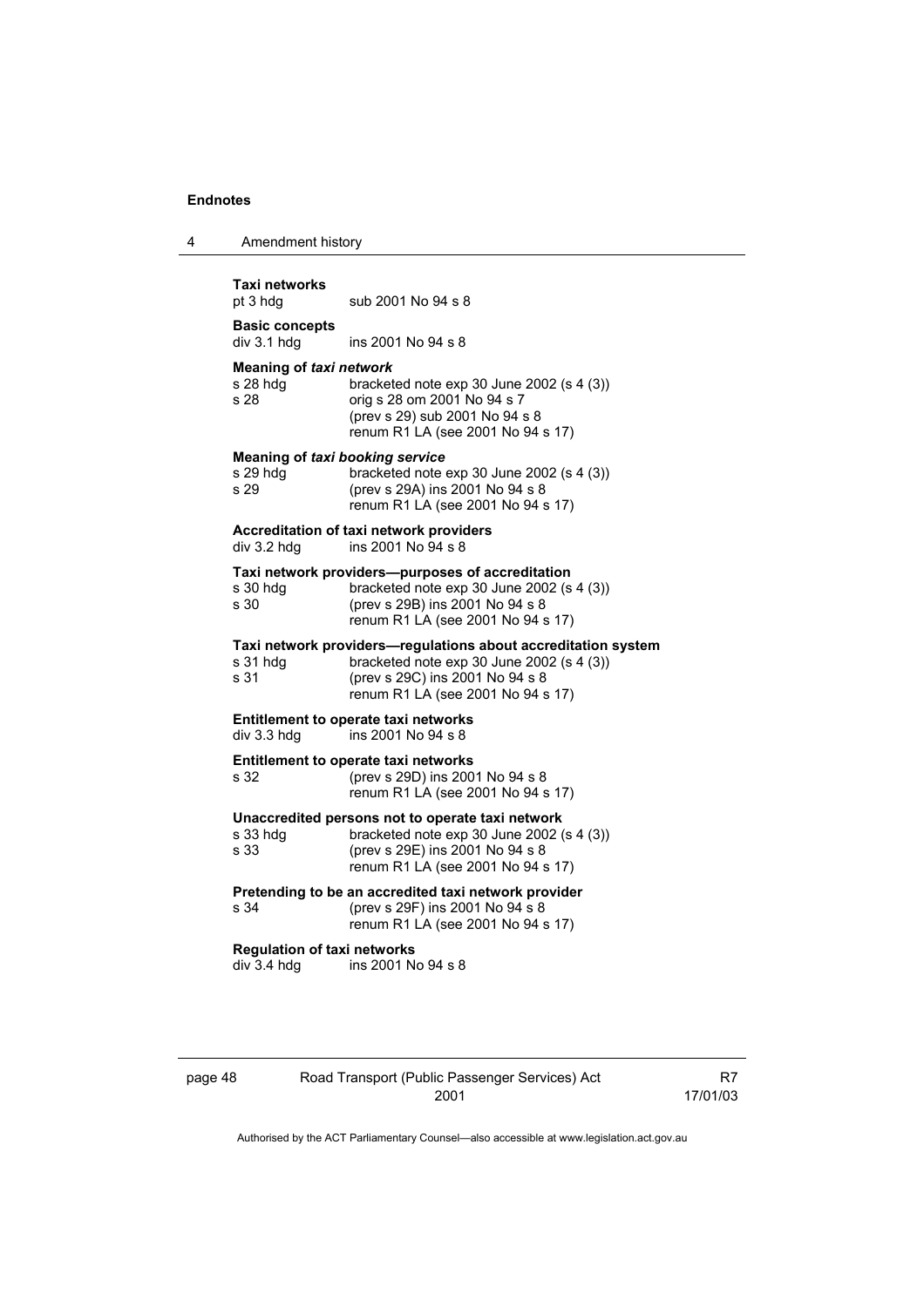**Taxi networks**
pt 3 hdg sub 2001 No 94 s 8

**Basic concepts**
div 3.1 hdg ins 2001 No 94 s 8

**Meaning of *taxi network***
s 28 hdg bracketed note exp 30 June 2002 (s 4 (3))
s 28 orig s 28 om 2001 No 94 s 7
(prev s 29) sub 2001 No 94 s 8
renum R1 LA (see 2001 No 94 s 17)

**Meaning of *taxi booking service***
s 29 hdg bracketed note exp 30 June 2002 (s 4 (3))
s 29 (prev s 29A) ins 2001 No 94 s 8
renum R1 LA (see 2001 No 94 s 17)

**Accreditation of taxi network providers**
div 3.2 hdg ins 2001 No 94 s 8

**Taxi network providers—purposes of accreditation**
s 30 hdg bracketed note exp 30 June 2002 (s 4 (3))
s 30 (prev s 29B) ins 2001 No 94 s 8
renum R1 LA (see 2001 No 94 s 17)

**Taxi network providers—regulations about accreditation system**
s 31 hdg bracketed note exp 30 June 2002 (s 4 (3))
s 31 (prev s 29C) ins 2001 No 94 s 8
renum R1 LA (see 2001 No 94 s 17)

**Entitlement to operate taxi networks**
div 3.3 hdg ins 2001 No 94 s 8

**Entitlement to operate taxi networks**
s 32 (prev s 29D) ins 2001 No 94 s 8
renum R1 LA (see 2001 No 94 s 17)

**Unaccredited persons not to operate taxi network**
s 33 hdg bracketed note exp 30 June 2002 (s 4 (3))
s 33 (prev s 29E) ins 2001 No 94 s 8
renum R1 LA (see 2001 No 94 s 17)

**Pretending to be an accredited taxi network provider**
s 34 (prev s 29F) ins 2001 No 94 s 8
renum R1 LA (see 2001 No 94 s 17)

**Regulation of taxi networks**
div 3.4 hdg ins 2001 No 94 s 8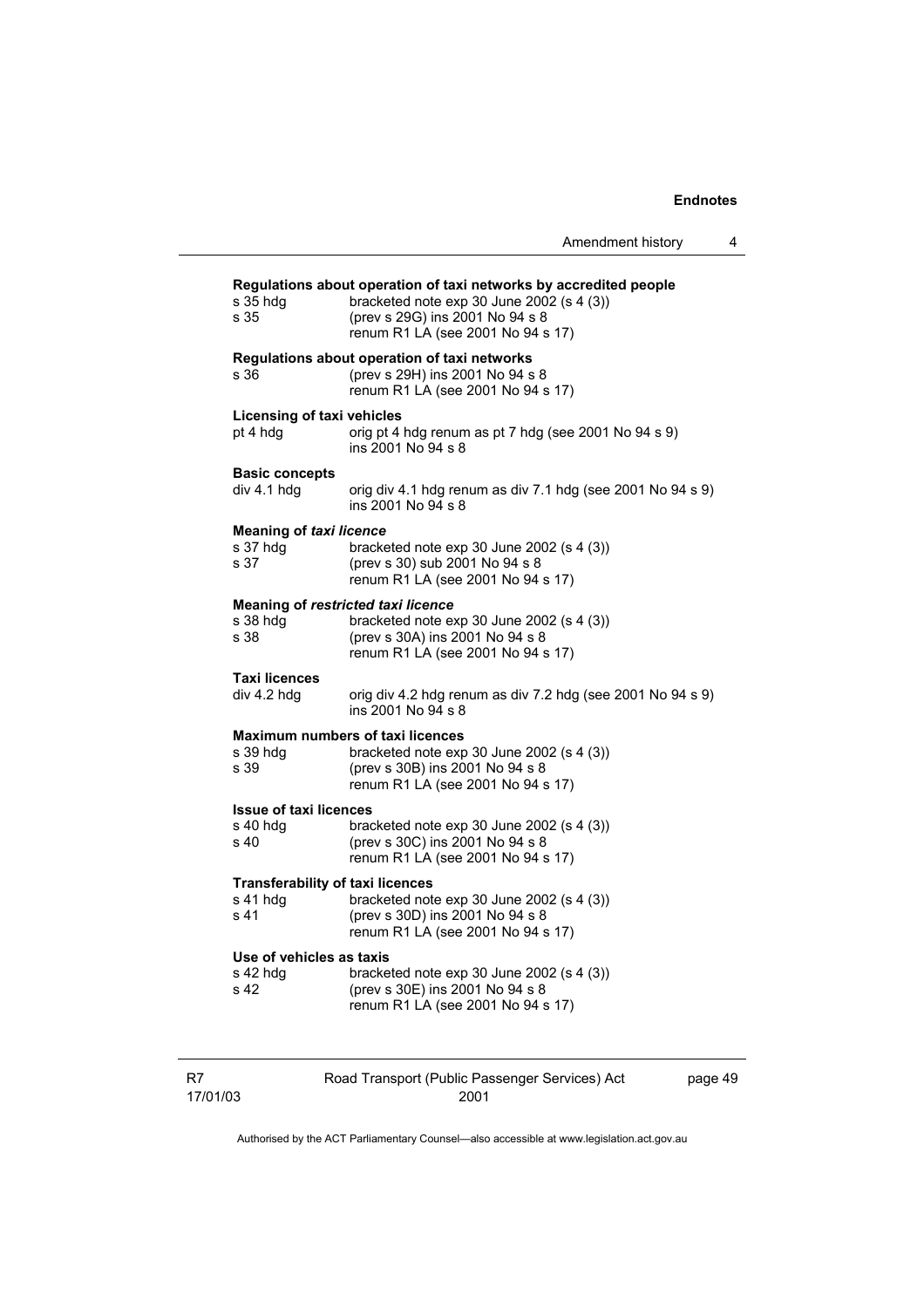**Regulations about operation of taxi networks by accredited people**

| | |
|---|---|
| s 35 hdg | bracketed note exp 30 June 2002 (s 4 (3)) |
| s 35 | (prev s 29G) ins 2001 No 94 s 8<br>renum R1 LA (see 2001 No 94 s 17) |

**Regulations about operation of taxi networks**

| | |
|---|---|
| s 36 | (prev s 29H) ins 2001 No 94 s 8<br>renum R1 LA (see 2001 No 94 s 17) |

**Licensing of taxi vehicles**

| | |
|---|---|
| pt 4 hdg | orig pt 4 hdg renum as pt 7 hdg (see 2001 No 94 s 9)<br>ins 2001 No 94 s 8 |

**Basic concepts**

| | |
|---|---|
| div 4.1 hdg | orig div 4.1 hdg renum as div 7.1 hdg (see 2001 No 94 s 9)<br>ins 2001 No 94 s 8 |

**Meaning of *taxi licence***

| | |
|---|---|
| s 37 hdg | bracketed note exp 30 June 2002 (s 4 (3)) |
| s 37 | (prev s 30) sub 2001 No 94 s 8<br>renum R1 LA (see 2001 No 94 s 17) |

**Meaning of *restricted taxi licence***

| | |
|---|---|
| s 38 hdg | bracketed note exp 30 June 2002 (s 4 (3)) |
| s 38 | (prev s 30A) ins 2001 No 94 s 8<br>renum R1 LA (see 2001 No 94 s 17) |

**Taxi licences**

| | |
|---|---|
| div 4.2 hdg | orig div 4.2 hdg renum as div 7.2 hdg (see 2001 No 94 s 9)<br>ins 2001 No 94 s 8 |

**Maximum numbers of taxi licences**

| | |
|---|---|
| s 39 hdg | bracketed note exp 30 June 2002 (s 4 (3)) |
| s 39 | (prev s 30B) ins 2001 No 94 s 8<br>renum R1 LA (see 2001 No 94 s 17) |

**Issue of taxi licences**

| | |
|---|---|
| s 40 hdg | bracketed note exp 30 June 2002 (s 4 (3)) |
| s 40 | (prev s 30C) ins 2001 No 94 s 8<br>renum R1 LA (see 2001 No 94 s 17) |

**Transferability of taxi licences**

| | |
|---|---|
| s 41 hdg | bracketed note exp 30 June 2002 (s 4 (3)) |
| s 41 | (prev s 30D) ins 2001 No 94 s 8<br>renum R1 LA (see 2001 No 94 s 17) |

**Use of vehicles as taxis**

| | |
|---|---|
| s 42 hdg | bracketed note exp 30 June 2002 (s 4 (3)) |
| s 42 | (prev s 30E) ins 2001 No 94 s 8<br>renum R1 LA (see 2001 No 94 s 17) |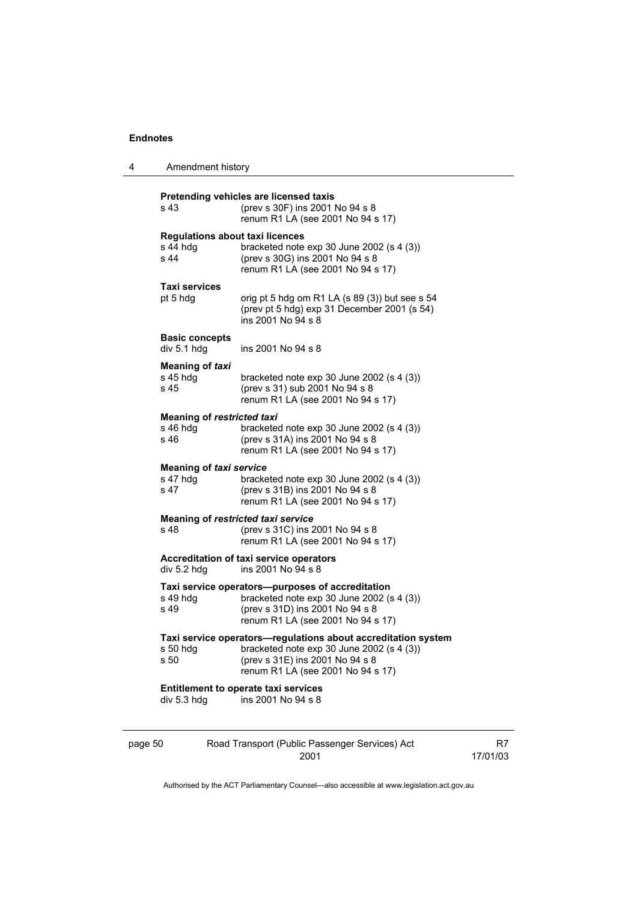**Pretending vehicles are licensed taxis**

| | |
|---|---|
| s 43 | (prev s 30F) ins 2001 No 94 s 8<br>renum R1 LA (see 2001 No 94 s 17) |

**Regulations about taxi licences**

| | |
|---|---|
| s 44 hdg | bracketed note exp 30 June 2002 (s 4 (3)) |
| s 44 | (prev s 30G) ins 2001 No 94 s 8<br>renum R1 LA (see 2001 No 94 s 17) |

**Taxi services**

| | |
|---|---|
| pt 5 hdg | orig pt 5 hdg om R1 LA (s 89 (3)) but see s 54<br>(prev pt 5 hdg) exp 31 December 2001 (s 54)<br>ins 2001 No 94 s 8 |

**Basic concepts**

| | |
|---|---|
| div 5.1 hdg | ins 2001 No 94 s 8 |

**Meaning of *taxi***

| | |
|---|---|
| s 45 hdg | bracketed note exp 30 June 2002 (s 4 (3)) |
| s 45 | (prev s 31) sub 2001 No 94 s 8<br>renum R1 LA (see 2001 No 94 s 17) |

**Meaning of *restricted taxi***

| | |
|---|---|
| s 46 hdg | bracketed note exp 30 June 2002 (s 4 (3)) |
| s 46 | (prev s 31A) ins 2001 No 94 s 8<br>renum R1 LA (see 2001 No 94 s 17) |

**Meaning of *taxi service***

| | |
|---|---|
| s 47 hdg | bracketed note exp 30 June 2002 (s 4 (3)) |
| s 47 | (prev s 31B) ins 2001 No 94 s 8<br>renum R1 LA (see 2001 No 94 s 17) |

**Meaning of *restricted taxi service***

| | |
|---|---|
| s 48 | (prev s 31C) ins 2001 No 94 s 8<br>renum R1 LA (see 2001 No 94 s 17) |

**Accreditation of taxi service operators**

| | |
|---|---|
| div 5.2 hdg | ins 2001 No 94 s 8 |

**Taxi service operators—purposes of accreditation**

| | |
|---|---|
| s 49 hdg | bracketed note exp 30 June 2002 (s 4 (3)) |
| s 49 | (prev s 31D) ins 2001 No 94 s 8<br>renum R1 LA (see 2001 No 94 s 17) |

**Taxi service operators—regulations about accreditation system**

| | |
|---|---|
| s 50 hdg | bracketed note exp 30 June 2002 (s 4 (3)) |
| s 50 | (prev s 31E) ins 2001 No 94 s 8<br>renum R1 LA (see 2001 No 94 s 17) |

**Entitlement to operate taxi services**

| | |
|---|---|
| div 5.3 hdg | ins 2001 No 94 s 8 |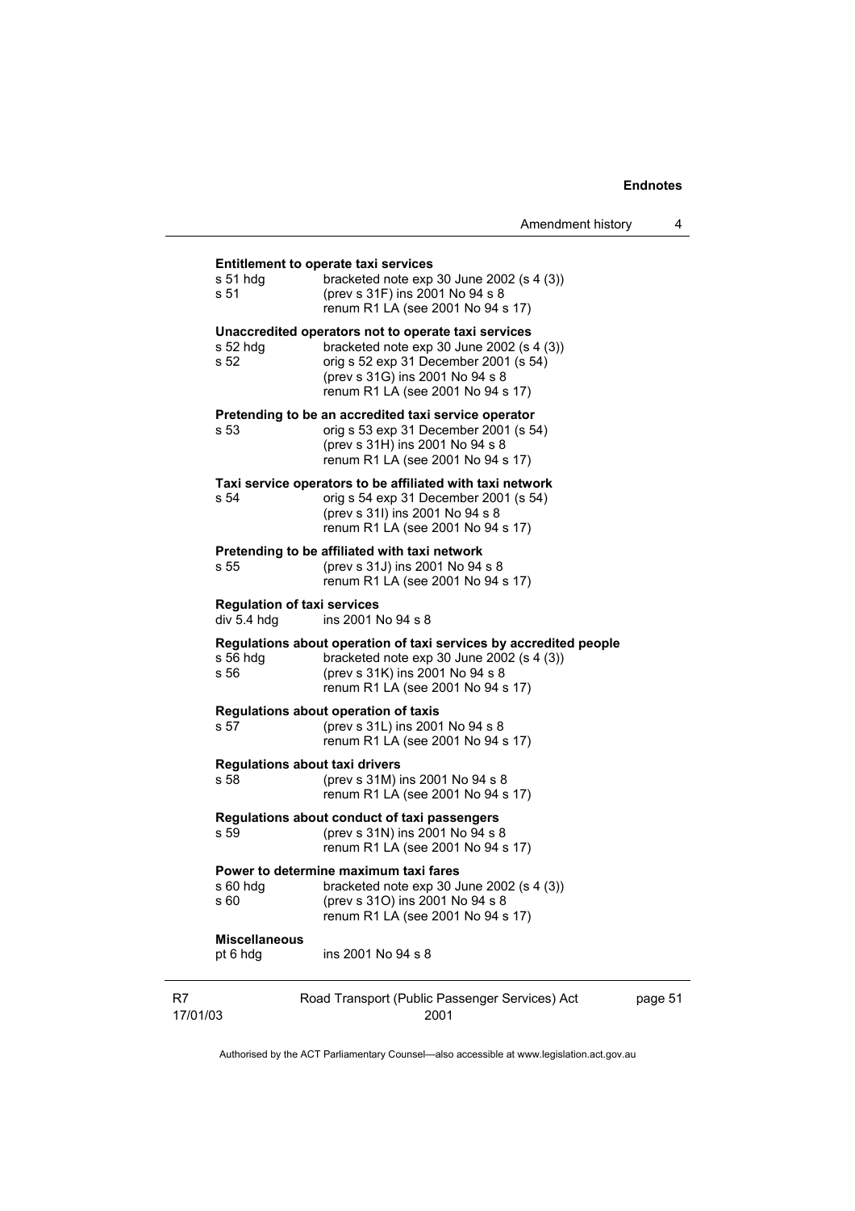**Entitlement to operate taxi services**

s 51 hdg bracketed note exp 30 June 2002 (s 4 (3))
s 51 (prev s 31F) ins 2001 No 94 s 8
renum R1 LA (see 2001 No 94 s 17)

**Unaccredited operators not to operate taxi services**

s 52 hdg bracketed note exp 30 June 2002 (s 4 (3))
s 52 orig s 52 exp 31 December 2001 (s 54)
(prev s 31G) ins 2001 No 94 s 8
renum R1 LA (see 2001 No 94 s 17)

**Pretending to be an accredited taxi service operator**

s 53 orig s 53 exp 31 December 2001 (s 54)
(prev s 31H) ins 2001 No 94 s 8
renum R1 LA (see 2001 No 94 s 17)

**Taxi service operators to be affiliated with taxi network**

s 54 orig s 54 exp 31 December 2001 (s 54)
(prev s 31I) ins 2001 No 94 s 8
renum R1 LA (see 2001 No 94 s 17)

**Pretending to be affiliated with taxi network**

s 55 (prev s 31J) ins 2001 No 94 s 8
renum R1 LA (see 2001 No 94 s 17)

**Regulation of taxi services**

div 5.4 hdg ins 2001 No 94 s 8

**Regulations about operation of taxi services by accredited people**

s 56 hdg bracketed note exp 30 June 2002 (s 4 (3))
s 56 (prev s 31K) ins 2001 No 94 s 8
renum R1 LA (see 2001 No 94 s 17)

**Regulations about operation of taxis**

s 57 (prev s 31L) ins 2001 No 94 s 8
renum R1 LA (see 2001 No 94 s 17)

**Regulations about taxi drivers**

s 58 (prev s 31M) ins 2001 No 94 s 8
renum R1 LA (see 2001 No 94 s 17)

**Regulations about conduct of taxi passengers**

s 59 (prev s 31N) ins 2001 No 94 s 8
renum R1 LA (see 2001 No 94 s 17)

**Power to determine maximum taxi fares**

s 60 hdg bracketed note exp 30 June 2002 (s 4 (3))
s 60 (prev s 31O) ins 2001 No 94 s 8
renum R1 LA (see 2001 No 94 s 17)

**Miscellaneous**

pt 6 hdg ins 2001 No 94 s 8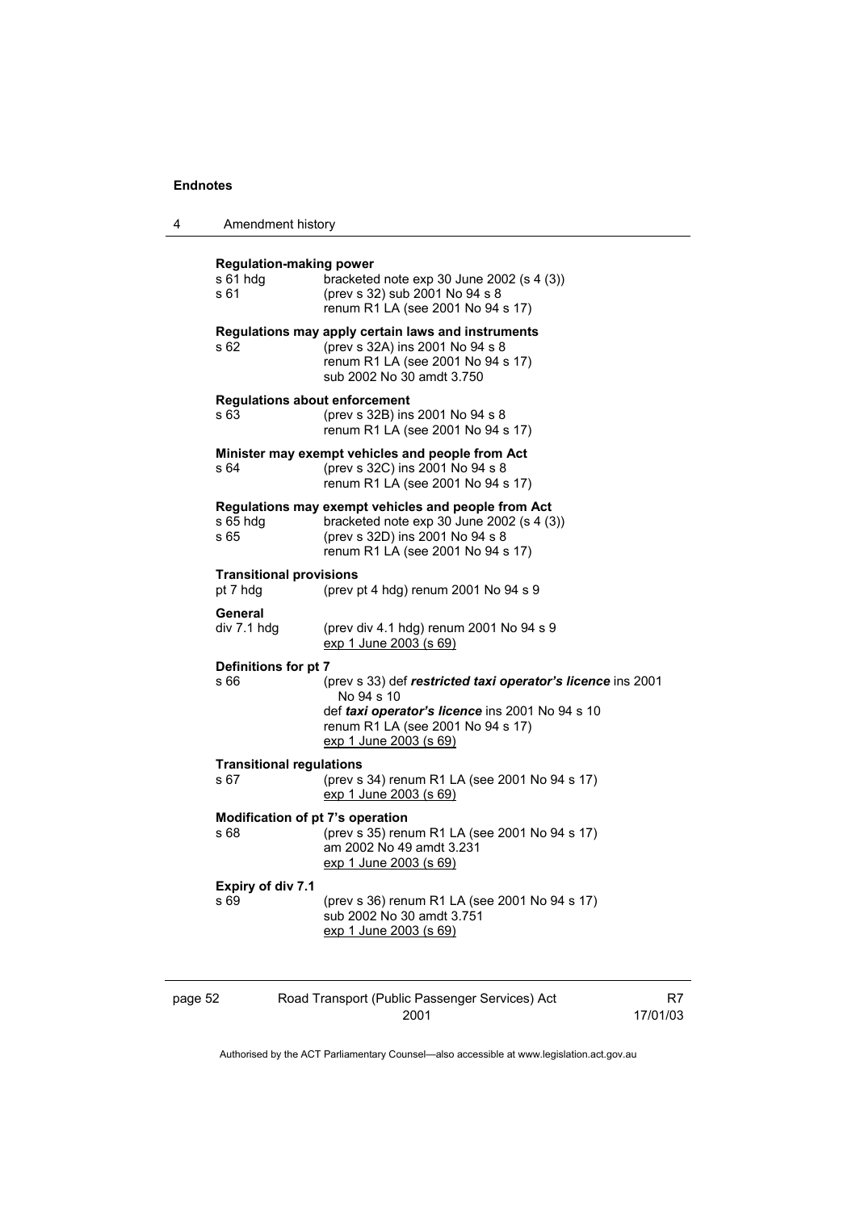**Regulation-making power**

s 61 hdg bracketed note exp 30 June 2002 (s 4 (3))
s 61 (prev s 32) sub 2001 No 94 s 8
renum R1 LA (see 2001 No 94 s 17)

**Regulations may apply certain laws and instruments**

s 62 (prev s 32A) ins 2001 No 94 s 8
renum R1 LA (see 2001 No 94 s 17)
sub 2002 No 30 amdt 3.750

**Regulations about enforcement**

s 63 (prev s 32B) ins 2001 No 94 s 8
renum R1 LA (see 2001 No 94 s 17)

**Minister may exempt vehicles and people from Act**

s 64 (prev s 32C) ins 2001 No 94 s 8
renum R1 LA (see 2001 No 94 s 17)

**Regulations may exempt vehicles and people from Act**

s 65 hdg bracketed note exp 30 June 2002 (s 4 (3))
s 65 (prev s 32D) ins 2001 No 94 s 8
renum R1 LA (see 2001 No 94 s 17)

**Transitional provisions**

pt 7 hdg (prev pt 4 hdg) renum 2001 No 94 s 9

**General**

div 7.1 hdg (prev div 4.1 hdg) renum 2001 No 94 s 9
exp 1 June 2003 (s 69)

**Definitions for pt 7**

s 66 (prev s 33) def ***restricted taxi operator's licence*** ins 2001 No 94 s 10
def ***taxi operator's licence*** ins 2001 No 94 s 10
renum R1 LA (see 2001 No 94 s 17)
exp 1 June 2003 (s 69)

**Transitional regulations**

s 67 (prev s 34) renum R1 LA (see 2001 No 94 s 17)
exp 1 June 2003 (s 69)

**Modification of pt 7's operation**

s 68 (prev s 35) renum R1 LA (see 2001 No 94 s 17)
am 2002 No 49 amdt 3.231
exp 1 June 2003 (s 69)

**Expiry of div 7.1**

s 69 (prev s 36) renum R1 LA (see 2001 No 94 s 17)
sub 2002 No 30 amdt 3.751
exp 1 June 2003 (s 69)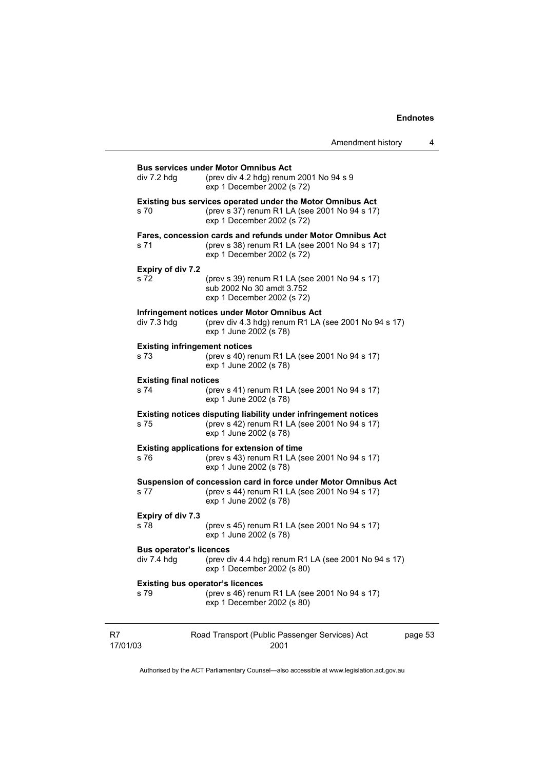**Bus services under Motor Omnibus Act**

div 7.2 hdg (prev div 4.2 hdg) renum 2001 No 94 s 9
exp 1 December 2002 (s 72)

**Existing bus services operated under the Motor Omnibus Act**

s 70 (prev s 37) renum R1 LA (see 2001 No 94 s 17)
exp 1 December 2002 (s 72)

**Fares, concession cards and refunds under Motor Omnibus Act**

s 71 (prev s 38) renum R1 LA (see 2001 No 94 s 17)
exp 1 December 2002 (s 72)

**Expiry of div 7.2**

s 72 (prev s 39) renum R1 LA (see 2001 No 94 s 17)
sub 2002 No 30 amdt 3.752
exp 1 December 2002 (s 72)

**Infringement notices under Motor Omnibus Act**

div 7.3 hdg (prev div 4.3 hdg) renum R1 LA (see 2001 No 94 s 17)
exp 1 June 2002 (s 78)

**Existing infringement notices**

s 73 (prev s 40) renum R1 LA (see 2001 No 94 s 17)
exp 1 June 2002 (s 78)

**Existing final notices**

s 74 (prev s 41) renum R1 LA (see 2001 No 94 s 17)
exp 1 June 2002 (s 78)

**Existing notices disputing liability under infringement notices**

s 75 (prev s 42) renum R1 LA (see 2001 No 94 s 17)
exp 1 June 2002 (s 78)

**Existing applications for extension of time**

s 76 (prev s 43) renum R1 LA (see 2001 No 94 s 17)
exp 1 June 2002 (s 78)

**Suspension of concession card in force under Motor Omnibus Act**

s 77 (prev s 44) renum R1 LA (see 2001 No 94 s 17)
exp 1 June 2002 (s 78)

**Expiry of div 7.3**

s 78 (prev s 45) renum R1 LA (see 2001 No 94 s 17)
exp 1 June 2002 (s 78)

**Bus operator's licences**

div 7.4 hdg (prev div 4.4 hdg) renum R1 LA (see 2001 No 94 s 17)
exp 1 December 2002 (s 80)

**Existing bus operator's licences**

s 79 (prev s 46) renum R1 LA (see 2001 No 94 s 17)
exp 1 December 2002 (s 80)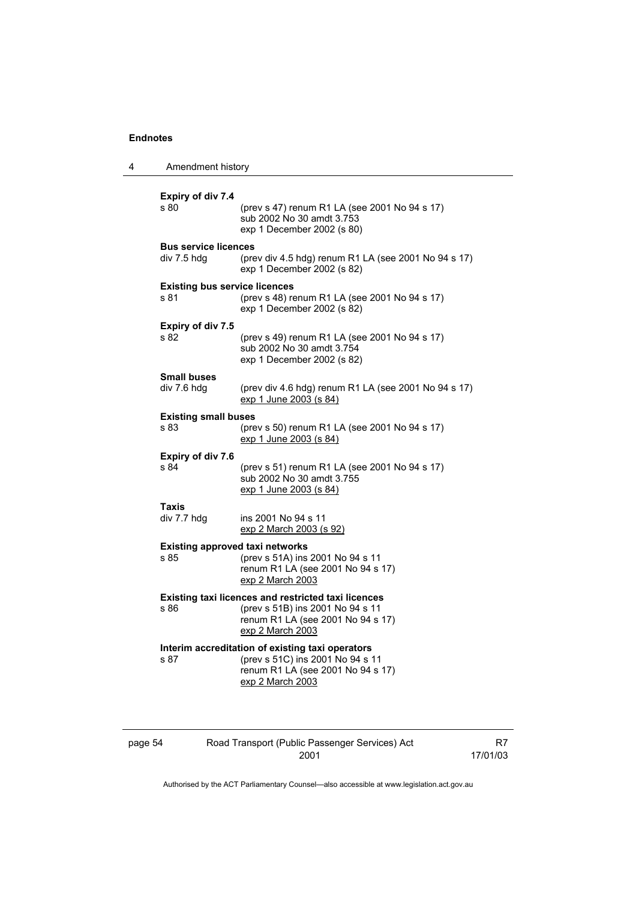**Expiry of div 7.4**

s 80 (prev s 47) renum R1 LA (see 2001 No 94 s 17)
sub 2002 No 30 amdt 3.753
exp 1 December 2002 (s 80)

**Bus service licences**

div 7.5 hdg (prev div 4.5 hdg) renum R1 LA (see 2001 No 94 s 17)
exp 1 December 2002 (s 82)

**Existing bus service licences**

s 81 (prev s 48) renum R1 LA (see 2001 No 94 s 17)
exp 1 December 2002 (s 82)

**Expiry of div 7.5**

s 82 (prev s 49) renum R1 LA (see 2001 No 94 s 17)
sub 2002 No 30 amdt 3.754
exp 1 December 2002 (s 82)

**Small buses**

div 7.6 hdg (prev div 4.6 hdg) renum R1 LA (see 2001 No 94 s 17)
exp 1 June 2003 (s 84)

**Existing small buses**

s 83 (prev s 50) renum R1 LA (see 2001 No 94 s 17)
exp 1 June 2003 (s 84)

**Expiry of div 7.6**

s 84 (prev s 51) renum R1 LA (see 2001 No 94 s 17)
sub 2002 No 30 amdt 3.755
exp 1 June 2003 (s 84)

**Taxis**

div 7.7 hdg ins 2001 No 94 s 11
exp 2 March 2003 (s 92)

**Existing approved taxi networks**

s 85 (prev s 51A) ins 2001 No 94 s 11
renum R1 LA (see 2001 No 94 s 17)
exp 2 March 2003

**Existing taxi licences and restricted taxi licences**

s 86 (prev s 51B) ins 2001 No 94 s 11
renum R1 LA (see 2001 No 94 s 17)
exp 2 March 2003

**Interim accreditation of existing taxi operators**

s 87 (prev s 51C) ins 2001 No 94 s 11
renum R1 LA (see 2001 No 94 s 17)
exp 2 March 2003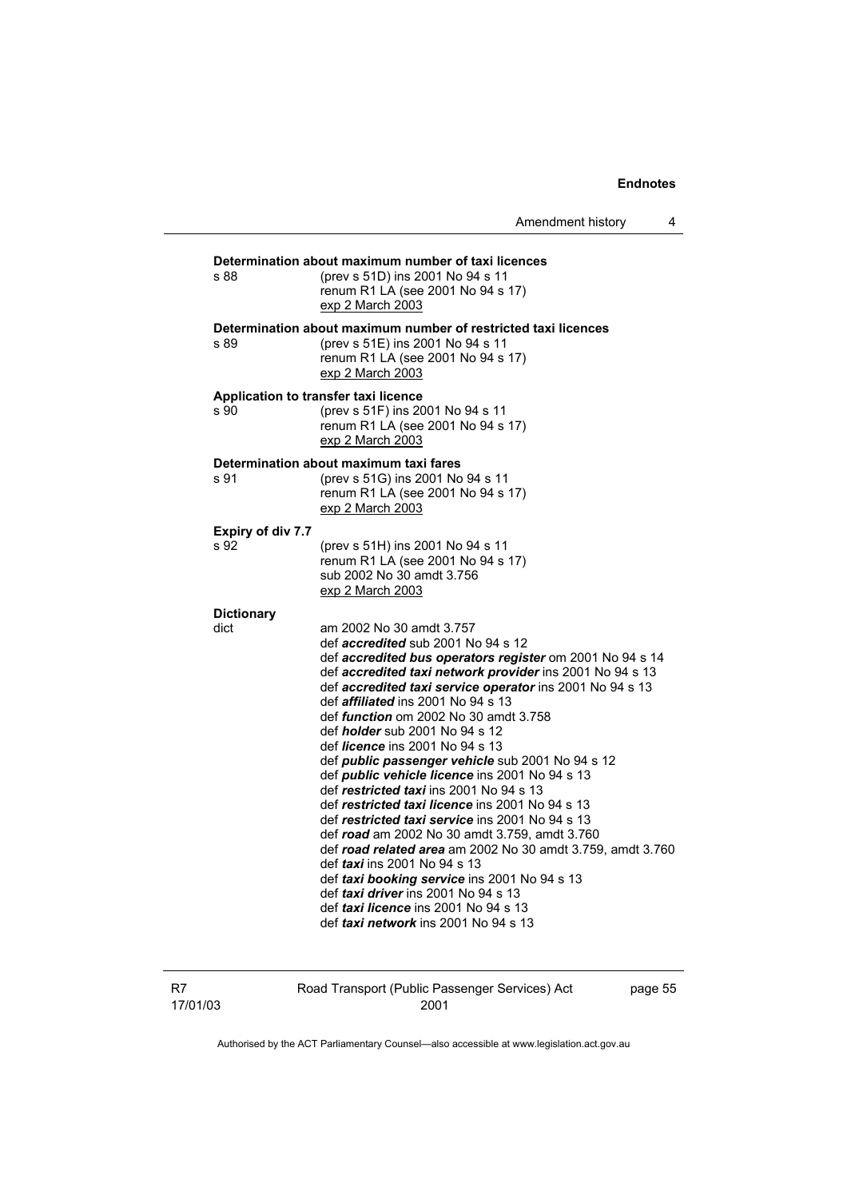**Determination about maximum number of taxi licences**
s 88 (prev s 51D) ins 2001 No 94 s 11
renum R1 LA (see 2001 No 94 s 17)
exp 2 March 2003

**Determination about maximum number of restricted taxi licences**
s 89 (prev s 51E) ins 2001 No 94 s 11
renum R1 LA (see 2001 No 94 s 17)
exp 2 March 2003

**Application to transfer taxi licence**
s 90 (prev s 51F) ins 2001 No 94 s 11
renum R1 LA (see 2001 No 94 s 17)
exp 2 March 2003

**Determination about maximum taxi fares**
s 91 (prev s 51G) ins 2001 No 94 s 11
renum R1 LA (see 2001 No 94 s 17)
exp 2 March 2003

**Expiry of div 7.7**
s 92 (prev s 51H) ins 2001 No 94 s 11
renum R1 LA (see 2001 No 94 s 17)
sub 2002 No 30 amdt 3.756
exp 2 March 2003

**Dictionary**
dict am 2002 No 30 amdt 3.757
def ***accredited*** sub 2001 No 94 s 12
def ***accredited bus operators register*** om 2001 No 94 s 14
def ***accredited taxi network provider*** ins 2001 No 94 s 13
def ***accredited taxi service operator*** ins 2001 No 94 s 13
def ***affiliated*** ins 2001 No 94 s 13
def ***function*** om 2002 No 30 amdt 3.758
def ***holder*** sub 2001 No 94 s 12
def ***licence*** ins 2001 No 94 s 13
def ***public passenger vehicle*** sub 2001 No 94 s 12
def ***public vehicle licence*** ins 2001 No 94 s 13
def ***restricted taxi*** ins 2001 No 94 s 13
def ***restricted taxi licence*** ins 2001 No 94 s 13
def ***restricted taxi service*** ins 2001 No 94 s 13
def ***road*** am 2002 No 30 amdt 3.759, amdt 3.760
def ***road related area*** am 2002 No 30 amdt 3.759, amdt 3.760
def ***taxi*** ins 2001 No 94 s 13
def ***taxi booking service*** ins 2001 No 94 s 13
def ***taxi driver*** ins 2001 No 94 s 13
def ***taxi licence*** ins 2001 No 94 s 13
def ***taxi network*** ins 2001 No 94 s 13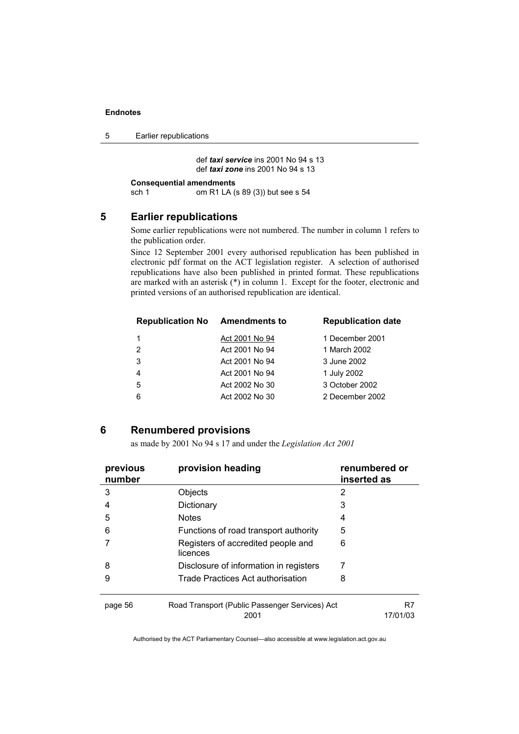def ***taxi service*** ins 2001 No 94 s 13
def ***taxi zone*** ins 2001 No 94 s 13

**Consequential amendments**
sch 1 om R1 LA (s 89 (3)) but see s 54

## 5 Earlier republications

Some earlier republications were not numbered. The number in column 1 refers to the publication order.

Since 12 September 2001 every authorised republication has been published in electronic pdf format on the ACT legislation register. A selection of authorised republications have also been published in printed format. These republications are marked with an asterisk (*) in column 1. Except for the footer, electronic and printed versions of an authorised republication are identical.

| Republication No | Amendments to | Republication date |
|---|---|---|
| 1 | Act 2001 No 94 | 1 December 2001 |
| 2 | Act 2001 No 94 | 1 March 2002 |
| 3 | Act 2001 No 94 | 3 June 2002 |
| 4 | Act 2001 No 94 | 1 July 2002 |
| 5 | Act 2002 No 30 | 3 October 2002 |
| 6 | Act 2002 No 30 | 2 December 2002 |

## 6 Renumbered provisions

as made by 2001 No 94 s 17 and under the *Legislation Act 2001*

| previous number | provision heading | renumbered or inserted as |
|---|---|---|
| 3 | Objects | 2 |
| 4 | Dictionary | 3 |
| 5 | Notes | 4 |
| 6 | Functions of road transport authority | 5 |
| 7 | Registers of accredited people and licences | 6 |
| 8 | Disclosure of information in registers | 7 |
| 9 | Trade Practices Act authorisation | 8 |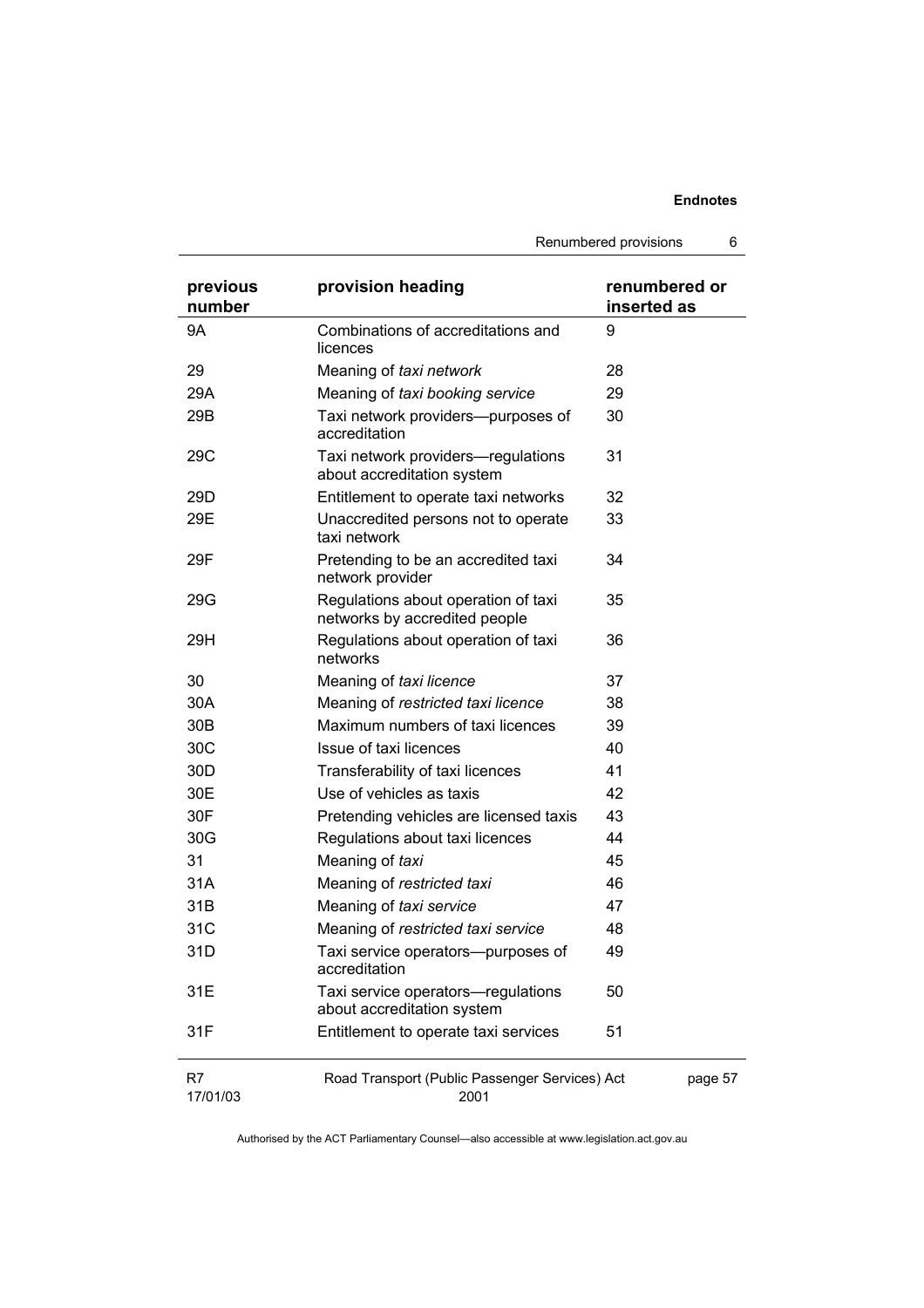| previous number | provision heading | renumbered or inserted as |
|---|---|---|
| 9A | Combinations of accreditations and licences | 9 |
| 29 | Meaning of *taxi network* | 28 |
| 29A | Meaning of *taxi booking service* | 29 |
| 29B | Taxi network providers—purposes of accreditation | 30 |
| 29C | Taxi network providers—regulations about accreditation system | 31 |
| 29D | Entitlement to operate taxi networks | 32 |
| 29E | Unaccredited persons not to operate taxi network | 33 |
| 29F | Pretending to be an accredited taxi network provider | 34 |
| 29G | Regulations about operation of taxi networks by accredited people | 35 |
| 29H | Regulations about operation of taxi networks | 36 |
| 30 | Meaning of *taxi licence* | 37 |
| 30A | Meaning of *restricted taxi licence* | 38 |
| 30B | Maximum numbers of taxi licences | 39 |
| 30C | Issue of taxi licences | 40 |
| 30D | Transferability of taxi licences | 41 |
| 30E | Use of vehicles as taxis | 42 |
| 30F | Pretending vehicles are licensed taxis | 43 |
| 30G | Regulations about taxi licences | 44 |
| 31 | Meaning of *taxi* | 45 |
| 31A | Meaning of *restricted taxi* | 46 |
| 31B | Meaning of *taxi service* | 47 |
| 31C | Meaning of *restricted taxi service* | 48 |
| 31D | Taxi service operators—purposes of accreditation | 49 |
| 31E | Taxi service operators—regulations about accreditation system | 50 |
| 31F | Entitlement to operate taxi services | 51 |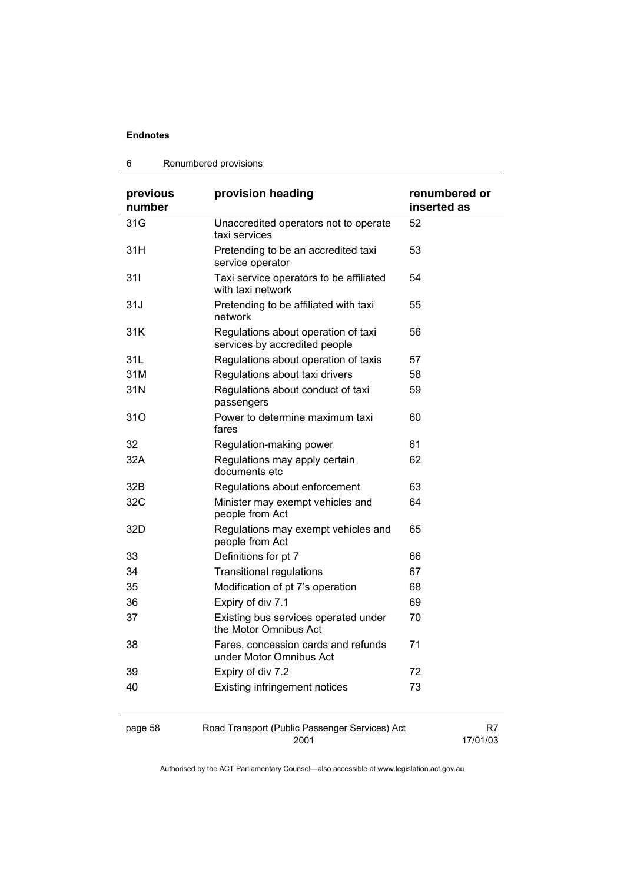| previous number | provision heading | renumbered or inserted as |
|---|---|---|
| 31G | Unaccredited operators not to operate taxi services | 52 |
| 31H | Pretending to be an accredited taxi service operator | 53 |
| 31I | Taxi service operators to be affiliated with taxi network | 54 |
| 31J | Pretending to be affiliated with taxi network | 55 |
| 31K | Regulations about operation of taxi services by accredited people | 56 |
| 31L | Regulations about operation of taxis | 57 |
| 31M | Regulations about taxi drivers | 58 |
| 31N | Regulations about conduct of taxi passengers | 59 |
| 31O | Power to determine maximum taxi fares | 60 |
| 32 | Regulation-making power | 61 |
| 32A | Regulations may apply certain documents etc | 62 |
| 32B | Regulations about enforcement | 63 |
| 32C | Minister may exempt vehicles and people from Act | 64 |
| 32D | Regulations may exempt vehicles and people from Act | 65 |
| 33 | Definitions for pt 7 | 66 |
| 34 | Transitional regulations | 67 |
| 35 | Modification of pt 7's operation | 68 |
| 36 | Expiry of div 7.1 | 69 |
| 37 | Existing bus services operated under the Motor Omnibus Act | 70 |
| 38 | Fares, concession cards and refunds under Motor Omnibus Act | 71 |
| 39 | Expiry of div 7.2 | 72 |
| 40 | Existing infringement notices | 73 |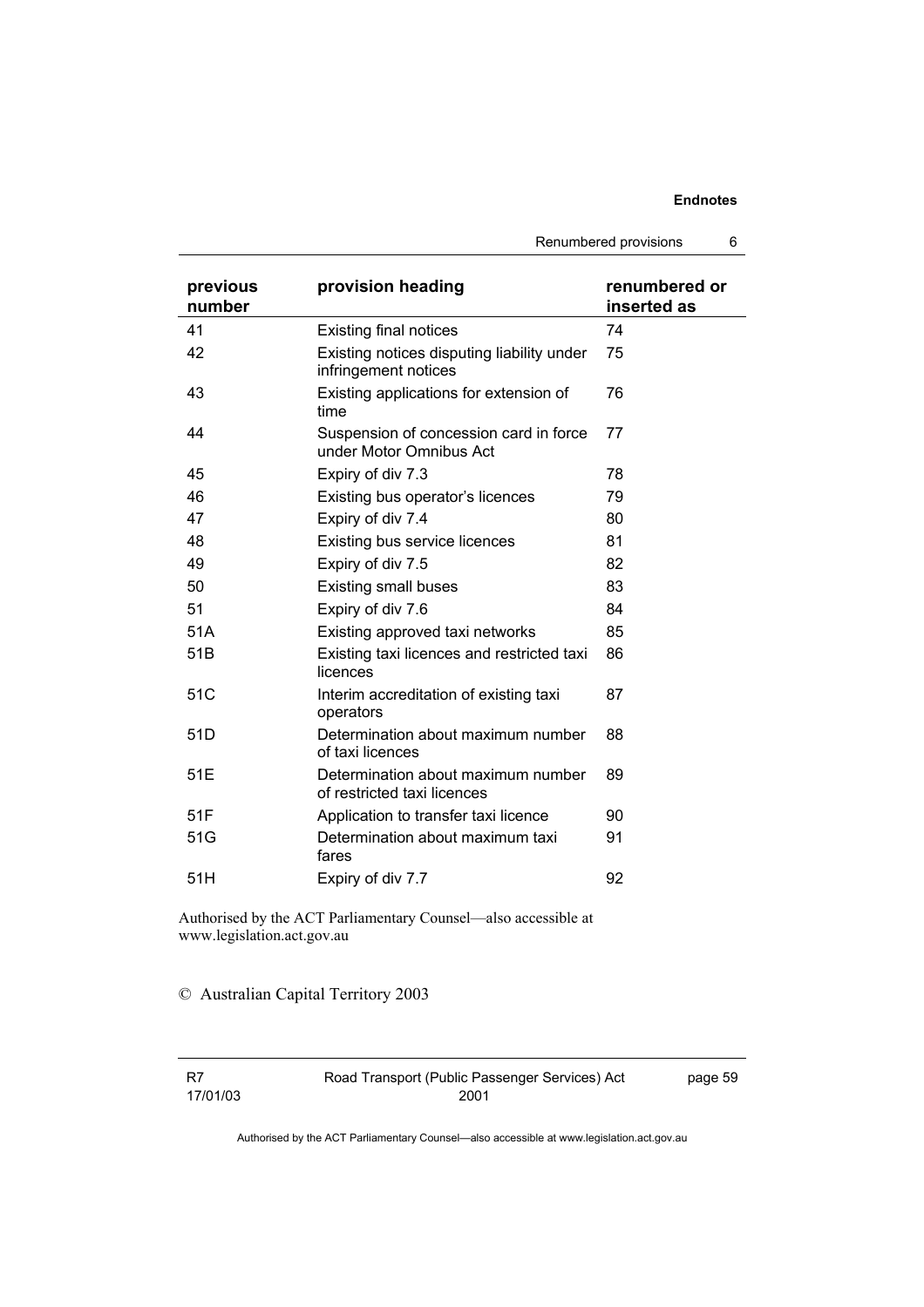| previous number | provision heading | renumbered or inserted as |
|---|---|---|
| 41 | Existing final notices | 74 |
| 42 | Existing notices disputing liability under infringement notices | 75 |
| 43 | Existing applications for extension of time | 76 |
| 44 | Suspension of concession card in force under Motor Omnibus Act | 77 |
| 45 | Expiry of div 7.3 | 78 |
| 46 | Existing bus operator's licences | 79 |
| 47 | Expiry of div 7.4 | 80 |
| 48 | Existing bus service licences | 81 |
| 49 | Expiry of div 7.5 | 82 |
| 50 | Existing small buses | 83 |
| 51 | Expiry of div 7.6 | 84 |
| 51A | Existing approved taxi networks | 85 |
| 51B | Existing taxi licences and restricted taxi licences | 86 |
| 51C | Interim accreditation of existing taxi operators | 87 |
| 51D | Determination about maximum number of taxi licences | 88 |
| 51E | Determination about maximum number of restricted taxi licences | 89 |
| 51F | Application to transfer taxi licence | 90 |
| 51G | Determination about maximum taxi fares | 91 |
| 51H | Expiry of div 7.7 | 92 |

Authorised by the ACT Parliamentary Counsel—also accessible at www.legislation.act.gov.au

© Australian Capital Territory 2003